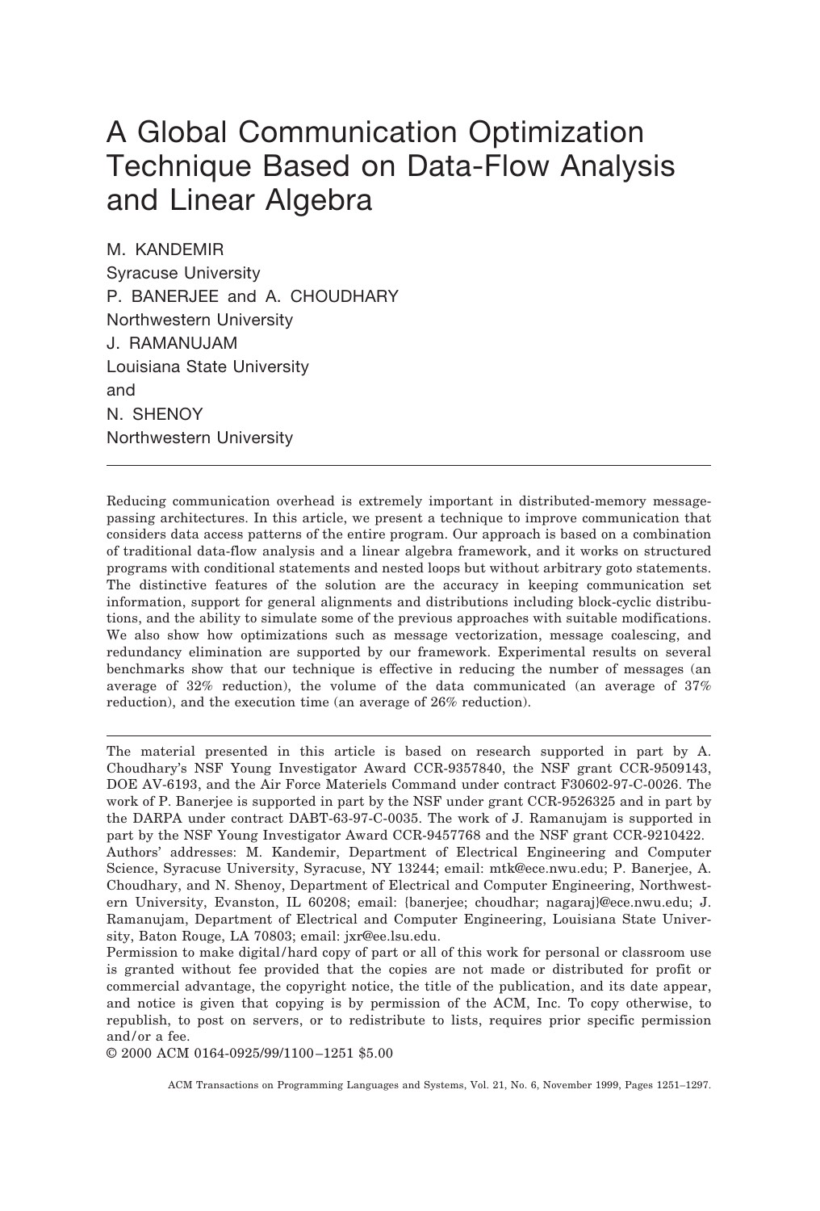# A Global Communication Optimization Technique Based on Data-Flow Analysis and Linear Algebra

M. KANDEMIR
Syracuse University
P. BANERJEE and A. CHOUDHARY
Northwestern University
J. RAMANUJAM
Louisiana State University
and
N. SHENOY
Northwestern University

---

Reducing communication overhead is extremely important in distributed-memory message-passing architectures. In this article, we present a technique to improve communication that considers data access patterns of the entire program. Our approach is based on a combination of traditional data-flow analysis and a linear algebra framework, and it works on structured programs with conditional statements and nested loops but without arbitrary goto statements. The distinctive features of the solution are the accuracy in keeping communication set information, support for general alignments and distributions including block-cyclic distributions, and the ability to simulate some of the previous approaches with suitable modifications. We also show how optimizations such as message vectorization, message coalescing, and redundancy elimination are supported by our framework. Experimental results on several benchmarks show that our technique is effective in reducing the number of messages (an average of 32% reduction), the volume of the data communicated (an average of 37% reduction), and the execution time (an average of 26% reduction).

---

The material presented in this article is based on research supported in part by A. Choudhary's NSF Young Investigator Award CCR-9357840, the NSF grant CCR-9509143, DOE AV-6193, and the Air Force Materiels Command under contract F30602-97-C-0026. The work of P. Banerjee is supported in part by the NSF under grant CCR-9526325 and in part by the DARPA under contract DABT-63-97-C-0035. The work of J. Ramanujam is supported in part by the NSF Young Investigator Award CCR-9457768 and the NSF grant CCR-9210422.

Authors' addresses: M. Kandemir, Department of Electrical Engineering and Computer Science, Syracuse University, Syracuse, NY 13244; email: mtk@ece.nwu.edu; P. Banerjee, A. Choudhary, and N. Shenoy, Department of Electrical and Computer Engineering, Northwestern University, Evanston, IL 60208; email: {banerjee; choudhar; nagaraj}@ece.nwu.edu; J. Ramanujam, Department of Electrical and Computer Engineering, Louisiana State University, Baton Rouge, LA 70803; email: jxr@ee.lsu.edu.

Permission to make digital/hard copy of part or all of this work for personal or classroom use is granted without fee provided that the copies are not made or distributed for profit or commercial advantage, the copyright notice, the title of the publication, and its date appear, and notice is given that copying is by permission of the ACM, Inc. To copy otherwise, to republish, to post on servers, or to redistribute to lists, requires prior specific permission and/or a fee.

© 2000 ACM 0164-0925/99/1100–1251 $5.00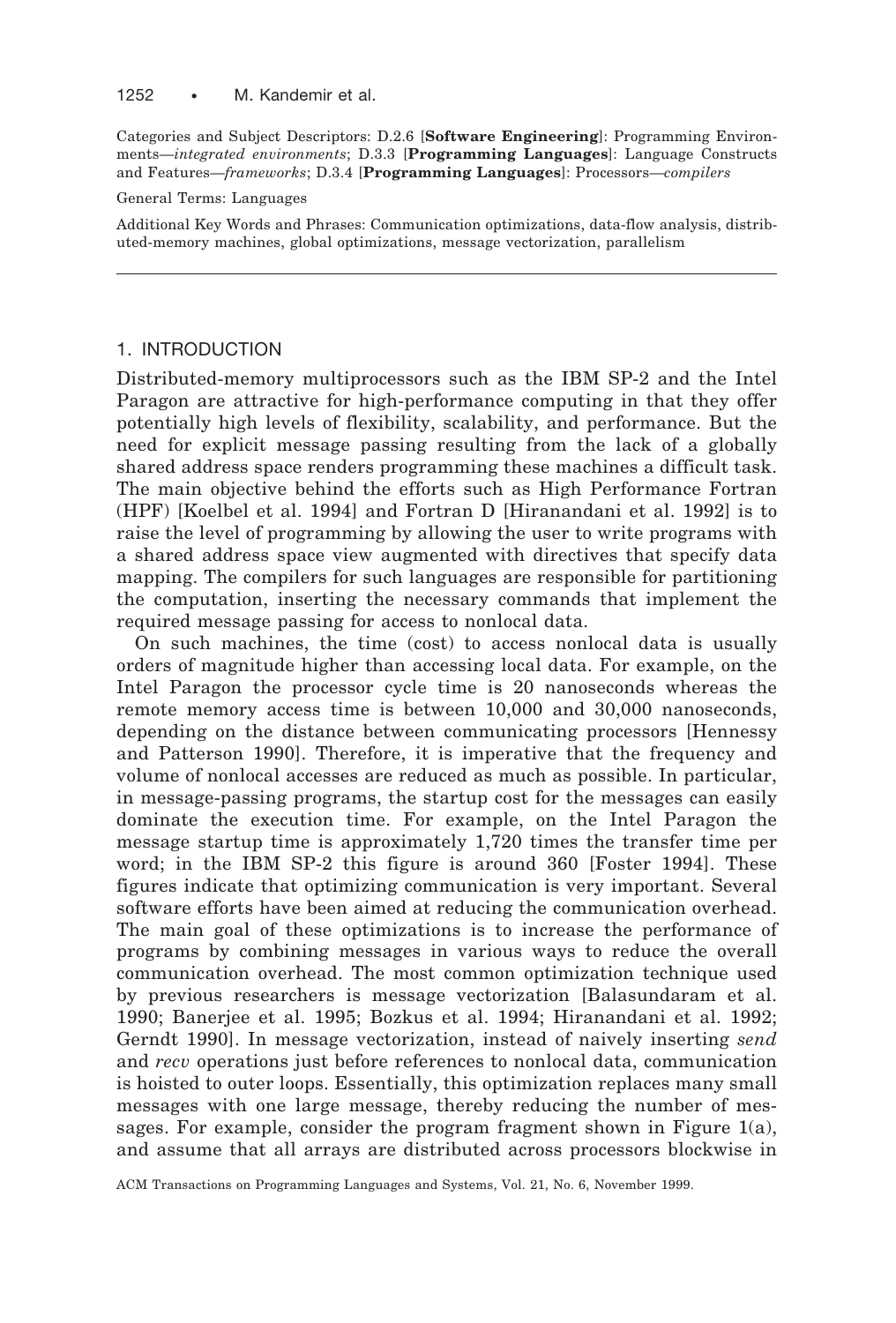Categories and Subject Descriptors: D.2.6 [**Software Engineering**]: Programming Environments—*integrated environments*; D.3.3 [**Programming Languages**]: Language Constructs and Features—*frameworks*; D.3.4 [**Programming Languages**]: Processors—*compilers*

General Terms: Languages

Additional Key Words and Phrases: Communication optimizations, data-flow analysis, distributed-memory machines, global optimizations, message vectorization, parallelism

## 1. INTRODUCTION

Distributed-memory multiprocessors such as the IBM SP-2 and the Intel Paragon are attractive for high-performance computing in that they offer potentially high levels of flexibility, scalability, and performance. But the need for explicit message passing resulting from the lack of a globally shared address space renders programming these machines a difficult task. The main objective behind the efforts such as High Performance Fortran (HPF) [Koelbel et al. 1994] and Fortran D [Hiranandani et al. 1992] is to raise the level of programming by allowing the user to write programs with a shared address space view augmented with directives that specify data mapping. The compilers for such languages are responsible for partitioning the computation, inserting the necessary commands that implement the required message passing for access to nonlocal data.

On such machines, the time (cost) to access nonlocal data is usually orders of magnitude higher than accessing local data. For example, on the Intel Paragon the processor cycle time is 20 nanoseconds whereas the remote memory access time is between 10,000 and 30,000 nanoseconds, depending on the distance between communicating processors [Hennessy and Patterson 1990]. Therefore, it is imperative that the frequency and volume of nonlocal accesses are reduced as much as possible. In particular, in message-passing programs, the startup cost for the messages can easily dominate the execution time. For example, on the Intel Paragon the message startup time is approximately 1,720 times the transfer time per word; in the IBM SP-2 this figure is around 360 [Foster 1994]. These figures indicate that optimizing communication is very important. Several software efforts have been aimed at reducing the communication overhead. The main goal of these optimizations is to increase the performance of programs by combining messages in various ways to reduce the overall communication overhead. The most common optimization technique used by previous researchers is message vectorization [Balasundaram et al. 1990; Banerjee et al. 1995; Bozkus et al. 1994; Hiranandani et al. 1992; Gerndt 1990]. In message vectorization, instead of naively inserting *send* and *recv* operations just before references to nonlocal data, communication is hoisted to outer loops. Essentially, this optimization replaces many small messages with one large message, thereby reducing the number of messages. For example, consider the program fragment shown in Figure 1(a), and assume that all arrays are distributed across processors blockwise in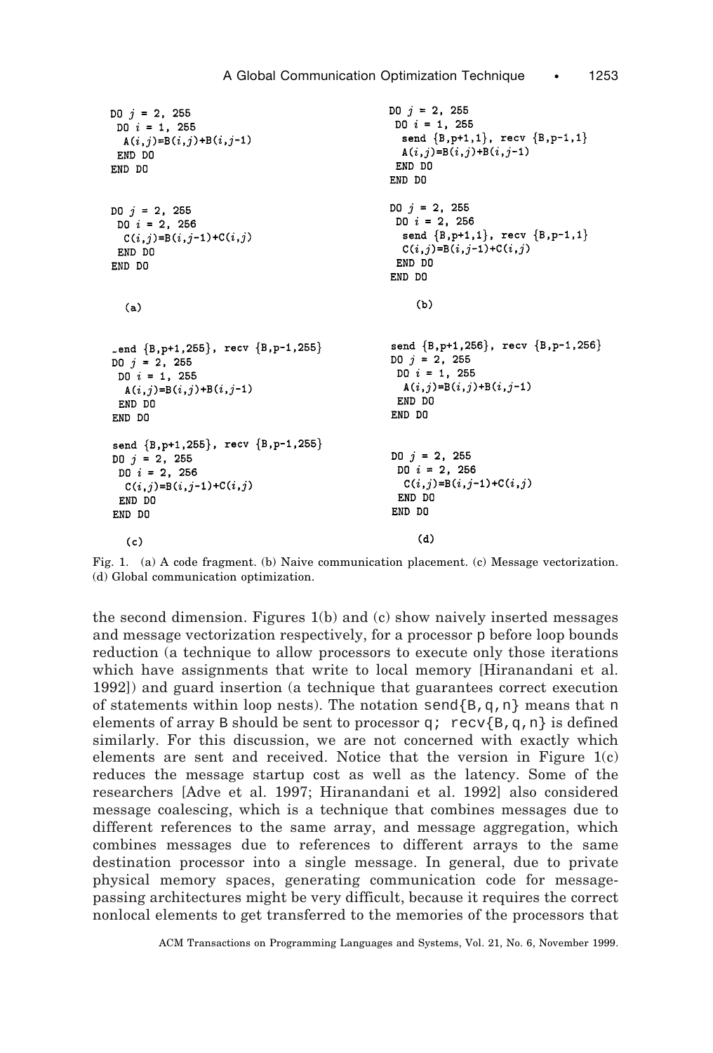```
DO j = 2, 255
 DO i = 1, 255
  A(i,j)=B(i,j)+B(i,j-1)
 END DO
END DO


DO j = 2, 255
 DO i = 2, 256
  C(i,j)=B(i,j-1)+C(i,j)
 END DO
END DO

         (a)
```

```
DO j = 2, 255
 DO i = 1, 255
  send {B,p+1,1}, recv {B,p-1,1}
  A(i,j)=B(i,j)+B(i,j-1)
 END DO
END DO

DO j = 2, 255
 DO i = 2, 256
  send {B,p+1,1}, recv {B,p-1,1}
  C(i,j)=B(i,j-1)+C(i,j)
 END DO
END DO

         (b)
```

```
send {B,p+1,255}, recv {B,p-1,255}
DO j = 2, 255
 DO i = 1, 255
  A(i,j)=B(i,j)+B(i,j-1)
 END DO
END DO

send {B,p+1,255}, recv {B,p-1,255}
DO j = 2, 255
 DO i = 2, 256
  C(i,j)=B(i,j-1)+C(i,j)
 END DO
END DO

         (c)
```

```
send {B,p+1,256}, recv {B,p-1,256}
DO j = 2, 255
 DO i = 1, 255
  A(i,j)=B(i,j)+B(i,j-1)
 END DO
END DO


DO j = 2, 255
 DO i = 2, 256
  C(i,j)=B(i,j-1)+C(i,j)
 END DO
END DO

         (d)
```

Fig. 1. (a) A code fragment. (b) Naive communication placement. (c) Message vectorization. (d) Global communication optimization.

the second dimension. Figures 1(b) and (c) show naively inserted messages and message vectorization respectively, for a processor p before loop bounds reduction (a technique to allow processors to execute only those iterations which have assignments that write to local memory [Hiranandani et al. 1992]) and guard insertion (a technique that guarantees correct execution of statements within loop nests). The notation send{B,q,n} means that n elements of array B should be sent to processor q; recv{B,q,n} is defined similarly. For this discussion, we are not concerned with exactly which elements are sent and received. Notice that the version in Figure 1(c) reduces the message startup cost as well as the latency. Some of the researchers [Adve et al. 1997; Hiranandani et al. 1992] also considered message coalescing, which is a technique that combines messages due to different references to the same array, and message aggregation, which combines messages due to references to different arrays to the same destination processor into a single message. In general, due to private physical memory spaces, generating communication code for message-passing architectures might be very difficult, because it requires the correct nonlocal elements to get transferred to the memories of the processors that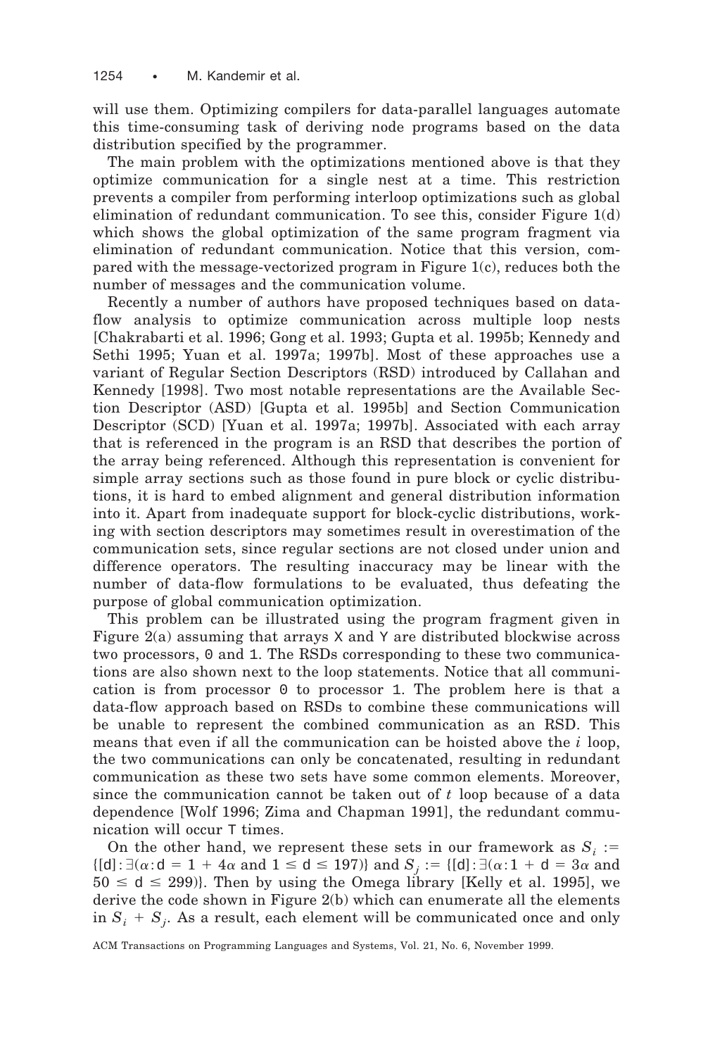will use them. Optimizing compilers for data-parallel languages automate this time-consuming task of deriving node programs based on the data distribution specified by the programmer.

The main problem with the optimizations mentioned above is that they optimize communication for a single nest at a time. This restriction prevents a compiler from performing interloop optimizations such as global elimination of redundant communication. To see this, consider Figure 1(d) which shows the global optimization of the same program fragment via elimination of redundant communication. Notice that this version, compared with the message-vectorized program in Figure 1(c), reduces both the number of messages and the communication volume.

Recently a number of authors have proposed techniques based on data-flow analysis to optimize communication across multiple loop nests [Chakrabarti et al. 1996; Gong et al. 1993; Gupta et al. 1995b; Kennedy and Sethi 1995; Yuan et al. 1997a; 1997b]. Most of these approaches use a variant of Regular Section Descriptors (RSD) introduced by Callahan and Kennedy [1998]. Two most notable representations are the Available Section Descriptor (ASD) [Gupta et al. 1995b] and Section Communication Descriptor (SCD) [Yuan et al. 1997a; 1997b]. Associated with each array that is referenced in the program is an RSD that describes the portion of the array being referenced. Although this representation is convenient for simple array sections such as those found in pure block or cyclic distributions, it is hard to embed alignment and general distribution information into it. Apart from inadequate support for block-cyclic distributions, working with section descriptors may sometimes result in overestimation of the communication sets, since regular sections are not closed under union and difference operators. The resulting inaccuracy may be linear with the number of data-flow formulations to be evaluated, thus defeating the purpose of global communication optimization.

This problem can be illustrated using the program fragment given in Figure 2(a) assuming that arrays X and Y are distributed blockwise across two processors, 0 and 1. The RSDs corresponding to these two communications are also shown next to the loop statements. Notice that all communication is from processor 0 to processor 1. The problem here is that a data-flow approach based on RSDs to combine these communications will be unable to represent the combined communication as an RSD. This means that even if all the communication can be hoisted above the $i$ loop, the two communications can only be concatenated, resulting in redundant communication as these two sets have some common elements. Moreover, since the communication cannot be taken out of $t$ loop because of a data dependence [Wolf 1996; Zima and Chapman 1991], the redundant communication will occur T times.

On the other hand, we represent these sets in our framework as $S_i := \{[\mathrm{d}] : \exists(\alpha : \mathrm{d} = 1 + 4\alpha \text{ and } 1 \leq \mathrm{d} \leq 197)\}$ and $S_j := \{[\mathrm{d}] : \exists(\alpha : 1 + \mathrm{d} = 3\alpha \text{ and } 50 \leq \mathrm{d} \leq 299)\}$. Then by using the Omega library [Kelly et al. 1995], we derive the code shown in Figure 2(b) which can enumerate all the elements in $S_i + S_j$. As a result, each element will be communicated once and only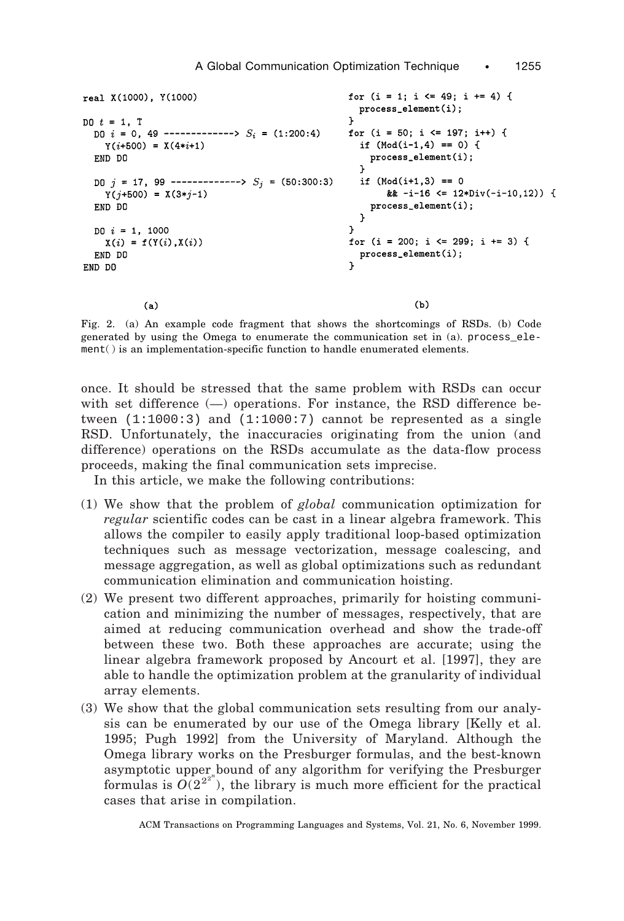```
real X(1000), Y(1000)

DO t = 1, T
  DO i = 0, 49 -------------> Si = (1:200:4)
    Y(i+500) = X(4*i+1)
  END DO

  DO j = 17, 99 -------------> Sj = (50:300:3)
    Y(j+500) = X(3*j-1)
  END DO

  DO i = 1, 1000
    X(i) = f(Y(i),X(i))
  END DO
END DO
```

(a)

```
for (i = 1; i <= 49; i += 4) {
  process_element(i);
}
for (i = 50; i <= 197; i++) {
  if (Mod(i-1,4) == 0) {
    process_element(i);
  }
  if (Mod(i+1,3) == 0
      && -i-16 <= 12*Div(-i-10,12)) {
    process_element(i);
  }
}
for (i = 200; i <= 299; i += 3) {
  process_element(i);
}
```

(b)

Fig. 2. (a) An example code fragment that shows the shortcomings of RSDs. (b) Code generated by using the Omega to enumerate the communication set in (a). `process_element()` is an implementation-specific function to handle enumerated elements.

once. It should be stressed that the same problem with RSDs can occur with set difference (—) operations. For instance, the RSD difference between `(1:1000:3)` and `(1:1000:7)` cannot be represented as a single RSD. Unfortunately, the inaccuracies originating from the union (and difference) operations on the RSDs accumulate as the data-flow process proceeds, making the final communication sets imprecise.

In this article, we make the following contributions:

(1) We show that the problem of *global* communication optimization for *regular* scientific codes can be cast in a linear algebra framework. This allows the compiler to easily apply traditional loop-based optimization techniques such as message vectorization, message coalescing, and message aggregation, as well as global optimizations such as redundant communication elimination and communication hoisting.

(2) We present two different approaches, primarily for hoisting communication and minimizing the number of messages, respectively, that are aimed at reducing communication overhead and show the trade-off between these two. Both these approaches are accurate; using the linear algebra framework proposed by Ancourt et al. [1997], they are able to handle the optimization problem at the granularity of individual array elements.

(3) We show that the global communication sets resulting from our analysis can be enumerated by our use of the Omega library [Kelly et al. 1995; Pugh 1992] from the University of Maryland. Although the Omega library works on the Presburger formulas, and the best-known asymptotic upper bound of any algorithm for verifying the Presburger formulas is $O(2^{2^{2^n}})$, the library is much more efficient for the practical cases that arise in compilation.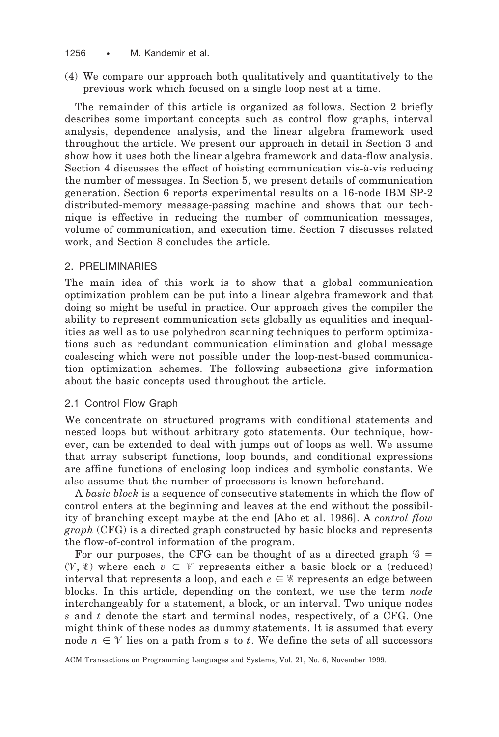(4) We compare our approach both qualitatively and quantitatively to the previous work which focused on a single loop nest at a time.

The remainder of this article is organized as follows. Section 2 briefly describes some important concepts such as control flow graphs, interval analysis, dependence analysis, and the linear algebra framework used throughout the article. We present our approach in detail in Section 3 and show how it uses both the linear algebra framework and data-flow analysis. Section 4 discusses the effect of hoisting communication vis-à-vis reducing the number of messages. In Section 5, we present details of communication generation. Section 6 reports experimental results on a 16-node IBM SP-2 distributed-memory message-passing machine and shows that our technique is effective in reducing the number of communication messages, volume of communication, and execution time. Section 7 discusses related work, and Section 8 concludes the article.

## 2. PRELIMINARIES

The main idea of this work is to show that a global communication optimization problem can be put into a linear algebra framework and that doing so might be useful in practice. Our approach gives the compiler the ability to represent communication sets globally as equalities and inequalities as well as to use polyhedron scanning techniques to perform optimizations such as redundant communication elimination and global message coalescing which were not possible under the loop-nest-based communication optimization schemes. The following subsections give information about the basic concepts used throughout the article.

### 2.1 Control Flow Graph

We concentrate on structured programs with conditional statements and nested loops but without arbitrary goto statements. Our technique, however, can be extended to deal with jumps out of loops as well. We assume that array subscript functions, loop bounds, and conditional expressions are affine functions of enclosing loop indices and symbolic constants. We also assume that the number of processors is known beforehand.

A *basic block* is a sequence of consecutive statements in which the flow of control enters at the beginning and leaves at the end without the possibility of branching except maybe at the end [Aho et al. 1986]. A *control flow graph* (CFG) is a directed graph constructed by basic blocks and represents the flow-of-control information of the program.

For our purposes, the CFG can be thought of as a directed graph $\mathcal{G} = (\mathcal{V}, \mathcal{E})$ where each $v \in \mathcal{V}$ represents either a basic block or a (reduced) interval that represents a loop, and each $e \in \mathcal{E}$ represents an edge between blocks. In this article, depending on the context, we use the term *node* interchangeably for a statement, a block, or an interval. Two unique nodes $s$ and $t$ denote the start and terminal nodes, respectively, of a CFG. One might think of these nodes as dummy statements. It is assumed that every node $n \in \mathcal{V}$ lies on a path from $s$ to $t$. We define the sets of all successors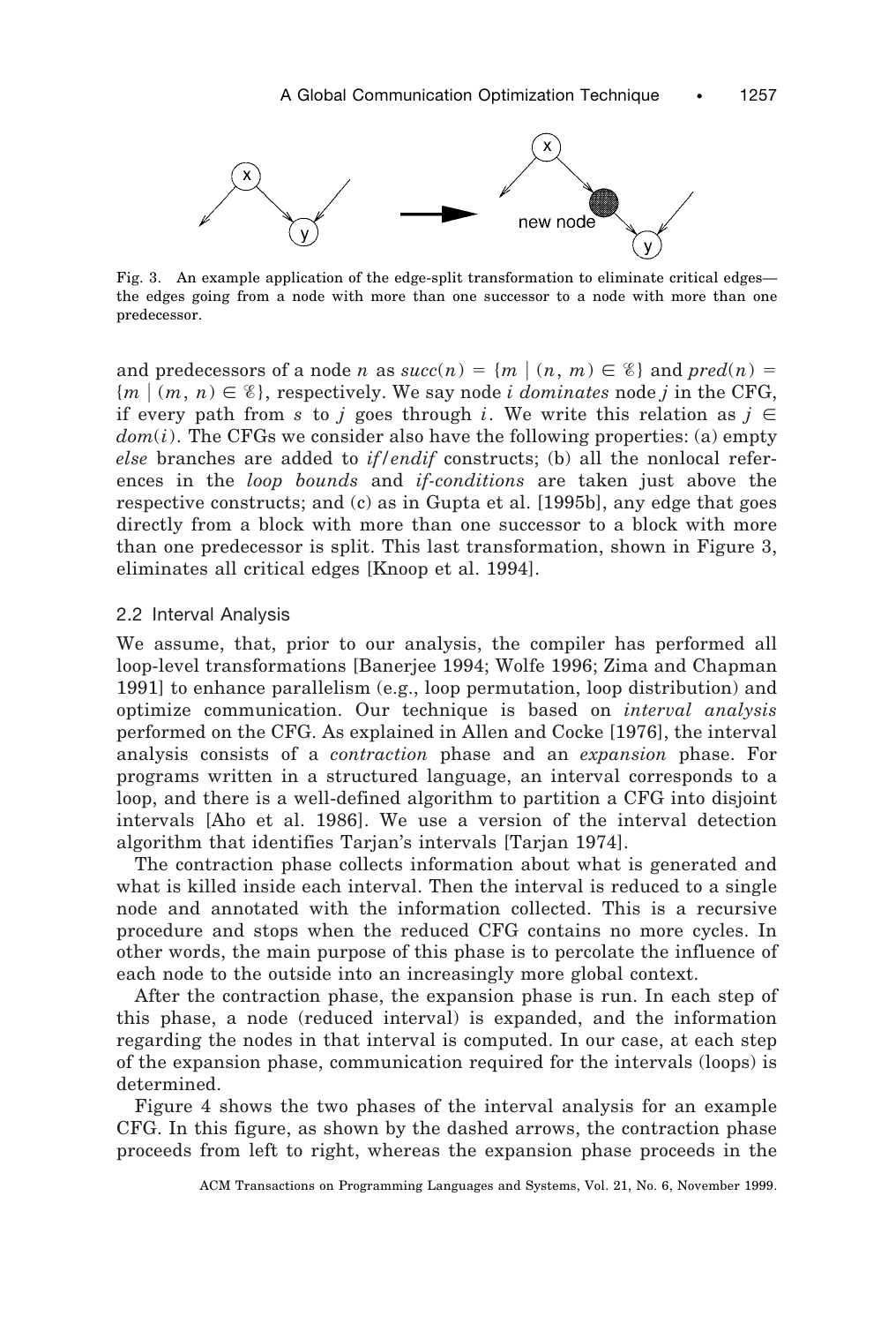Fig. 3. An example application of the edge-split transformation to eliminate critical edges—the edges going from a node with more than one successor to a node with more than one predecessor.

and predecessors of a node $n$ as $succ(n) = \{m \mid (n, m) \in \mathcal{E}\}$ and $pred(n) = \{m \mid (m, n) \in \mathcal{E}\}$, respectively. We say node $i$ *dominates* node $j$ in the CFG, if every path from $s$ to $j$ goes through $i$. We write this relation as $j \in dom(i)$. The CFGs we consider also have the following properties: (a) empty *else* branches are added to *if*/*endif* constructs; (b) all the nonlocal references in the *loop bounds* and *if-conditions* are taken just above the respective constructs; and (c) as in Gupta et al. [1995b], any edge that goes directly from a block with more than one successor to a block with more than one predecessor is split. This last transformation, shown in Figure 3, eliminates all critical edges [Knoop et al. 1994].

### 2.2 Interval Analysis

We assume, that, prior to our analysis, the compiler has performed all loop-level transformations [Banerjee 1994; Wolfe 1996; Zima and Chapman 1991] to enhance parallelism (e.g., loop permutation, loop distribution) and optimize communication. Our technique is based on *interval analysis* performed on the CFG. As explained in Allen and Cocke [1976], the interval analysis consists of a *contraction* phase and an *expansion* phase. For programs written in a structured language, an interval corresponds to a loop, and there is a well-defined algorithm to partition a CFG into disjoint intervals [Aho et al. 1986]. We use a version of the interval detection algorithm that identifies Tarjan's intervals [Tarjan 1974].

The contraction phase collects information about what is generated and what is killed inside each interval. Then the interval is reduced to a single node and annotated with the information collected. This is a recursive procedure and stops when the reduced CFG contains no more cycles. In other words, the main purpose of this phase is to percolate the influence of each node to the outside into an increasingly more global context.

After the contraction phase, the expansion phase is run. In each step of this phase, a node (reduced interval) is expanded, and the information regarding the nodes in that interval is computed. In our case, at each step of the expansion phase, communication required for the intervals (loops) is determined.

Figure 4 shows the two phases of the interval analysis for an example CFG. In this figure, as shown by the dashed arrows, the contraction phase proceeds from left to right, whereas the expansion phase proceeds in the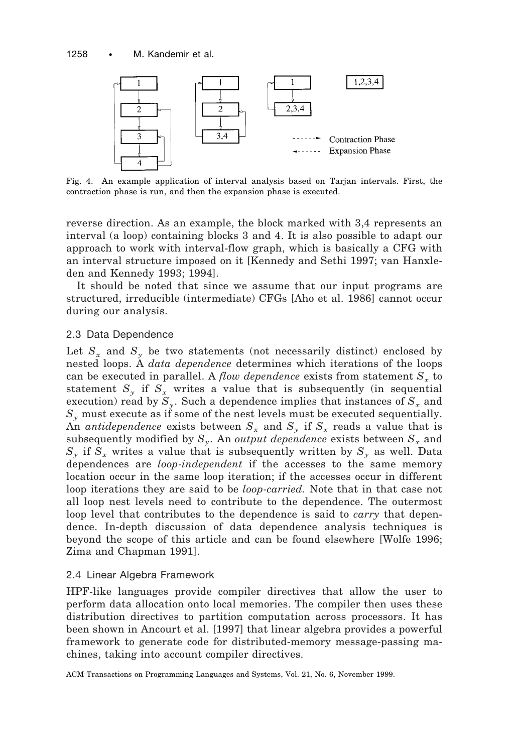Fig. 4. An example application of interval analysis based on Tarjan intervals. First, the contraction phase is run, and then the expansion phase is executed.

reverse direction. As an example, the block marked with 3,4 represents an interval (a loop) containing blocks 3 and 4. It is also possible to adapt our approach to work with interval-flow graph, which is basically a CFG with an interval structure imposed on it [Kennedy and Sethi 1997; van Hanxleden and Kennedy 1993; 1994].

It should be noted that since we assume that our input programs are structured, irreducible (intermediate) CFGs [Aho et al. 1986] cannot occur during our analysis.

### 2.3 Data Dependence

Let $S_x$ and $S_y$ be two statements (not necessarily distinct) enclosed by nested loops. A *data dependence* determines which iterations of the loops can be executed in parallel. A *flow dependence* exists from statement $S_x$ to statement $S_y$ if $S_x$ writes a value that is subsequently (in sequential execution) read by $S_y$. Such a dependence implies that instances of $S_x$ and $S_y$ must execute as if some of the nest levels must be executed sequentially. An *antidependence* exists between $S_x$ and $S_y$ if $S_x$ reads a value that is subsequently modified by $S_y$. An *output dependence* exists between $S_x$ and $S_y$ if $S_x$ writes a value that is subsequently written by $S_y$ as well. Data dependences are *loop-independent* if the accesses to the same memory location occur in the same loop iteration; if the accesses occur in different loop iterations they are said to be *loop-carried.* Note that in that case not all loop nest levels need to contribute to the dependence. The outermost loop level that contributes to the dependence is said to *carry* that dependence. In-depth discussion of data dependence analysis techniques is beyond the scope of this article and can be found elsewhere [Wolfe 1996; Zima and Chapman 1991].

### 2.4 Linear Algebra Framework

HPF-like languages provide compiler directives that allow the user to perform data allocation onto local memories. The compiler then uses these distribution directives to partition computation across processors. It has been shown in Ancourt et al. [1997] that linear algebra provides a powerful framework to generate code for distributed-memory message-passing machines, taking into account compiler directives.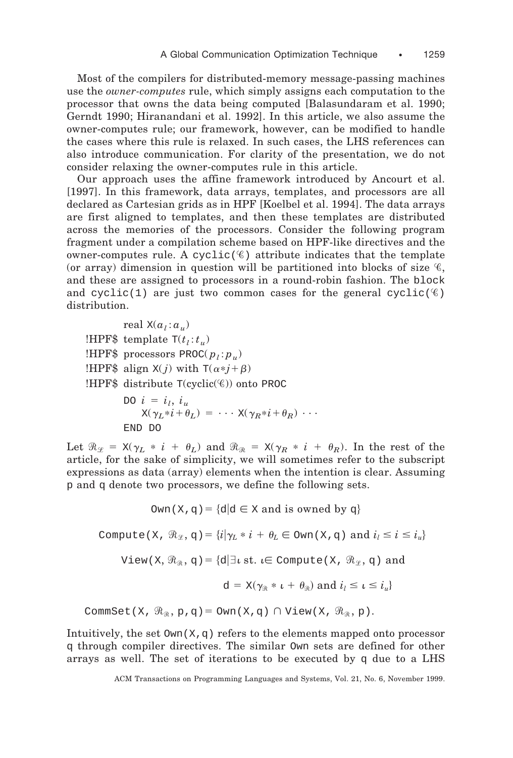Most of the compilers for distributed-memory message-passing machines use the *owner-computes* rule, which simply assigns each computation to the processor that owns the data being computed [Balasundaram et al. 1990; Gerndt 1990; Hiranandani et al. 1992]. In this article, we also assume the owner-computes rule; our framework, however, can be modified to handle the cases where this rule is relaxed. In such cases, the LHS references can also introduce communication. For clarity of the presentation, we do not consider relaxing the owner-computes rule in this article.

Our approach uses the affine framework introduced by Ancourt et al. [1997]. In this framework, data arrays, templates, and processors are all declared as Cartesian grids as in HPF [Koelbel et al. 1994]. The data arrays are first aligned to templates, and then these templates are distributed across the memories of the processors. Consider the following program fragment under a compilation scheme based on HPF-like directives and the owner-computes rule. A `cyclic(`$\mathscr{C}$`)` attribute indicates that the template (or array) dimension in question will be partitioned into blocks of size $\mathscr{C}$, and these are assigned to processors in a round-robin fashion. The `block` and `cyclic(1)` are just two common cases for the general `cyclic(`$\mathscr{C}$`)` distribution.

```
        real X(a_l:a_u)
!HPF$   template T(t_l:t_u)
!HPF$   processors PROC(p_l:p_u)
!HPF$   align X(j) with T(α*j+β)
!HPF$   distribute T(cyclic(C)) onto PROC
        DO i = i_l, i_u
           X(γ_L*i+θ_L) = ··· X(γ_R*i+θ_R) ···
        END DO
```

Let $\mathscr{R}_{\mathscr{L}} = \mathtt{X}(\gamma_L * i + \theta_L)$ and $\mathscr{R}_{\mathscr{R}} = \mathtt{X}(\gamma_R * i + \theta_R)$. In the rest of the article, for the sake of simplicity, we will sometimes refer to the subscript expressions as data (array) elements when the intention is clear. Assuming `p` and `q` denote two processors, we define the following sets.

$$\mathtt{Own(X,q)} = \{\mathtt{d} | \mathtt{d} \in \mathtt{X} \text{ and is owned by } \mathtt{q}\}$$

$$\mathtt{Compute(X,}\ \mathscr{R}_{\mathscr{L}}\mathtt{, q)} = \{i | \gamma_L * i + \theta_L \in \mathtt{Own(X,q)} \text{ and } i_l \le i \le i_u\}$$

$$\mathtt{View(X,}\ \mathscr{R}_{\mathscr{R}}\mathtt{, q)} = \{\mathtt{d} | \exists \iota \text{ st. } \iota \in \mathtt{Compute(X,}\ \mathscr{R}_{\mathscr{L}}\mathtt{, q)} \text{ and}$$

$$\mathtt{d} = \mathtt{X}(\gamma_{\mathscr{R}} * \iota + \theta_{\mathscr{R}}) \text{ and } i_l \le \iota \le i_u\}$$

$$\mathtt{CommSet(X,}\ \mathscr{R}_{\mathscr{R}}\mathtt{, p, q)} = \mathtt{Own(X,q)} \cap \mathtt{View(X,}\ \mathscr{R}_{\mathscr{R}}\mathtt{, p)}.$$

Intuitively, the set `Own(X,q)` refers to the elements mapped onto processor `q` through compiler directives. The similar `Own` sets are defined for other arrays as well. The set of iterations to be executed by `q` due to a LHS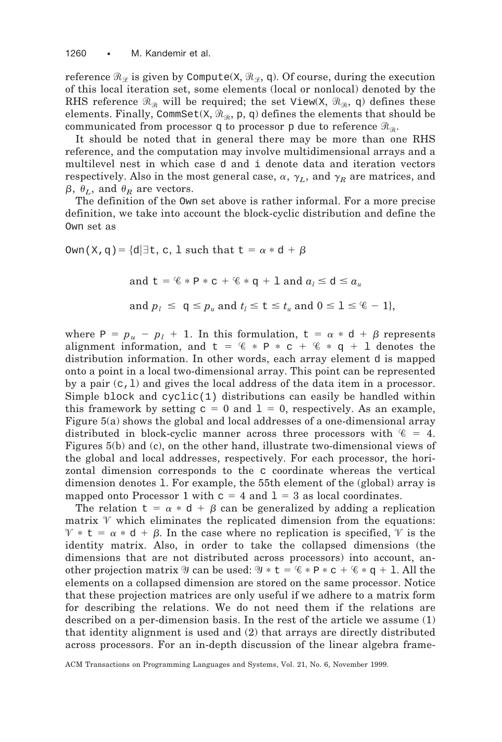reference $\mathcal{R}_{\mathcal{L}}$ is given by Compute(X, $\mathcal{R}_{\mathcal{L}}$, q). Of course, during the execution of this local iteration set, some elements (local or nonlocal) denoted by the RHS reference $\mathcal{R}_{\mathcal{R}}$ will be required; the set View(X, $\mathcal{R}_{\mathcal{R}}$, q) defines these elements. Finally, CommSet(X, $\mathcal{R}_{\mathcal{R}}$, p, q) defines the elements that should be communicated from processor q to processor p due to reference $\mathcal{R}_{\mathcal{R}}$.

It should be noted that in general there may be more than one RHS reference, and the computation may involve multidimensional arrays and a multilevel nest in which case d and i denote data and iteration vectors respectively. Also in the most general case, $\alpha$, $\gamma_L$, and $\gamma_R$ are matrices, and $\beta$, $\theta_L$, and $\theta_R$ are vectors.

The definition of the Own set above is rather informal. For a more precise definition, we take into account the block-cyclic distribution and define the Own set as

$$
\begin{aligned}
\texttt{Own(X,q)} = \{\texttt{d} \mid \exists \texttt{t}, \texttt{c}, \texttt{l} \text{ such that } \texttt{t} = \alpha * \texttt{d} + \beta \\
\text{and } \texttt{t} = \mathscr{C} * \texttt{P} * \texttt{c} + \mathscr{C} * \texttt{q} + \texttt{l} \text{ and } a_l \le \texttt{d} \le a_u \\
\text{and } p_l \le \texttt{q} \le p_u \text{ and } t_l \le \texttt{t} \le t_u \text{ and } 0 \le \texttt{l} \le \mathscr{C} - 1\},
\end{aligned}
$$

where $\texttt{P} = p_u - p_l + 1$. In this formulation, $\texttt{t} = \alpha * \texttt{d} + \beta$ represents alignment information, and $\texttt{t} = \mathscr{C} * \texttt{P} * \texttt{c} + \mathscr{C} * \texttt{q} + \texttt{l}$ denotes the distribution information. In other words, each array element d is mapped onto a point in a local two-dimensional array. This point can be represented by a pair (c,l) and gives the local address of the data item in a processor. Simple block and cyclic(1) distributions can easily be handled within this framework by setting $\texttt{c} = 0$ and $\texttt{l} = 0$, respectively. As an example, Figure 5(a) shows the global and local addresses of a one-dimensional array distributed in block-cyclic manner across three processors with $\mathscr{C} = 4$. Figures 5(b) and (c), on the other hand, illustrate two-dimensional views of the global and local addresses, respectively. For each processor, the horizontal dimension corresponds to the c coordinate whereas the vertical dimension denotes l. For example, the 55th element of the (global) array is mapped onto Processor 1 with $\texttt{c} = 4$ and $\texttt{l} = 3$ as local coordinates.

The relation $\texttt{t} = \alpha * \texttt{d} + \beta$ can be generalized by adding a replication matrix $\mathscr{V}$ which eliminates the replicated dimension from the equations: $\mathscr{V} * \texttt{t} = \alpha * \texttt{d} + \beta$. In the case where no replication is specified, $\mathscr{V}$ is the identity matrix. Also, in order to take the collapsed dimensions (the dimensions that are not distributed across processors) into account, another projection matrix $\mathscr{Y}$ can be used: $\mathscr{Y} * \texttt{t} = \mathscr{C} * \texttt{P} * \texttt{c} + \mathscr{C} * \texttt{q} + \texttt{l}$. All the elements on a collapsed dimension are stored on the same processor. Notice that these projection matrices are only useful if we adhere to a matrix form for describing the relations. We do not need them if the relations are described on a per-dimension basis. In the rest of the article we assume (1) that identity alignment is used and (2) that arrays are directly distributed across processors. For an in-depth discussion of the linear algebra frame-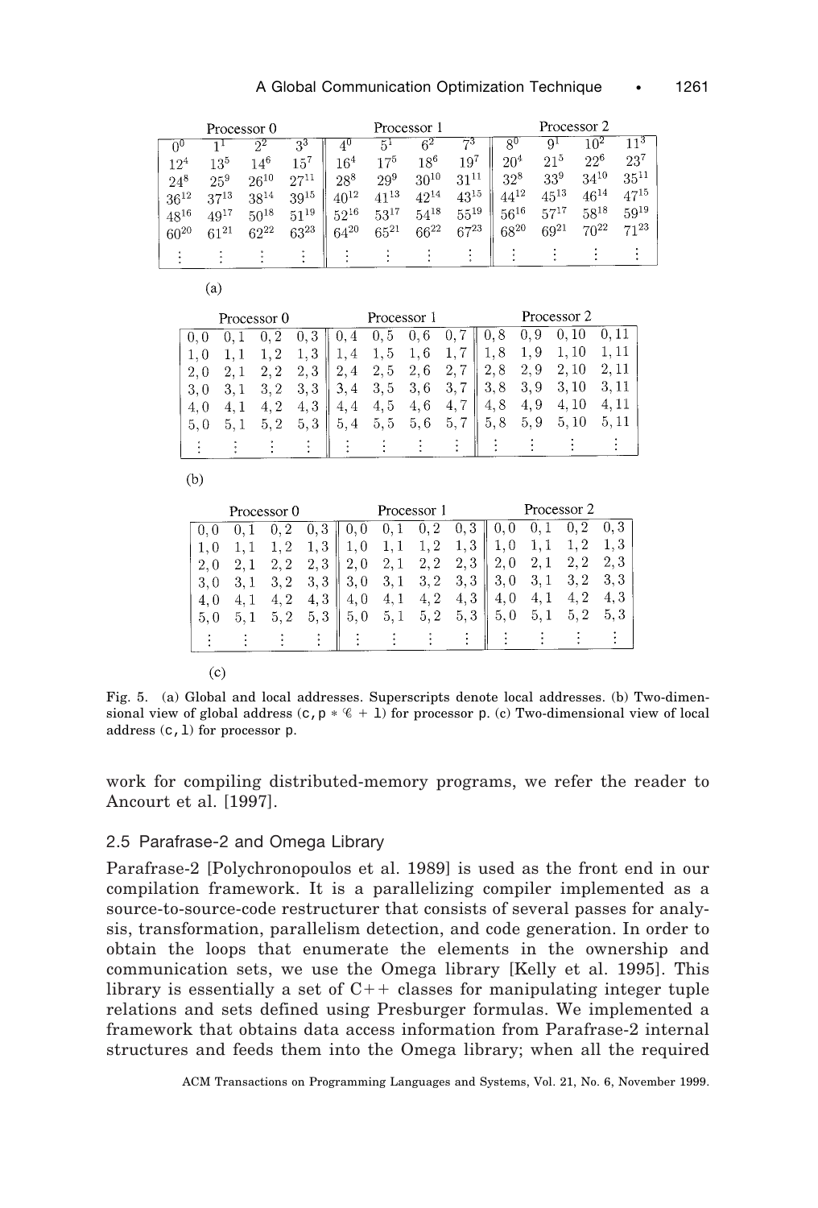| Processor 0 | | | | Processor 1 | | | | Processor 2 | | | |
|---|---|---|---|---|---|---|---|---|---|---|---|
| $0^0$ | $1^1$ | $2^2$ | $3^3$ | $4^0$ | $5^1$ | $6^2$ | $7^3$ | $8^0$ | $9^1$ | $10^2$ | $11^3$ |
| $12^4$ | $13^5$ | $14^6$ | $15^7$ | $16^4$ | $17^5$ | $18^6$ | $19^7$ | $20^4$ | $21^5$ | $22^6$ | $23^7$ |
| $24^8$ | $25^9$ | $26^{10}$ | $27^{11}$ | $28^8$ | $29^9$ | $30^{10}$ | $31^{11}$ | $32^8$ | $33^9$ | $34^{10}$ | $35^{11}$ |
| $36^{12}$ | $37^{13}$ | $38^{14}$ | $39^{15}$ | $40^{12}$ | $41^{13}$ | $42^{14}$ | $43^{15}$ | $44^{12}$ | $45^{13}$ | $46^{14}$ | $47^{15}$ |
| $48^{16}$ | $49^{17}$ | $50^{18}$ | $51^{19}$ | $52^{16}$ | $53^{17}$ | $54^{18}$ | $55^{19}$ | $56^{16}$ | $57^{17}$ | $58^{18}$ | $59^{19}$ |
| $60^{20}$ | $61^{21}$ | $62^{22}$ | $63^{23}$ | $64^{20}$ | $65^{21}$ | $66^{22}$ | $67^{23}$ | $68^{20}$ | $69^{21}$ | $70^{22}$ | $71^{23}$ |
| ⋮ | ⋮ | ⋮ | ⋮ | ⋮ | ⋮ | ⋮ | ⋮ | ⋮ | ⋮ | ⋮ | ⋮ |

(a)

| Processor 0 | | | | Processor 1 | | | | Processor 2 | | | |
|---|---|---|---|---|---|---|---|---|---|---|---|
| 0, 0 | 0, 1 | 0, 2 | 0, 3 | 0, 4 | 0, 5 | 0, 6 | 0, 7 | 0, 8 | 0, 9 | 0, 10 | 0, 11 |
| 1, 0 | 1, 1 | 1, 2 | 1, 3 | 1, 4 | 1, 5 | 1, 6 | 1, 7 | 1, 8 | 1, 9 | 1, 10 | 1, 11 |
| 2, 0 | 2, 1 | 2, 2 | 2, 3 | 2, 4 | 2, 5 | 2, 6 | 2, 7 | 2, 8 | 2, 9 | 2, 10 | 2, 11 |
| 3, 0 | 3, 1 | 3, 2 | 3, 3 | 3, 4 | 3, 5 | 3, 6 | 3, 7 | 3, 8 | 3, 9 | 3, 10 | 3, 11 |
| 4, 0 | 4, 1 | 4, 2 | 4, 3 | 4, 4 | 4, 5 | 4, 6 | 4, 7 | 4, 8 | 4, 9 | 4, 10 | 4, 11 |
| 5, 0 | 5, 1 | 5, 2 | 5, 3 | 5, 4 | 5, 5 | 5, 6 | 5, 7 | 5, 8 | 5, 9 | 5, 10 | 5, 11 |
| ⋮ | ⋮ | ⋮ | ⋮ | ⋮ | ⋮ | ⋮ | ⋮ | ⋮ | ⋮ | ⋮ | ⋮ |

(b)

| Processor 0 | | | | Processor 1 | | | | Processor 2 | | | |
|---|---|---|---|---|---|---|---|---|---|---|---|
| 0, 0 | 0, 1 | 0, 2 | 0, 3 | 0, 0 | 0, 1 | 0, 2 | 0, 3 | 0, 0 | 0, 1 | 0, 2 | 0, 3 |
| 1, 0 | 1, 1 | 1, 2 | 1, 3 | 1, 0 | 1, 1 | 1, 2 | 1, 3 | 1, 0 | 1, 1 | 1, 2 | 1, 3 |
| 2, 0 | 2, 1 | 2, 2 | 2, 3 | 2, 0 | 2, 1 | 2, 2 | 2, 3 | 2, 0 | 2, 1 | 2, 2 | 2, 3 |
| 3, 0 | 3, 1 | 3, 2 | 3, 3 | 3, 0 | 3, 1 | 3, 2 | 3, 3 | 3, 0 | 3, 1 | 3, 2 | 3, 3 |
| 4, 0 | 4, 1 | 4, 2 | 4, 3 | 4, 0 | 4, 1 | 4, 2 | 4, 3 | 4, 0 | 4, 1 | 4, 2 | 4, 3 |
| 5, 0 | 5, 1 | 5, 2 | 5, 3 | 5, 0 | 5, 1 | 5, 2 | 5, 3 | 5, 0 | 5, 1 | 5, 2 | 5, 3 |
| ⋮ | ⋮ | ⋮ | ⋮ | ⋮ | ⋮ | ⋮ | ⋮ | ⋮ | ⋮ | ⋮ | ⋮ |

(c)

Fig. 5. (a) Global and local addresses. Superscripts denote local addresses. (b) Two-dimensional view of global address (c, p * $\mathscr{C}$ + l) for processor p. (c) Two-dimensional view of local address (c, l) for processor p.

work for compiling distributed-memory programs, we refer the reader to Ancourt et al. [1997].

### 2.5 Parafrase-2 and Omega Library

Parafrase-2 [Polychronopoulos et al. 1989] is used as the front end in our compilation framework. It is a parallelizing compiler implemented as a source-to-source-code restructurer that consists of several passes for analysis, transformation, parallelism detection, and code generation. In order to obtain the loops that enumerate the elements in the ownership and communication sets, we use the Omega library [Kelly et al. 1995]. This library is essentially a set of C++ classes for manipulating integer tuple relations and sets defined using Presburger formulas. We implemented a framework that obtains data access information from Parafrase-2 internal structures and feeds them into the Omega library; when all the required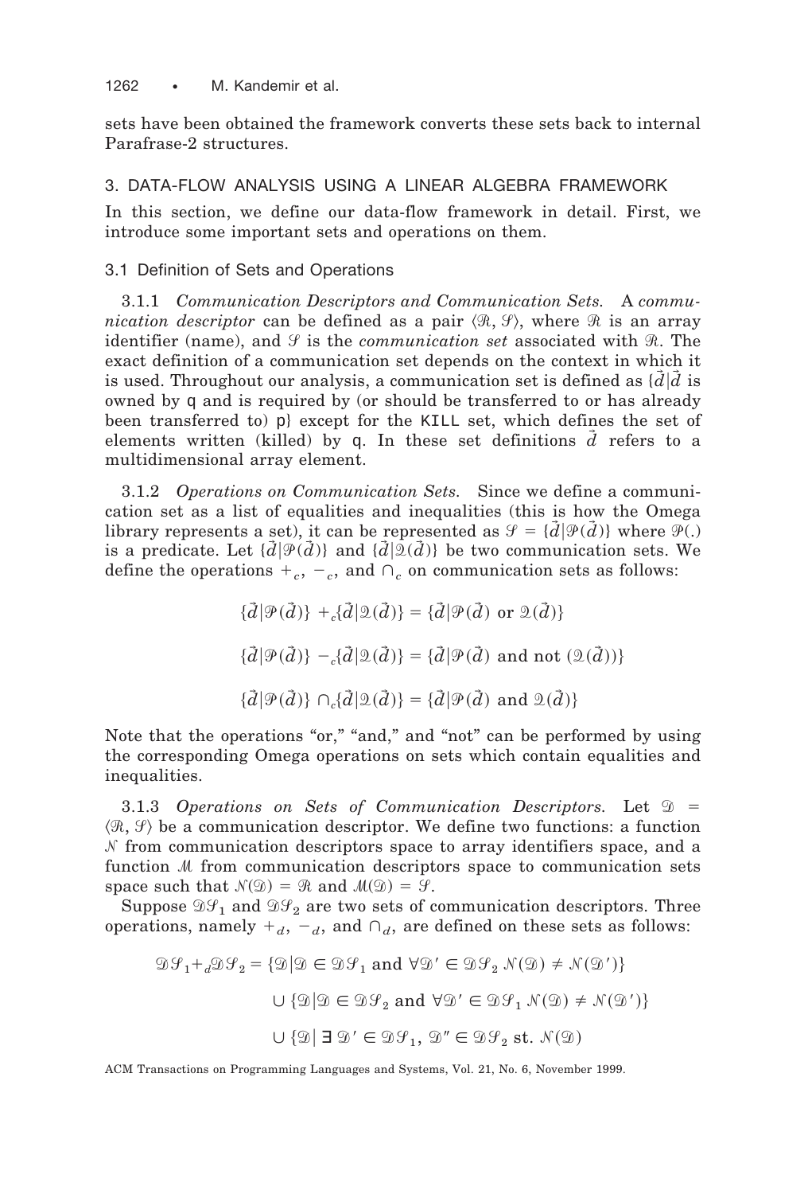sets have been obtained the framework converts these sets back to internal Parafrase-2 structures.

## 3. DATA-FLOW ANALYSIS USING A LINEAR ALGEBRA FRAMEWORK

In this section, we define our data-flow framework in detail. First, we introduce some important sets and operations on them.

### 3.1 Definition of Sets and Operations

3.1.1 *Communication Descriptors and Communication Sets.* A *communication descriptor* can be defined as a pair $\langle \mathcal{R}, \mathcal{S} \rangle$, where $\mathcal{R}$ is an array identifier (name), and $\mathcal{S}$ is the *communication set* associated with $\mathcal{R}$. The exact definition of a communication set depends on the context in which it is used. Throughout our analysis, a communication set is defined as $\{\vec{d} | \vec{d}$ is owned by q and is required by (or should be transferred to or has already been transferred to) p$\}$ except for the KILL set, which defines the set of elements written (killed) by q. In these set definitions $\vec{d}$ refers to a multidimensional array element.

3.1.2 *Operations on Communication Sets.* Since we define a communication set as a list of equalities and inequalities (this is how the Omega library represents a set), it can be represented as $\mathcal{S} = \{\vec{d} | \mathcal{P}(\vec{d})\}$ where $\mathcal{P}(.)$ is a predicate. Let $\{\vec{d} | \mathcal{P}(\vec{d})\}$ and $\{\vec{d} | \mathcal{Q}(\vec{d})\}$ be two communication sets. We define the operations $+_c$, $-_c$, and $\cap_c$ on communication sets as follows:

$$\{\vec{d} | \mathcal{P}(\vec{d})\} +_c \{\vec{d} | \mathcal{Q}(\vec{d})\} = \{\vec{d} | \mathcal{P}(\vec{d}) \text{ or } \mathcal{Q}(\vec{d})\}$$

$$\{\vec{d} | \mathcal{P}(\vec{d})\} -_c \{\vec{d} | \mathcal{Q}(\vec{d})\} = \{\vec{d} | \mathcal{P}(\vec{d}) \text{ and not } (\mathcal{Q}(\vec{d}))\}$$

$$\{\vec{d} | \mathcal{P}(\vec{d})\} \cap_c \{\vec{d} | \mathcal{Q}(\vec{d})\} = \{\vec{d} | \mathcal{P}(\vec{d}) \text{ and } \mathcal{Q}(\vec{d})\}$$

Note that the operations "or," "and," and "not" can be performed by using the corresponding Omega operations on sets which contain equalities and inequalities.

3.1.3 *Operations on Sets of Communication Descriptors.* Let $\mathcal{D} = \langle \mathcal{R}, \mathcal{S} \rangle$ be a communication descriptor. We define two functions: a function $\mathcal{N}$ from communication descriptors space to array identifiers space, and a function $\mathcal{M}$ from communication descriptors space to communication sets space such that $\mathcal{N}(\mathcal{D}) = \mathcal{R}$ and $\mathcal{M}(\mathcal{D}) = \mathcal{S}$.

Suppose $\mathcal{DS}_1$ and $\mathcal{DS}_2$ are two sets of communication descriptors. Three operations, namely $+_d$, $-_d$, and $\cap_d$, are defined on these sets as follows:

$$\mathcal{DS}_1 +_d \mathcal{DS}_2 = \{\mathcal{D} | \mathcal{D} \in \mathcal{DS}_1 \text{ and } \forall \mathcal{D}' \in \mathcal{DS}_2 \; \mathcal{N}(\mathcal{D}) \neq \mathcal{N}(\mathcal{D}')\}$$

$$\cup \{\mathcal{D} | \mathcal{D} \in \mathcal{DS}_2 \text{ and } \forall \mathcal{D}' \in \mathcal{DS}_1 \; \mathcal{N}(\mathcal{D}) \neq \mathcal{N}(\mathcal{D}')\}$$

$$\cup \{\mathcal{D} | \; \exists \; \mathcal{D}' \in \mathcal{DS}_1, \; \mathcal{D}'' \in \mathcal{DS}_2 \text{ st. } \mathcal{N}(\mathcal{D})$$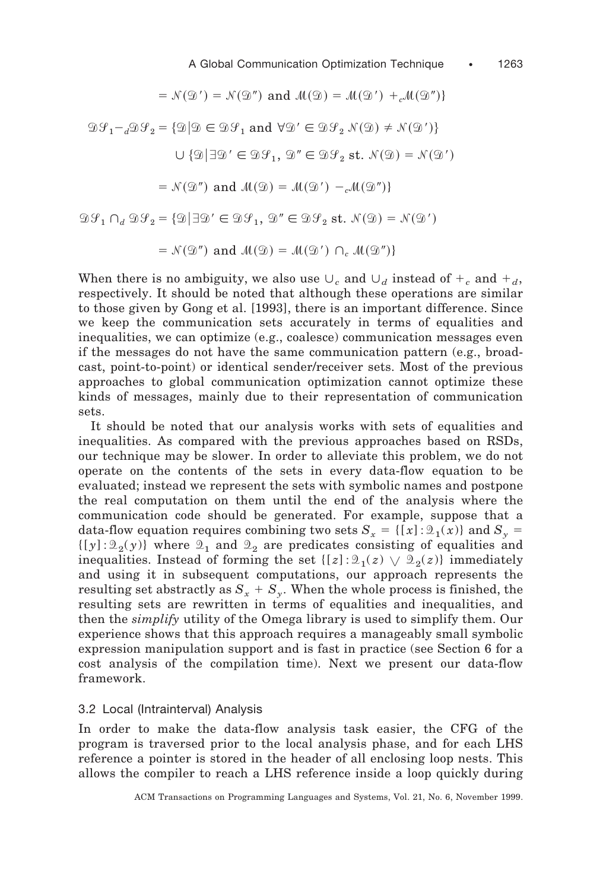$$= \mathcal{N}(\mathcal{D}') = \mathcal{N}(\mathcal{D}'') \text{ and } \mathcal{M}(\mathcal{D}) = \mathcal{M}(\mathcal{D}') +_c \mathcal{M}(\mathcal{D}'')\}$$

$$\mathcal{DS}_1 -_d \mathcal{DS}_2 = \{\mathcal{D} | \mathcal{D} \in \mathcal{DS}_1 \text{ and } \forall \mathcal{D}' \in \mathcal{DS}_2 \ \mathcal{N}(\mathcal{D}) \neq \mathcal{N}(\mathcal{D}')\}$$

$$\cup \{\mathcal{D} | \exists \mathcal{D}' \in \mathcal{DS}_1, \ \mathcal{D}'' \in \mathcal{DS}_2 \text{ st. } \mathcal{N}(\mathcal{D}) = \mathcal{N}(\mathcal{D}')$$

$$= \mathcal{N}(\mathcal{D}'') \text{ and } \mathcal{M}(\mathcal{D}) = \mathcal{M}(\mathcal{D}') -_c \mathcal{M}(\mathcal{D}'')\}$$

$$\mathcal{DS}_1 \cap_d \mathcal{DS}_2 = \{\mathcal{D} | \exists \mathcal{D}' \in \mathcal{DS}_1, \ \mathcal{D}'' \in \mathcal{DS}_2 \text{ st. } \mathcal{N}(\mathcal{D}) = \mathcal{N}(\mathcal{D}')$$

$$= \mathcal{N}(\mathcal{D}'') \text{ and } \mathcal{M}(\mathcal{D}) = \mathcal{M}(\mathcal{D}') \cap_c \mathcal{M}(\mathcal{D}'')\}$$

When there is no ambiguity, we also use $\cup_c$ and $\cup_d$ instead of $+_c$ and $+_d$, respectively. It should be noted that although these operations are similar to those given by Gong et al. [1993], there is an important difference. Since we keep the communication sets accurately in terms of equalities and inequalities, we can optimize (e.g., coalesce) communication messages even if the messages do not have the same communication pattern (e.g., broadcast, point-to-point) or identical sender/receiver sets. Most of the previous approaches to global communication optimization cannot optimize these kinds of messages, mainly due to their representation of communication sets.

It should be noted that our analysis works with sets of equalities and inequalities. As compared with the previous approaches based on RSDs, our technique may be slower. In order to alleviate this problem, we do not operate on the contents of the sets in every data-flow equation to be evaluated; instead we represent the sets with symbolic names and postpone the real computation on them until the end of the analysis where the communication code should be generated. For example, suppose that a data-flow equation requires combining two sets $S_x = \{[x] : \mathcal{Q}_1(x)\}$ and $S_y = \{[y] : \mathcal{Q}_2(y)\}$ where $\mathcal{Q}_1$ and $\mathcal{Q}_2$ are predicates consisting of equalities and inequalities. Instead of forming the set $\{[z] : \mathcal{Q}_1(z) \vee \mathcal{Q}_2(z)\}$ immediately and using it in subsequent computations, our approach represents the resulting set abstractly as $S_x + S_y$. When the whole process is finished, the resulting sets are rewritten in terms of equalities and inequalities, and then the *simplify* utility of the Omega library is used to simplify them. Our experience shows that this approach requires a manageably small symbolic expression manipulation support and is fast in practice (see Section 6 for a cost analysis of the compilation time). Next we present our data-flow framework.

### 3.2 Local (Intrainterval) Analysis

In order to make the data-flow analysis task easier, the CFG of the program is traversed prior to the local analysis phase, and for each LHS reference a pointer is stored in the header of all enclosing loop nests. This allows the compiler to reach a LHS reference inside a loop quickly during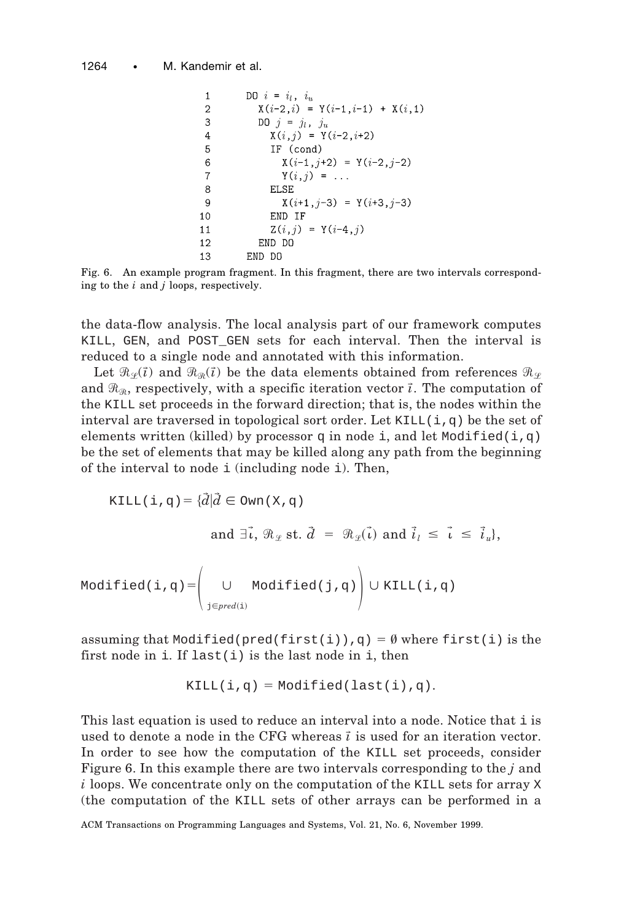```
1     DO i = i_l, i_u
2       X(i-2,i) = Y(i-1,i-1) + X(i,1)
3       DO j = j_l, j_u
4         X(i,j) = Y(i-2,i+2)
5         IF (cond)
6           X(i-1,j+2) = Y(i-2,j-2)
7           Y(i,j) = ...
8         ELSE
9           X(i+1,j-3) = Y(i+3,j-3)
10        END IF
11        Z(i,j) = Y(i-4,j)
12      END DO
13    END DO
```

Fig. 6. An example program fragment. In this fragment, there are two intervals corresponding to the $i$ and $j$ loops, respectively.

the data-flow analysis. The local analysis part of our framework computes KILL, GEN, and POST_GEN sets for each interval. Then the interval is reduced to a single node and annotated with this information.

Let $\mathcal{R}_{\mathcal{L}}(\vec{\imath})$ and $\mathcal{R}_{\mathcal{R}}(\vec{\imath})$ be the data elements obtained from references $\mathcal{R}_{\mathcal{L}}$ and $\mathcal{R}_{\mathcal{R}}$, respectively, with a specific iteration vector $\vec{\imath}$. The computation of the KILL set proceeds in the forward direction; that is, the nodes within the interval are traversed in topological sort order. Let KILL(i,q) be the set of elements written (killed) by processor q in node i, and let Modified(i,q) be the set of elements that may be killed along any path from the beginning of the interval to node i (including node i). Then,

$$\texttt{KILL(i,q)} = \{\vec{d} \mid \vec{d} \in \texttt{Own(X,q)} \text{ and } \exists \vec{\imath}, \mathcal{R}_{\mathcal{L}} \text{ st. } \vec{d} = \mathcal{R}_{\mathcal{L}}(\vec{\imath}) \text{ and } \vec{i}_l \leq \vec{\imath} \leq \vec{i}_u\},$$

$$\texttt{Modified(i,q)} = \left( \bigcup_{\texttt{j} \in pred(\texttt{i})} \texttt{Modified(j,q)} \right) \cup \texttt{KILL(i,q)}$$

assuming that Modified(pred(first(i)),q) $= \emptyset$ where first(i) is the first node in i. If last(i) is the last node in i, then

$$\texttt{KILL(i,q)} = \texttt{Modified(last(i),q)}.$$

This last equation is used to reduce an interval into a node. Notice that i is used to denote a node in the CFG whereas $\vec{\imath}$ is used for an iteration vector. In order to see how the computation of the KILL set proceeds, consider Figure 6. In this example there are two intervals corresponding to the $j$ and $i$ loops. We concentrate only on the computation of the KILL sets for array X (the computation of the KILL sets of other arrays can be performed in a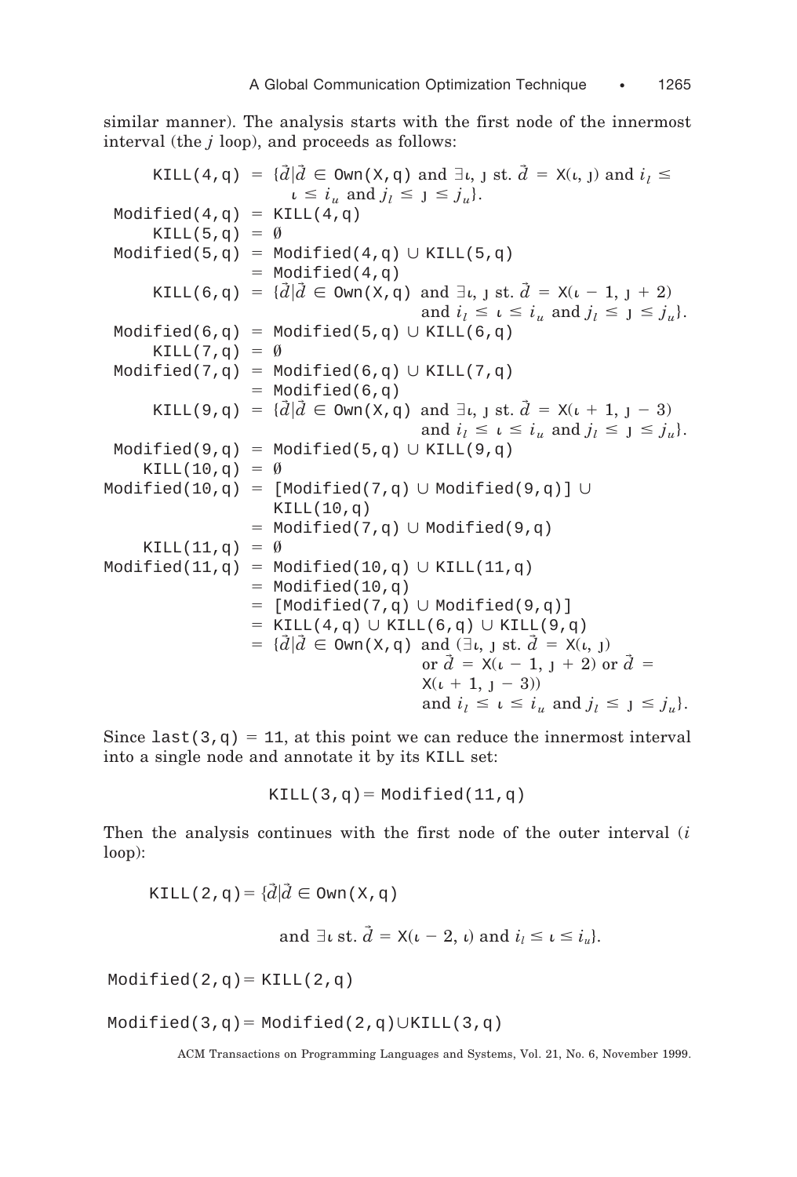similar manner). The analysis starts with the first node of the innermost interval (the $j$ loop), and proceeds as follows:

$$
\begin{aligned}
\texttt{KILL(4,q)} &= \{\vec{d} \mid \vec{d} \in \texttt{Own(X,q)} \text{ and } \exists \iota, \jmath \text{ st. } \vec{d} = \texttt{X}(\iota, \jmath) \text{ and } i_l \leq \iota \leq i_u \text{ and } j_l \leq \jmath \leq j_u\}. \\
\texttt{Modified(4,q)} &= \texttt{KILL(4,q)} \\
\texttt{KILL(5,q)} &= \emptyset \\
\texttt{Modified(5,q)} &= \texttt{Modified(4,q)} \cup \texttt{KILL(5,q)} \\
&= \texttt{Modified(4,q)} \\
\texttt{KILL(6,q)} &= \{\vec{d} \mid \vec{d} \in \texttt{Own(X,q)} \text{ and } \exists \iota, \jmath \text{ st. } \vec{d} = \texttt{X}(\iota - 1, \jmath + 2) \\
&\qquad \text{and } i_l \leq \iota \leq i_u \text{ and } j_l \leq \jmath \leq j_u\}. \\
\texttt{Modified(6,q)} &= \texttt{Modified(5,q)} \cup \texttt{KILL(6,q)} \\
\texttt{KILL(7,q)} &= \emptyset \\
\texttt{Modified(7,q)} &= \texttt{Modified(6,q)} \cup \texttt{KILL(7,q)} \\
&= \texttt{Modified(6,q)} \\
\texttt{KILL(9,q)} &= \{\vec{d} \mid \vec{d} \in \texttt{Own(X,q)} \text{ and } \exists \iota, \jmath \text{ st. } \vec{d} = \texttt{X}(\iota + 1, \jmath - 3) \\
&\qquad \text{and } i_l \leq \iota \leq i_u \text{ and } j_l \leq \jmath \leq j_u\}. \\
\texttt{Modified(9,q)} &= \texttt{Modified(5,q)} \cup \texttt{KILL(9,q)} \\
\texttt{KILL(10,q)} &= \emptyset \\
\texttt{Modified(10,q)} &= [\texttt{Modified(7,q)} \cup \texttt{Modified(9,q)}] \cup \texttt{KILL(10,q)} \\
&= \texttt{Modified(7,q)} \cup \texttt{Modified(9,q)} \\
\texttt{KILL(11,q)} &= \emptyset \\
\texttt{Modified(11,q)} &= \texttt{Modified(10,q)} \cup \texttt{KILL(11,q)} \\
&= \texttt{Modified(10,q)} \\
&= [\texttt{Modified(7,q)} \cup \texttt{Modified(9,q)}] \\
&= \texttt{KILL(4,q)} \cup \texttt{KILL(6,q)} \cup \texttt{KILL(9,q)} \\
&= \{\vec{d} \mid \vec{d} \in \texttt{Own(X,q)} \text{ and } (\exists \iota, \jmath \text{ st. } \vec{d} = \texttt{X}(\iota, \jmath) \\
&\qquad \text{or } \vec{d} = \texttt{X}(\iota - 1, \jmath + 2) \text{ or } \vec{d} = \texttt{X}(\iota + 1, \jmath - 3)) \\
&\qquad \text{and } i_l \leq \iota \leq i_u \text{ and } j_l \leq \jmath \leq j_u\}.
\end{aligned}
$$

Since `last(3,q) = 11`, at this point we can reduce the innermost interval into a single node and annotate it by its `KILL` set:

$$\texttt{KILL(3,q)} = \texttt{Modified(11,q)}$$

Then the analysis continues with the first node of the outer interval ($i$ loop):

$$\texttt{KILL(2,q)} = \{\vec{d} \mid \vec{d} \in \texttt{Own(X,q)} \text{ and } \exists \iota \text{ st. } \vec{d} = \texttt{X}(\iota - 2, \iota) \text{ and } i_l \leq \iota \leq i_u\}.$$

$$\texttt{Modified(2,q)} = \texttt{KILL(2,q)}$$

$$\texttt{Modified(3,q)} = \texttt{Modified(2,q)} \cup \texttt{KILL(3,q)}$$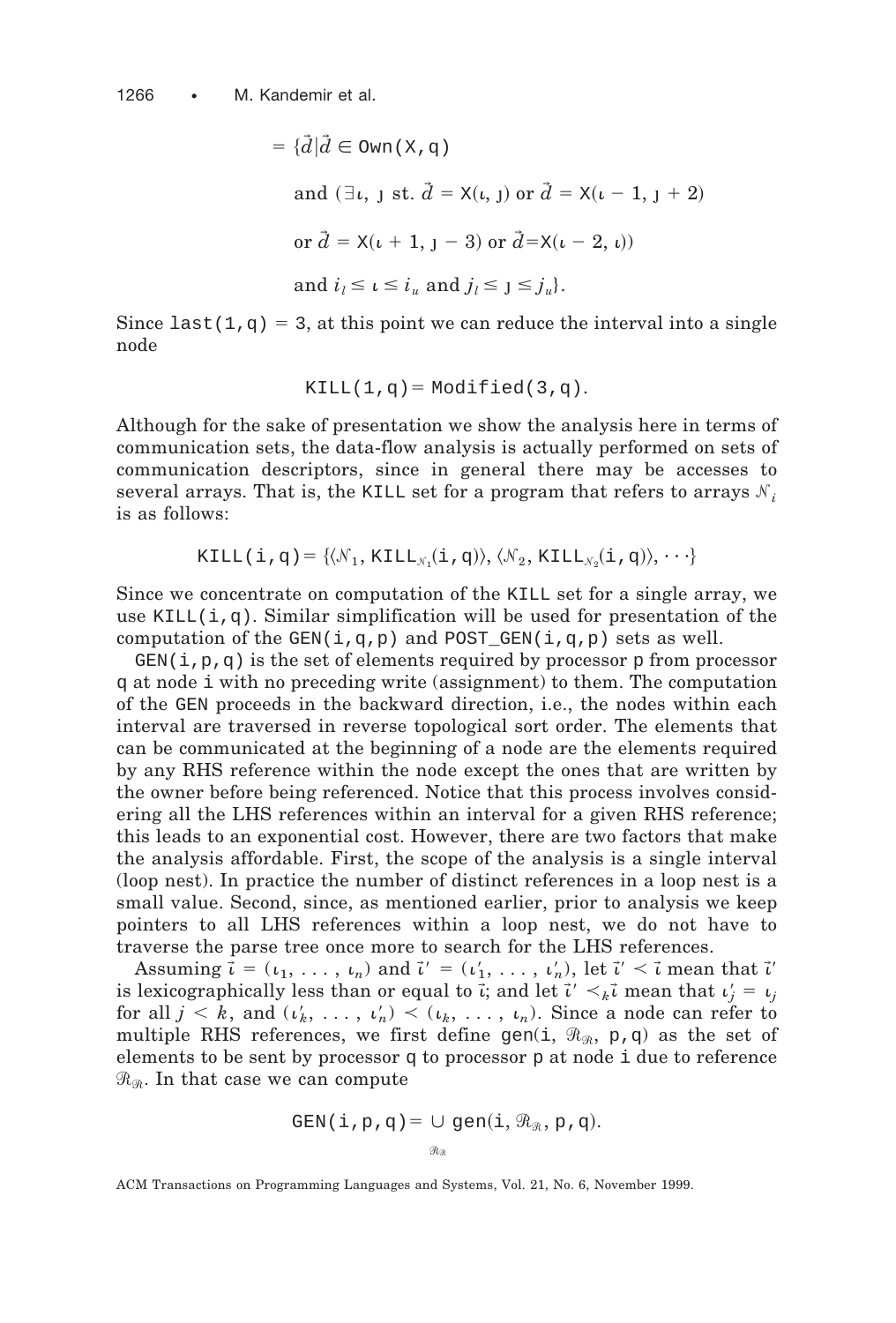$$= \{\vec{d} \mid \vec{d} \in \texttt{Own(X,q)}$$

$$\text{and } (\exists \imath, \jmath \text{ st. } \vec{d} = \texttt{X}(\imath, \jmath) \text{ or } \vec{d} = \texttt{X}(\imath - 1, \jmath + 2)$$

$$\text{or } \vec{d} = \texttt{X}(\imath + 1, \jmath - 3) \text{ or } \vec{d} = \texttt{X}(\imath - 2, \imath))$$

$$\text{and } i_l \leq \imath \leq i_u \text{ and } j_l \leq \jmath \leq j_u\}.$$

Since `last(1,q) = 3`, at this point we can reduce the interval into a single node

$$\texttt{KILL(1,q)} = \texttt{Modified(3,q)}.$$

Although for the sake of presentation we show the analysis here in terms of communication sets, the data-flow analysis is actually performed on sets of communication descriptors, since in general there may be accesses to several arrays. That is, the `KILL` set for a program that refers to arrays $\mathcal{N}_i$ is as follows:

$$\texttt{KILL(i,q)} = \{\langle \mathcal{N}_1, \texttt{KILL}_{\mathcal{N}_1}\texttt{(i,q)}\rangle, \langle \mathcal{N}_2, \texttt{KILL}_{\mathcal{N}_2}\texttt{(i,q)}\rangle, \cdots\}$$

Since we concentrate on computation of the `KILL` set for a single array, we use `KILL(i,q)`. Similar simplification will be used for presentation of the computation of the `GEN(i,q,p)` and `POST_GEN(i,q,p)` sets as well.

`GEN(i,p,q)` is the set of elements required by processor `p` from processor `q` at node `i` with no preceding write (assignment) to them. The computation of the `GEN` proceeds in the backward direction, i.e., the nodes within each interval are traversed in reverse topological sort order. The elements that can be communicated at the beginning of a node are the elements required by any RHS reference within the node except the ones that are written by the owner before being referenced. Notice that this process involves considering all the LHS references within an interval for a given RHS reference; this leads to an exponential cost. However, there are two factors that make the analysis affordable. First, the scope of the analysis is a single interval (loop nest). In practice the number of distinct references in a loop nest is a small value. Second, since, as mentioned earlier, prior to analysis we keep pointers to all LHS references within a loop nest, we do not have to traverse the parse tree once more to search for the LHS references.

Assuming $\vec{\imath} = (\imath_1, \ldots, \imath_n)$ and $\vec{\imath}' = (\imath'_1, \ldots, \imath'_n)$, let $\vec{\imath}' \prec \vec{\imath}$ mean that $\vec{\imath}'$ is lexicographically less than or equal to $\vec{\imath}$; and let $\vec{\imath}' \prec_k \vec{\imath}$ mean that $\imath'_j = \imath_j$ for all $j < k$, and $(\imath'_k, \ldots, \imath'_n) \prec (\imath_k, \ldots, \imath_n)$. Since a node can refer to multiple RHS references, we first define `gen(i,` $\mathcal{R}_{\mathcal{R}}$`, p,q)` as the set of elements to be sent by processor `q` to processor `p` at node `i` due to reference $\mathcal{R}_{\mathcal{R}}$. In that case we can compute

$$\texttt{GEN(i,p,q)} = \bigcup_{\mathcal{R}_{\mathcal{R}}} \texttt{gen(i,} \mathcal{R}_{\mathcal{R}}\texttt{, p,q)}.$$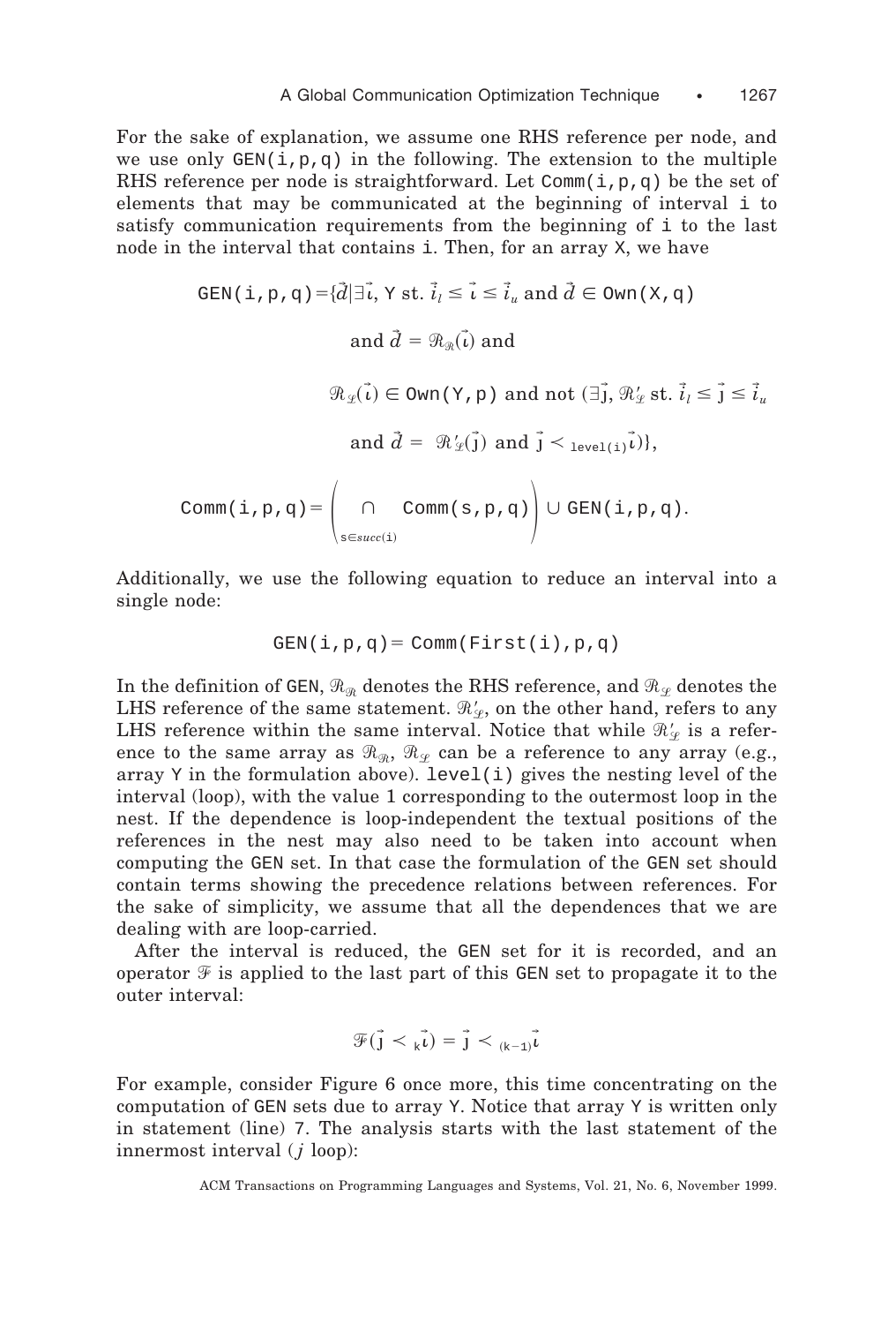For the sake of explanation, we assume one RHS reference per node, and we use only GEN(i,p,q) in the following. The extension to the multiple RHS reference per node is straightforward. Let Comm(i,p,q) be the set of elements that may be communicated at the beginning of interval i to satisfy communication requirements from the beginning of i to the last node in the interval that contains i. Then, for an array X, we have

$$
\begin{aligned}
\texttt{GEN(i,p,q)} = \{\vec{d} \mid \exists \vec{\iota}, \texttt{Y} \text{ st. } \vec{i}_l \leq \vec{\iota} \leq \vec{i}_u \text{ and } \vec{d} \in \texttt{Own(X,q)} \\
\text{and } \vec{d} = \mathcal{R}_{\mathcal{R}}(\vec{\iota}) \text{ and} \\
\mathcal{R}_{\mathcal{L}}(\vec{\iota}) \in \texttt{Own(Y,p)} \text{ and not } (\exists \vec{\jmath}, \mathcal{R}'_{\mathcal{L}} \text{ st. } \vec{i}_l \leq \vec{\jmath} \leq \vec{i}_u \\
\text{and } \vec{d} = \mathcal{R}'_{\mathcal{L}}(\vec{\jmath}) \text{ and } \vec{\jmath} \prec_{\texttt{level(i)}} \vec{\iota})\},
\end{aligned}
$$

$$
\texttt{Comm(i,p,q)} = \left( \bigcap_{\texttt{s} \in succ(\texttt{i})} \texttt{Comm(s,p,q)} \right) \cup \texttt{GEN(i,p,q)}.
$$

Additionally, we use the following equation to reduce an interval into a single node:

$$
\texttt{GEN(i,p,q)} = \texttt{Comm(First(i),p,q)}
$$

In the definition of GEN, $\mathcal{R}_{\mathcal{R}}$ denotes the RHS reference, and $\mathcal{R}_{\mathcal{L}}$ denotes the LHS reference of the same statement. $\mathcal{R}'_{\mathcal{L}}$, on the other hand, refers to any LHS reference within the same interval. Notice that while $\mathcal{R}'_{\mathcal{L}}$ is a reference to the same array as $\mathcal{R}_{\mathcal{R}}$, $\mathcal{R}_{\mathcal{L}}$ can be a reference to any array (e.g., array Y in the formulation above). level(i) gives the nesting level of the interval (loop), with the value 1 corresponding to the outermost loop in the nest. If the dependence is loop-independent the textual positions of the references in the nest may also need to be taken into account when computing the GEN set. In that case the formulation of the GEN set should contain terms showing the precedence relations between references. For the sake of simplicity, we assume that all the dependences that we are dealing with are loop-carried.

After the interval is reduced, the GEN set for it is recorded, and an operator $\mathcal{F}$ is applied to the last part of this GEN set to propagate it to the outer interval:

$$
\mathcal{F}(\vec{\jmath} \prec_{\texttt{k}} \vec{\iota}) = \vec{\jmath} \prec_{(\texttt{k}-1)} \vec{\iota}
$$

For example, consider Figure 6 once more, this time concentrating on the computation of GEN sets due to array Y. Notice that array Y is written only in statement (line) 7. The analysis starts with the last statement of the innermost interval ($j$ loop):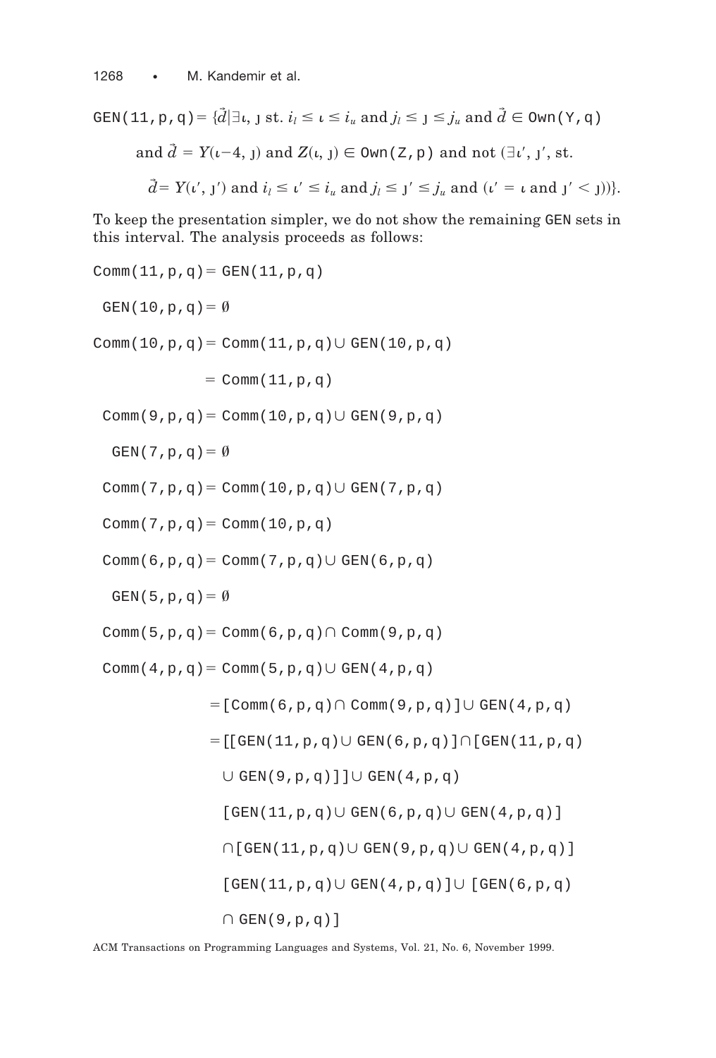GEN(11,p,q) = $\{\vec{d} \mid \exists\imath, \jmath$ st. $i_l \leq \imath \leq i_u$ and $j_l \leq \jmath \leq j_u$ and $\vec{d} \in$ Own(Y,q)

and $\vec{d} = Y(\imath - 4, \jmath)$ and $Z(\imath, \jmath) \in$ Own(Z,p) and not $(\exists \imath', \jmath'$, st.

$\vec{d} = Y(\imath', \jmath')$ and $i_l \leq \imath' \leq i_u$ and $j_l \leq \jmath' \leq j_u$ and $(\imath' = \imath$ and $\jmath' < \jmath))\}$.

To keep the presentation simpler, we do not show the remaining GEN sets in this interval. The analysis proceeds as follows:

```
Comm(11,p,q) = GEN(11,p,q)
 GEN(10,p,q) = ∅
Comm(10,p,q) = Comm(11,p,q) ∪ GEN(10,p,q)
             = Comm(11,p,q)
 Comm(9,p,q) = Comm(10,p,q) ∪ GEN(9,p,q)
  GEN(7,p,q) = ∅
 Comm(7,p,q) = Comm(10,p,q) ∪ GEN(7,p,q)
 Comm(7,p,q) = Comm(10,p,q)
 Comm(6,p,q) = Comm(7,p,q) ∪ GEN(6,p,q)
  GEN(5,p,q) = ∅
 Comm(5,p,q) = Comm(6,p,q) ∩ Comm(9,p,q)
 Comm(4,p,q) = Comm(5,p,q) ∪ GEN(4,p,q)
             = [Comm(6,p,q) ∩ Comm(9,p,q)] ∪ GEN(4,p,q)
             = [[GEN(11,p,q) ∪ GEN(6,p,q)] ∩ [GEN(11,p,q)
               ∪ GEN(9,p,q)]] ∪ GEN(4,p,q)
               [GEN(11,p,q) ∪ GEN(6,p,q) ∪ GEN(4,p,q)]
               ∩ [GEN(11,p,q) ∪ GEN(9,p,q) ∪ GEN(4,p,q)]
               [GEN(11,p,q) ∪ GEN(4,p,q)] ∪ [GEN(6,p,q)
               ∩ GEN(9,p,q)]
```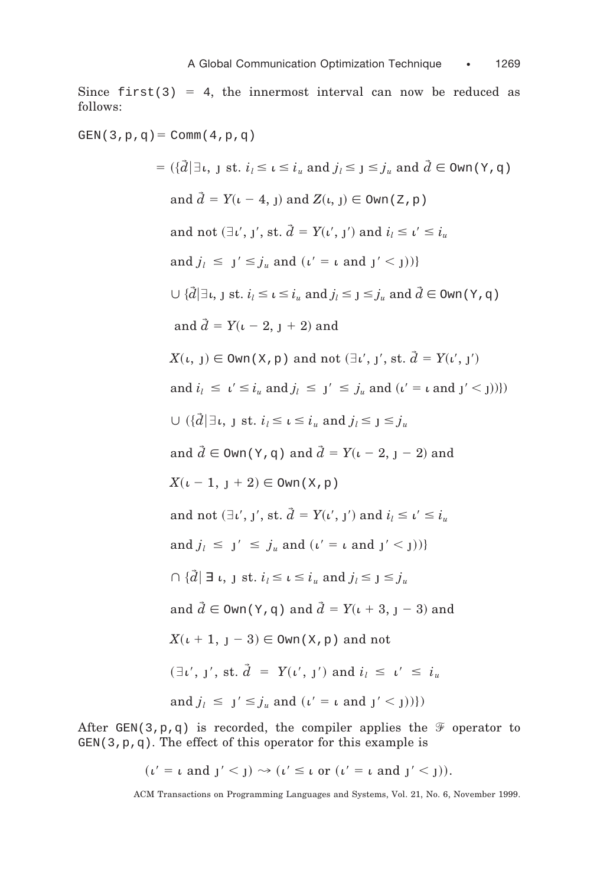Since `first(3) = 4`, the innermost interval can now be reduced as follows:

$$
\begin{aligned}
\texttt{GEN(3,p,q)} &= \texttt{Comm(4,p,q)} \\
&= (\{\vec{d} \mid \exists \iota, \jmath \text{ st. } i_l \le \iota \le i_u \text{ and } j_l \le \jmath \le j_u \text{ and } \vec{d} \in \texttt{Own(Y,q)} \\
&\quad \text{and } \vec{d} = Y(\iota - 4, \jmath) \text{ and } Z(\iota, \jmath) \in \texttt{Own(Z,p)} \\
&\quad \text{and not } (\exists \iota', \jmath', \text{st. } \vec{d} = Y(\iota', \jmath') \text{ and } i_l \le \iota' \le i_u \\
&\quad \text{and } j_l \le \jmath' \le j_u \text{ and } (\iota' = \iota \text{ and } \jmath' < \jmath))\} \\
&\quad \cup \{\vec{d} \mid \exists \iota, \jmath \text{ st. } i_l \le \iota \le i_u \text{ and } j_l \le \jmath \le j_u \text{ and } \vec{d} \in \texttt{Own(Y,q)} \\
&\quad \text{and } \vec{d} = Y(\iota - 2, \jmath + 2) \text{ and} \\
&\quad X(\iota, \jmath) \in \texttt{Own(X,p)} \text{ and not } (\exists \iota', \jmath', \text{st. } \vec{d} = Y(\iota', \jmath') \\
&\quad \text{and } i_l \le \iota' \le i_u \text{ and } j_l \le \jmath' \le j_u \text{ and } (\iota' = \iota \text{ and } \jmath' < \jmath))\}) \\
&\quad \cup (\{\vec{d} \mid \exists \iota, \jmath \text{ st. } i_l \le \iota \le i_u \text{ and } j_l \le \jmath \le j_u \\
&\quad \text{and } \vec{d} \in \texttt{Own(Y,q)} \text{ and } \vec{d} = Y(\iota - 2, \jmath - 2) \text{ and} \\
&\quad X(\iota - 1, \jmath + 2) \in \texttt{Own(X,p)} \\
&\quad \text{and not } (\exists \iota', \jmath', \text{st. } \vec{d} = Y(\iota', \jmath') \text{ and } i_l \le \iota' \le i_u \\
&\quad \text{and } j_l \le \jmath' \le j_u \text{ and } (\iota' = \iota \text{ and } \jmath' < \jmath))\} \\
&\quad \cap \{\vec{d} \mid \exists \iota, \jmath \text{ st. } i_l \le \iota \le i_u \text{ and } j_l \le \jmath \le j_u \\
&\quad \text{and } \vec{d} \in \texttt{Own(Y,q)} \text{ and } \vec{d} = Y(\iota + 3, \jmath - 3) \text{ and} \\
&\quad X(\iota + 1, \jmath - 3) \in \texttt{Own(X,p)} \text{ and not} \\
&\quad (\exists \iota', \jmath', \text{st. } \vec{d} = Y(\iota', \jmath') \text{ and } i_l \le \iota' \le i_u \\
&\quad \text{and } j_l \le \jmath' \le j_u \text{ and } (\iota' = \iota \text{ and } \jmath' < \jmath))\})
\end{aligned}
$$

After `GEN(3,p,q)` is recorded, the compiler applies the $\mathcal{F}$ operator to `GEN(3,p,q)`. The effect of this operator for this example is

$$(\iota' = \iota \text{ and } \jmath' < \jmath) \rightsquigarrow (\iota' \le \iota \text{ or } (\iota' = \iota \text{ and } \jmath' < \jmath)).$$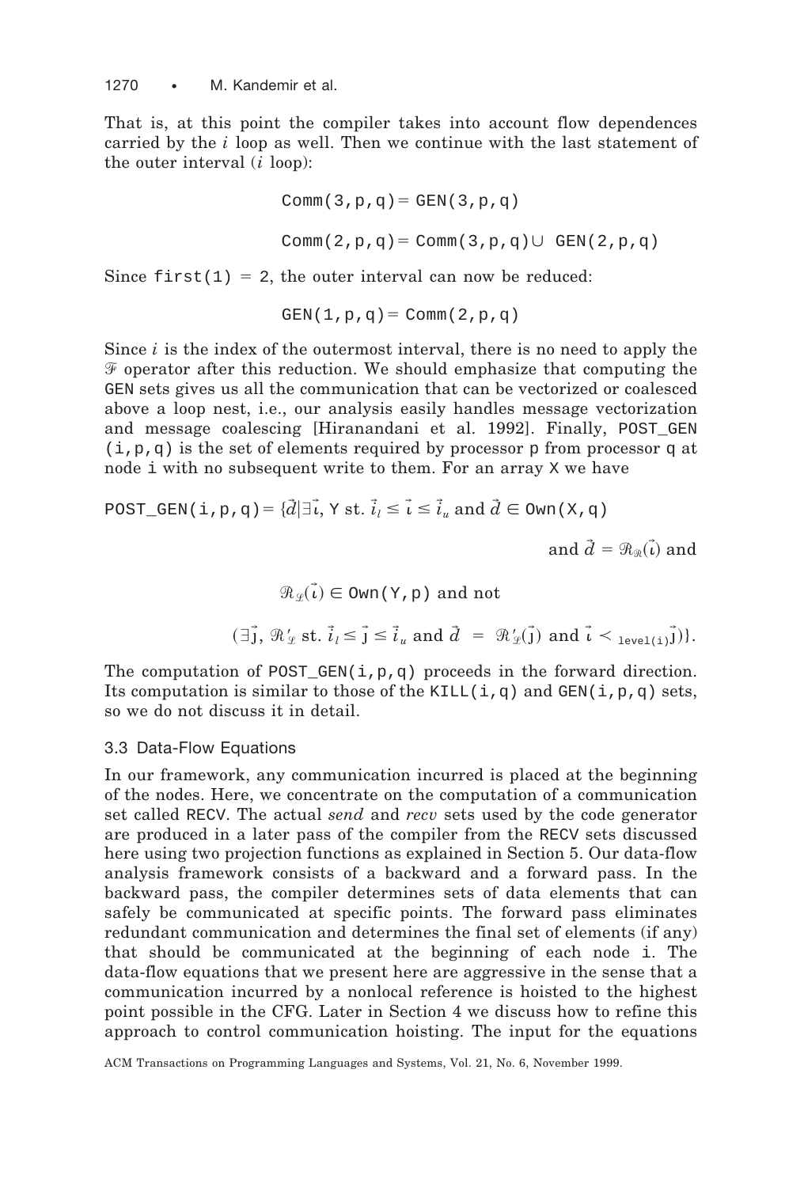That is, at this point the compiler takes into account flow dependences carried by the $i$ loop as well. Then we continue with the last statement of the outer interval ($i$ loop):

$$\texttt{Comm(3,p,q)} = \texttt{GEN(3,p,q)}$$

$$\texttt{Comm(2,p,q)} = \texttt{Comm(3,p,q)} \cup \texttt{GEN(2,p,q)}$$

Since `first(1) = 2`, the outer interval can now be reduced:

$$\texttt{GEN(1,p,q)} = \texttt{Comm(2,p,q)}$$

Since $i$ is the index of the outermost interval, there is no need to apply the $\mathcal{F}$ operator after this reduction. We should emphasize that computing the GEN sets gives us all the communication that can be vectorized or coalesced above a loop nest, i.e., our analysis easily handles message vectorization and message coalescing [Hiranandani et al. 1992]. Finally, POST_GEN (i,p,q) is the set of elements required by processor p from processor q at node i with no subsequent write to them. For an array X we have

$$\begin{aligned}\texttt{POST\_GEN(i,p,q)} = \{\vec{d} \mid \exists \vec{\imath}, \texttt{Y} \text{ st. } \vec{i}_l \le \vec{\imath} \le \vec{i}_u \text{ and } \vec{d} \in \texttt{Own(X,q)} \\ \text{and } \vec{d} = \mathcal{R}_{\mathcal{R}}(\vec{\imath}) \text{ and} \\ \mathcal{R}_{\mathcal{L}}(\vec{\imath}) \in \texttt{Own(Y,p)} \text{ and not} \\ (\exists \vec{\jmath}, \mathcal{R}'_{\mathcal{L}} \text{ st. } \vec{i}_l \le \vec{\jmath} \le \vec{i}_u \text{ and } \vec{d} = \mathcal{R}'_{\mathcal{L}}(\vec{\jmath}) \text{ and } \vec{\imath} \prec_{\texttt{level(i)}} \vec{\jmath})\}.\end{aligned}$$

The computation of POST_GEN(i,p,q) proceeds in the forward direction. Its computation is similar to those of the KILL(i,q) and GEN(i,p,q) sets, so we do not discuss it in detail.

### 3.3 Data-Flow Equations

In our framework, any communication incurred is placed at the beginning of the nodes. Here, we concentrate on the computation of a communication set called RECV. The actual *send* and *recv* sets used by the code generator are produced in a later pass of the compiler from the RECV sets discussed here using two projection functions as explained in Section 5. Our data-flow analysis framework consists of a backward and a forward pass. In the backward pass, the compiler determines sets of data elements that can safely be communicated at specific points. The forward pass eliminates redundant communication and determines the final set of elements (if any) that should be communicated at the beginning of each node i. The data-flow equations that we present here are aggressive in the sense that a communication incurred by a nonlocal reference is hoisted to the highest point possible in the CFG. Later in Section 4 we discuss how to refine this approach to control communication hoisting. The input for the equations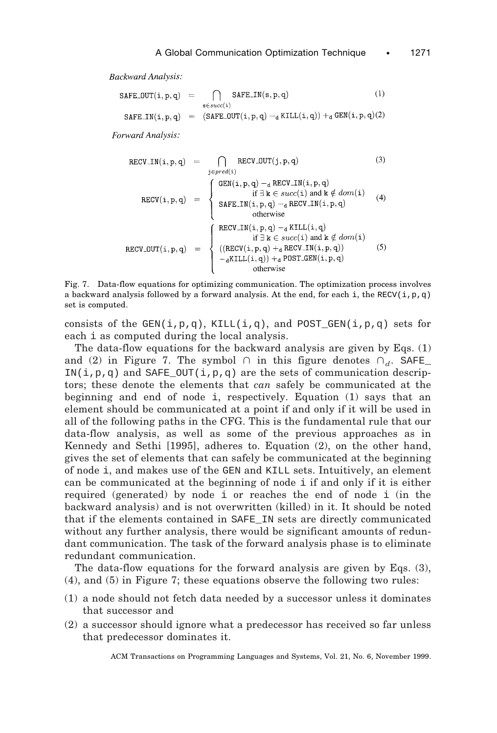*Backward Analysis:*

$$\mathtt{SAFE\_OUT(i,p,q)} = \bigcap_{\mathtt{s} \in succ(\mathtt{i})} \mathtt{SAFE\_IN(s,p,q)} \tag{1}$$

$$\mathtt{SAFE\_IN(i,p,q)} = (\mathtt{SAFE\_OUT(i,p,q)} -_d \mathtt{KILL(i,q)}) +_d \mathtt{GEN(i,p,q)} \tag{2}$$

*Forward Analysis:*

$$\mathtt{RECV\_IN(i,p,q)} = \bigcap_{\mathtt{j} \in pred(\mathtt{i})} \mathtt{RECV\_OUT(j,p,q)} \tag{3}$$

$$\mathtt{RECV(i,p,q)} = \begin{cases} \mathtt{GEN(i,p,q)} -_d \mathtt{RECV\_IN(i,p,q)} & \text{if } \exists\, \mathtt{k} \in succ(\mathtt{i}) \text{ and } \mathtt{k} \notin dom(\mathtt{i}) \\ \mathtt{SAFE\_IN(i,p,q)} -_d \mathtt{RECV\_IN(i,p,q)} & \text{otherwise} \end{cases} \tag{4}$$

$$\mathtt{RECV\_OUT(i,p,q)} = \begin{cases} \mathtt{RECV\_IN(i,p,q)} -_d \mathtt{KILL(i,q)} & \text{if } \exists\, \mathtt{k} \in succ(\mathtt{i}) \text{ and } \mathtt{k} \notin dom(\mathtt{i}) \\ ((\mathtt{RECV(i,p,q)} +_d \mathtt{RECV\_IN(i,p,q)}) \\ \quad -_d \mathtt{KILL(i,q)}) +_d \mathtt{POST\_GEN(i,p,q)} & \text{otherwise} \end{cases} \tag{5}$$

Fig. 7. Data-flow equations for optimizing communication. The optimization process involves a backward analysis followed by a forward analysis. At the end, for each i, the RECV(i,p,q) set is computed.

consists of the GEN(i,p,q), KILL(i,q), and POST_GEN(i,p,q) sets for each i as computed during the local analysis.

The data-flow equations for the backward analysis are given by Eqs. (1) and (2) in Figure 7. The symbol $\cap$ in this figure denotes $\cap_d$. SAFE_IN(i,p,q) and SAFE_OUT(i,p,q) are the sets of communication descriptors; these denote the elements that *can* safely be communicated at the beginning and end of node i, respectively. Equation (1) says that an element should be communicated at a point if and only if it will be used in all of the following paths in the CFG. This is the fundamental rule that our data-flow analysis, as well as some of the previous approaches as in Kennedy and Sethi [1995], adheres to. Equation (2), on the other hand, gives the set of elements that can safely be communicated at the beginning of node i, and makes use of the GEN and KILL sets. Intuitively, an element can be communicated at the beginning of node i if and only if it is either required (generated) by node i or reaches the end of node i (in the backward analysis) and is not overwritten (killed) in it. It should be noted that if the elements contained in SAFE_IN sets are directly communicated without any further analysis, there would be significant amounts of redundant communication. The task of the forward analysis phase is to eliminate redundant communication.

The data-flow equations for the forward analysis are given by Eqs. (3), (4), and (5) in Figure 7; these equations observe the following two rules:

(1) a node should not fetch data needed by a successor unless it dominates that successor and

(2) a successor should ignore what a predecessor has received so far unless that predecessor dominates it.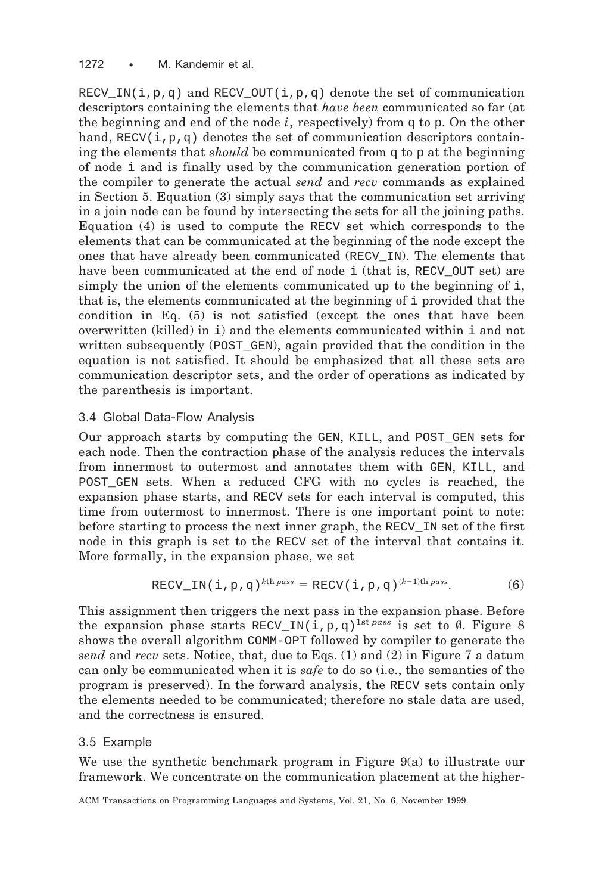RECV_IN(i,p,q) and RECV_OUT(i,p,q) denote the set of communication descriptors containing the elements that *have been* communicated so far (at the beginning and end of the node $i$, respectively) from q to p. On the other hand, RECV(i,p,q) denotes the set of communication descriptors containing the elements that *should* be communicated from q to p at the beginning of node i and is finally used by the communication generation portion of the compiler to generate the actual *send* and *recv* commands as explained in Section 5. Equation (3) simply says that the communication set arriving in a join node can be found by intersecting the sets for all the joining paths. Equation (4) is used to compute the RECV set which corresponds to the elements that can be communicated at the beginning of the node except the ones that have already been communicated (RECV_IN). The elements that have been communicated at the end of node i (that is, RECV_OUT set) are simply the union of the elements communicated up to the beginning of i, that is, the elements communicated at the beginning of i provided that the condition in Eq. (5) is not satisfied (except the ones that have been overwritten (killed) in i) and the elements communicated within i and not written subsequently (POST_GEN), again provided that the condition in the equation is not satisfied. It should be emphasized that all these sets are communication descriptor sets, and the order of operations as indicated by the parenthesis is important.

### 3.4 Global Data-Flow Analysis

Our approach starts by computing the GEN, KILL, and POST_GEN sets for each node. Then the contraction phase of the analysis reduces the intervals from innermost to outermost and annotates them with GEN, KILL, and POST_GEN sets. When a reduced CFG with no cycles is reached, the expansion phase starts, and RECV sets for each interval is computed, this time from outermost to innermost. There is one important point to note: before starting to process the next inner graph, the RECV_IN set of the first node in this graph is set to the RECV set of the interval that contains it. More formally, in the expansion phase, we set

$$\texttt{RECV\_IN(i,p,q)}^{k\text{th } pass} = \texttt{RECV(i,p,q)}^{(k-1)\text{th } pass}. \tag{6}$$

This assignment then triggers the next pass in the expansion phase. Before the expansion phase starts $\texttt{RECV\_IN(i,p,q)}^{1\text{st } pass}$ is set to $\emptyset$. Figure 8 shows the overall algorithm COMM-OPT followed by compiler to generate the *send* and *recv* sets. Notice, that, due to Eqs. (1) and (2) in Figure 7 a datum can only be communicated when it is *safe* to do so (i.e., the semantics of the program is preserved). In the forward analysis, the RECV sets contain only the elements needed to be communicated; therefore no stale data are used, and the correctness is ensured.

### 3.5 Example

We use the synthetic benchmark program in Figure 9(a) to illustrate our framework. We concentrate on the communication placement at the higher-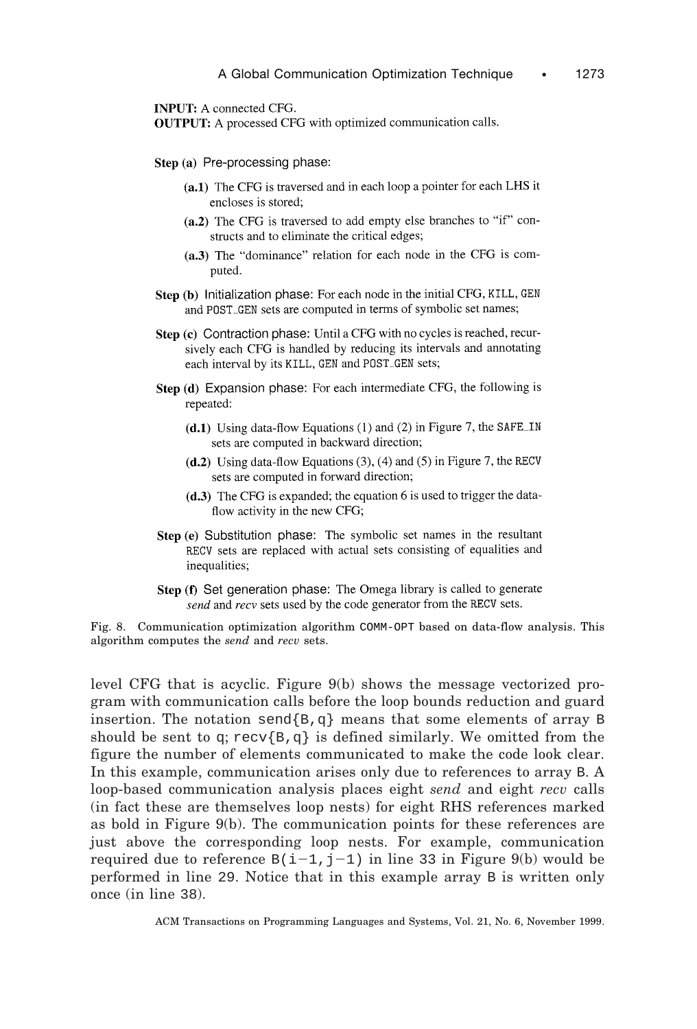**INPUT:** A connected CFG.
**OUTPUT:** A processed CFG with optimized communication calls.

**Step (a)** Pre-processing phase:

- **(a.1)** The CFG is traversed and in each loop a pointer for each LHS it encloses is stored;
- **(a.2)** The CFG is traversed to add empty else branches to "if" constructs and to eliminate the critical edges;
- **(a.3)** The "dominance" relation for each node in the CFG is computed.

**Step (b)** Initialization phase: For each node in the initial CFG, `KILL`, `GEN` and `POST_GEN` sets are computed in terms of symbolic set names;

**Step (c)** Contraction phase: Until a CFG with no cycles is reached, recursively each CFG is handled by reducing its intervals and annotating each interval by its `KILL`, `GEN` and `POST_GEN` sets;

**Step (d)** Expansion phase: For each intermediate CFG, the following is repeated:

- **(d.1)** Using data-flow Equations (1) and (2) in Figure 7, the `SAFE_IN` sets are computed in backward direction;
- **(d.2)** Using data-flow Equations (3), (4) and (5) in Figure 7, the `RECV` sets are computed in forward direction;
- **(d.3)** The CFG is expanded; the equation 6 is used to trigger the data-flow activity in the new CFG;

**Step (e)** Substitution phase: The symbolic set names in the resultant `RECV` sets are replaced with actual sets consisting of equalities and inequalities;

**Step (f)** Set generation phase: The Omega library is called to generate *send* and *recv* sets used by the code generator from the `RECV` sets.

Fig. 8. Communication optimization algorithm `COMM-OPT` based on data-flow analysis. This algorithm computes the *send* and *recv* sets.

level CFG that is acyclic. Figure 9(b) shows the message vectorized program with communication calls before the loop bounds reduction and guard insertion. The notation `send{B,q}` means that some elements of array `B` should be sent to `q`; `recv{B,q}` is defined similarly. We omitted from the figure the number of elements communicated to make the code look clear. In this example, communication arises only due to references to array `B`. A loop-based communication analysis places eight *send* and eight *recv* calls (in fact these are themselves loop nests) for eight RHS references marked as bold in Figure 9(b). The communication points for these references are just above the corresponding loop nests. For example, communication required due to reference `B(i−1,j−1)` in line 33 in Figure 9(b) would be performed in line 29. Notice that in this example array `B` is written only once (in line 38).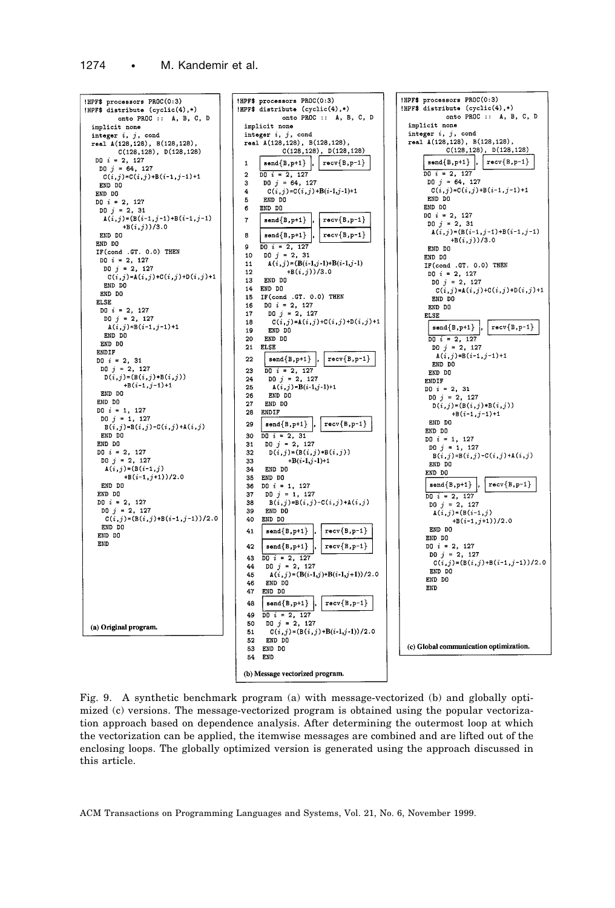```
!HPF$ processors PROC(0:3)
!HPF$ distribute (cyclic(4),*)
         onto PROC :: A, B, C, D
  implicit none
  integer i, j, cond
  real A(128,128), B(128,128),
       C(128,128), D(128,128)
  DO i = 2, 127
   DO j = 64, 127
    C(i,j)=C(i,j)+B(i-1,j-1)+1
   END DO
  END DO
  DO i = 2, 127
   DO j = 2, 31
    A(i,j)=(B(i-1,j-1)+B(i-1,j-1)
           +B(i,j))/3.0
   END DO
  END DO
  IF(cond .GT. 0.0) THEN
   DO i = 2, 127
    DO j = 2, 127
     C(i,j)=A(i,j)+C(i,j)+D(i,j)+1
    END DO
   END DO
  ELSE
   DO i = 2, 127
    DO j = 2, 127
     A(i,j)=B(i-1,j-1)+1
    END DO
   END DO
  ENDIF
  DO i = 2, 31
   DO j = 2, 127
    D(i,j)=(B(i,j)*B(i,j))
           +B(i-1,j-1)+1
   END DO
  END DO
  DO i = 1, 127
   DO j = 1, 127
    B(i,j)=B(i,j)-C(i,j)+A(i,j)
   END DO
  END DO
  DO i = 2, 127
   DO j = 2, 127
    A(i,j)=(B(i-1,j)
           +B(i-1,j+1))/2.0
   END DO
  END DO
  DO i = 2, 127
   DO j = 2, 127
    C(i,j)=(B(i,j)+B(i-1,j-1))/2.0
   END DO
  END DO
  END
```

(a) Original program.

```
!HPF$ processors PROC(0:3)
!HPF$ distribute (cyclic(4),*)
         onto PROC :: A, B, C, D
  implicit none
  integer i, j, cond
  real A(128,128), B(128,128),
       C(128,128), D(128,128)
1    send{B,p+1} , recv{B,p-1}
2    DO i = 2, 127
3     DO j = 64, 127
4      C(i,j)=C(i,j)+B(i-1,j-1)+1
5     END DO
6    END DO
7    send{B,p+1} , recv{B,p-1}
8    send{B,p+1} , recv{B,p-1}
9    DO i = 2, 127
10    DO j = 2, 31
11     A(i,j)=(B(i-1,j-1)+B(i-1,j-1)
12            +B(i,j))/3.0
13    END DO
14   END DO
15   IF(cond .GT. 0.0) THEN
16    DO i = 2, 127
17     DO j = 2, 127
18      C(i,j)=A(i,j)+C(i,j)+D(i,j)+1
19     END DO
20    END DO
21   ELSE
22    send{B,p+1} , recv{B,p-1}
23    DO i = 2, 127
24     DO j = 2, 127
25      A(i,j)=B(i-1,j-1)+1
26     END DO
27    END DO
28   ENDIF
29   send{B,p+1} , recv{B,p-1}
30   DO i = 2, 31
31    DO j = 2, 127
32     D(i,j)=(B(i,j)*B(i,j))
33            +B(i-1,j-1)+1
34    END DO
35   END DO
36   DO i = 1, 127
37    DO j = 1, 127
38     B(i,j)=B(i,j)-C(i,j)+A(i,j)
39    END DO
40   END DO
41   send{B,p+1} , recv{B,p-1}
42   send{B,p+1} , recv{B,p-1}
43   DO i = 2, 127
44    DO j = 2, 127
45     A(i,j)=(B(i-1,j)+B(i-1,j+1))/2.0
46    END DO
47   END DO
48   send{B,p+1} , recv{B,p-1}
49   DO i = 2, 127
50    DO j = 2, 127
51     C(i,j)=(B(i,j)+B(i-1,j-1))/2.0
52    END DO
53   END DO
54   END
```

(b) Message vectorized program.

```
!HPF$ processors PROC(0:3)
!HPF$ distribute (cyclic(4),*)
         onto PROC :: A, B, C, D
  implicit none
  integer i, j, cond
  real A(128,128), B(128,128),
       C(128,128), D(128,128)
  send{B,p+1} , recv{B,p-1}
  DO i = 2, 127
   DO j = 64, 127
    C(i,j)=C(i,j)+B(i-1,j-1)+1
   END DO
  END DO
  DO i = 2, 127
   DO j = 2, 31
    A(i,j)=(B(i-1,j-1)+B(i-1,j-1)
           +B(i,j))/3.0
   END DO
  END DO
  IF(cond .GT. 0.0) THEN
   DO i = 2, 127
    DO j = 2, 127
     C(i,j)=A(i,j)+C(i,j)+D(i,j)+1
    END DO
   END DO
  ELSE
   send{B,p+1} , recv{B,p-1}
   DO i = 2, 127
    DO j = 2, 127
     A(i,j)=B(i-1,j-1)+1
    END DO
   END DO
  ENDIF
  DO i = 2, 31
   DO j = 2, 127
    D(i,j)=(B(i,j)*B(i,j))
           +B(i-1,j-1)+1
   END DO
  END DO
  DO i = 1, 127
   DO j = 1, 127
    B(i,j)=B(i,j)-C(i,j)+A(i,j)
   END DO
  END DO
  send{B,p+1} , recv{B,p-1}
  DO i = 2, 127
   DO j = 2, 127
    A(i,j)=(B(i-1,j)
           +B(i-1,j+1))/2.0
   END DO
  END DO
  DO i = 2, 127
   DO j = 2, 127
    C(i,j)=(B(i,j)+B(i-1,j-1))/2.0
   END DO
  END DO
  END
```

(c) Global communication optimization.

Fig. 9. A synthetic benchmark program (a) with message-vectorized (b) and globally optimized (c) versions. The message-vectorized program is obtained using the popular vectorization approach based on dependence analysis. After determining the outermost loop at which the vectorization can be applied, the itemwise messages are combined and are lifted out of the enclosing loops. The globally optimized version is generated using the approach discussed in this article.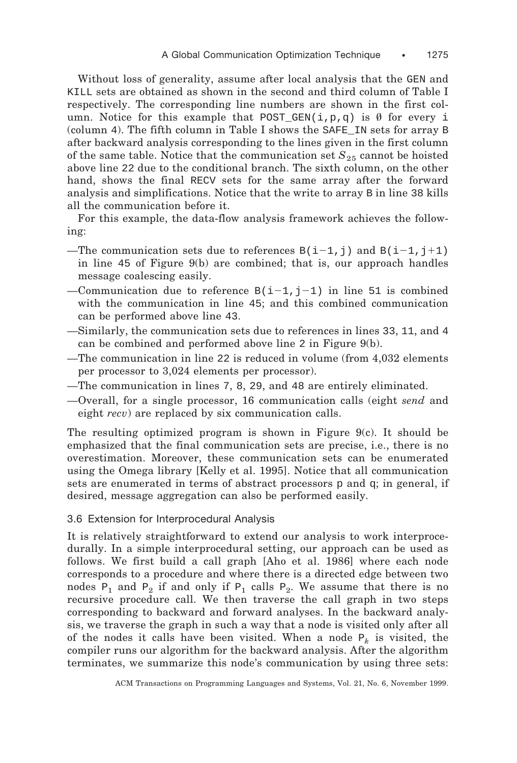Without loss of generality, assume after local analysis that the GEN and KILL sets are obtained as shown in the second and third column of Table I respectively. The corresponding line numbers are shown in the first column. Notice for this example that POST_GEN(i,p,q) is ∅ for every i (column 4). The fifth column in Table I shows the SAFE_IN sets for array B after backward analysis corresponding to the lines given in the first column of the same table. Notice that the communication set $S_{25}$ cannot be hoisted above line 22 due to the conditional branch. The sixth column, on the other hand, shows the final RECV sets for the same array after the forward analysis and simplifications. Notice that the write to array B in line 38 kills all the communication before it.

For this example, the data-flow analysis framework achieves the following:

—The communication sets due to references B(i−1,j) and B(i−1,j+1) in line 45 of Figure 9(b) are combined; that is, our approach handles message coalescing easily.

—Communication due to reference B(i−1,j−1) in line 51 is combined with the communication in line 45; and this combined communication can be performed above line 43.

—Similarly, the communication sets due to references in lines 33, 11, and 4 can be combined and performed above line 2 in Figure 9(b).

—The communication in line 22 is reduced in volume (from 4,032 elements per processor to 3,024 elements per processor).

—The communication in lines 7, 8, 29, and 48 are entirely eliminated.

—Overall, for a single processor, 16 communication calls (eight *send* and eight *recv*) are replaced by six communication calls.

The resulting optimized program is shown in Figure 9(c). It should be emphasized that the final communication sets are precise, i.e., there is no overestimation. Moreover, these communication sets can be enumerated using the Omega library [Kelly et al. 1995]. Notice that all communication sets are enumerated in terms of abstract processors p and q; in general, if desired, message aggregation can also be performed easily.

### 3.6 Extension for Interprocedural Analysis

It is relatively straightforward to extend our analysis to work interprocedurally. In a simple interprocedural setting, our approach can be used as follows. We first build a call graph [Aho et al. 1986] where each node corresponds to a procedure and where there is a directed edge between two nodes $P_1$ and $P_2$ if and only if $P_1$ calls $P_2$. We assume that there is no recursive procedure call. We then traverse the call graph in two steps corresponding to backward and forward analyses. In the backward analysis, we traverse the graph in such a way that a node is visited only after all of the nodes it calls have been visited. When a node $P_k$ is visited, the compiler runs our algorithm for the backward analysis. After the algorithm terminates, we summarize this node's communication by using three sets: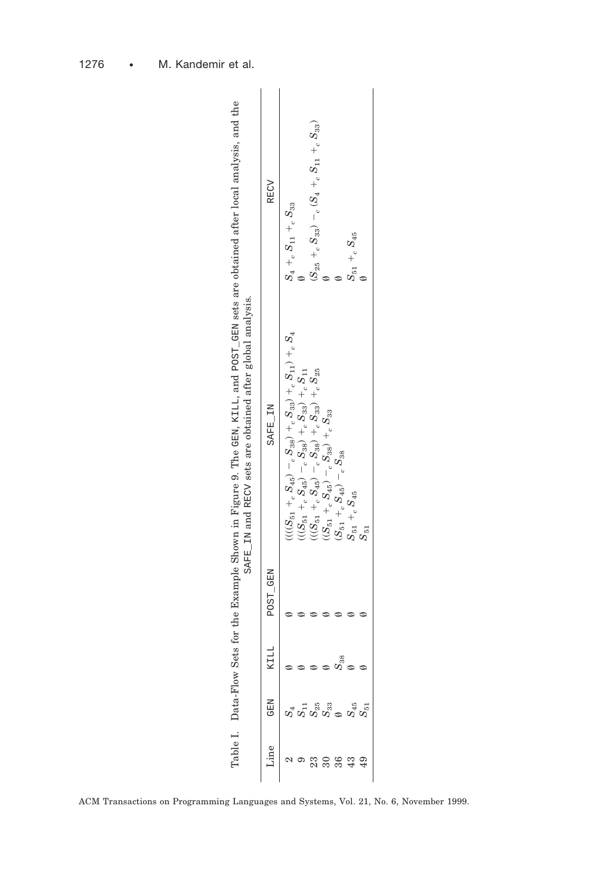Table I. Data-Flow Sets for the Example Shown in Figure 9. The GEN, KILL, and POST_GEN sets are obtained after local analysis, and the SAFE_IN and RECV sets are obtained after global analysis.

| Line | GEN | KILL | POST_GEN | SAFE_IN | RECV |
|---|---|---|---|---|---|
| 2 | $S_4$ | $\emptyset$ | $\emptyset$ | $(((S_{51} +_c S_{45}) -_c S_{38}) +_c S_{33}) +_c S_{11}) +_c S_4$ | $S_4 +_c S_{11} +_c S_{33}$ |
| 9 | $S_{11}$ | $\emptyset$ | $\emptyset$ | $(((S_{51} +_c S_{45}) -_c S_{38}) +_c S_{33}) +_c S_{11}$ | $\emptyset$ |
| 23 | $S_{25}$ | $\emptyset$ | $\emptyset$ | $(((S_{51} +_c S_{45}) -_c S_{38}) +_c S_{33}) +_c S_{25}$ | $(S_{25} +_c S_{33}) -_c (S_4 +_c S_{11} +_c S_{33})$ |
| 30 | $S_{33}$ | $\emptyset$ | $\emptyset$ | $((S_{51} +_c S_{45}) -_c S_{38}) +_c S_{33}$ | $\emptyset$ |
| 36 | $\emptyset$ | $S_{38}$ | $\emptyset$ | $(S_{51} +_c S_{45}) -_c S_{38}$ | $\emptyset$ |
| 43 | $S_{45}$ | $\emptyset$ | $\emptyset$ | $S_{51} +_c S_{45}$ | $S_{51} +_c S_{45}$ |
| 49 | $S_{51}$ | $\emptyset$ | $\emptyset$ | $S_{51}$ | $\emptyset$ |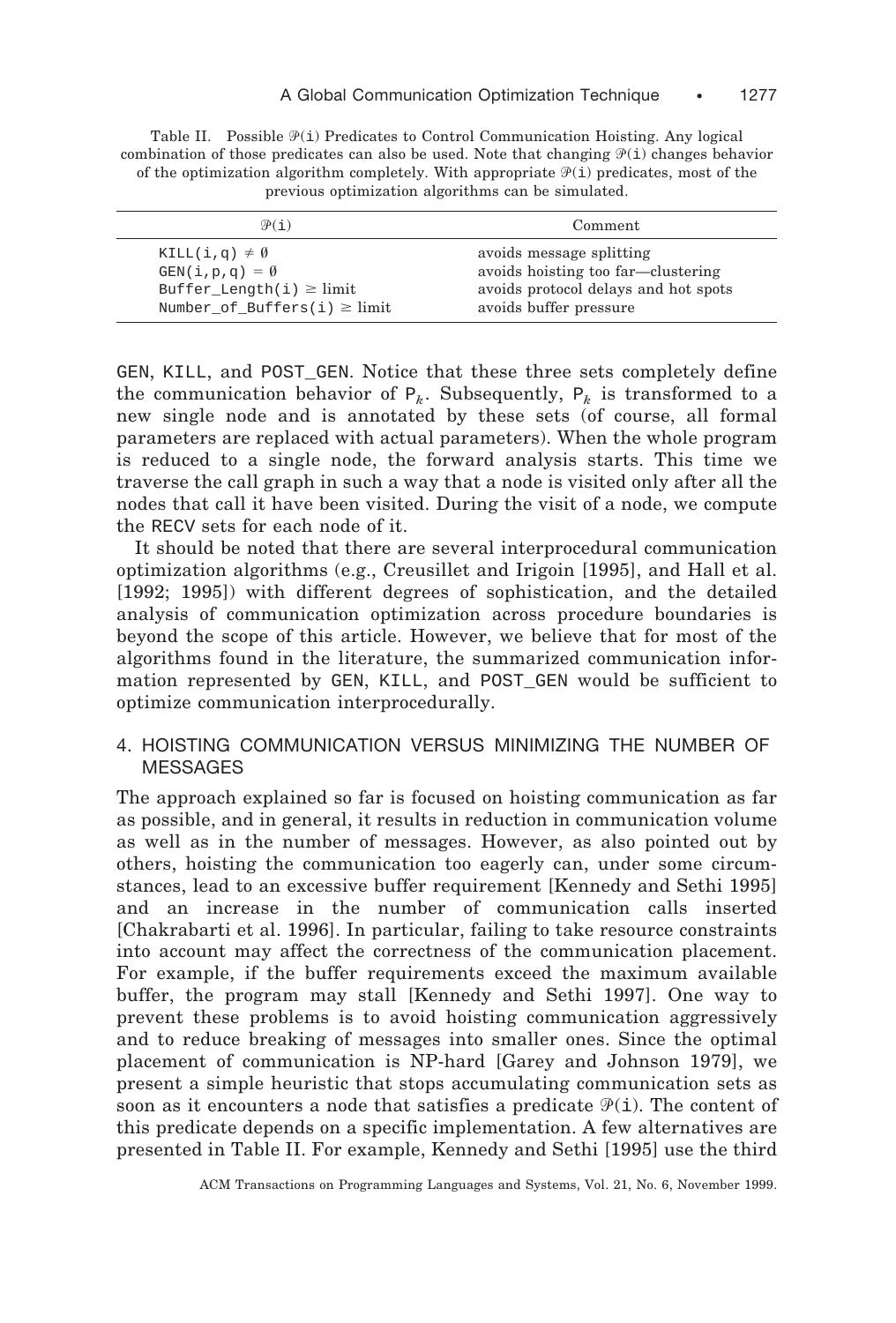Table II. Possible $\mathcal{P}$(i) Predicates to Control Communication Hoisting. Any logical combination of those predicates can also be used. Note that changing $\mathcal{P}$(i) changes behavior of the optimization algorithm completely. With appropriate $\mathcal{P}$(i) predicates, most of the previous optimization algorithms can be simulated.

| $\mathcal{P}$(i) | Comment |
|---|---|
| KILL(i,q) $\neq \emptyset$ | avoids message splitting |
| GEN(i,p,q) $= \emptyset$ | avoids hoisting too far—clustering |
| Buffer_Length(i) $\geq$ limit | avoids protocol delays and hot spots |
| Number_of_Buffers(i) $\geq$ limit | avoids buffer pressure |

GEN, KILL, and POST_GEN. Notice that these three sets completely define the communication behavior of $P_k$. Subsequently, $P_k$ is transformed to a new single node and is annotated by these sets (of course, all formal parameters are replaced with actual parameters). When the whole program is reduced to a single node, the forward analysis starts. This time we traverse the call graph in such a way that a node is visited only after all the nodes that call it have been visited. During the visit of a node, we compute the RECV sets for each node of it.

It should be noted that there are several interprocedural communication optimization algorithms (e.g., Creusillet and Irigoin [1995], and Hall et al. [1992; 1995]) with different degrees of sophistication, and the detailed analysis of communication optimization across procedure boundaries is beyond the scope of this article. However, we believe that for most of the algorithms found in the literature, the summarized communication information represented by GEN, KILL, and POST_GEN would be sufficient to optimize communication interprocedurally.

## 4. HOISTING COMMUNICATION VERSUS MINIMIZING THE NUMBER OF MESSAGES

The approach explained so far is focused on hoisting communication as far as possible, and in general, it results in reduction in communication volume as well as in the number of messages. However, as also pointed out by others, hoisting the communication too eagerly can, under some circumstances, lead to an excessive buffer requirement [Kennedy and Sethi 1995] and an increase in the number of communication calls inserted [Chakrabarti et al. 1996]. In particular, failing to take resource constraints into account may affect the correctness of the communication placement. For example, if the buffer requirements exceed the maximum available buffer, the program may stall [Kennedy and Sethi 1997]. One way to prevent these problems is to avoid hoisting communication aggressively and to reduce breaking of messages into smaller ones. Since the optimal placement of communication is NP-hard [Garey and Johnson 1979], we present a simple heuristic that stops accumulating communication sets as soon as it encounters a node that satisfies a predicate $\mathcal{P}$(i). The content of this predicate depends on a specific implementation. A few alternatives are presented in Table II. For example, Kennedy and Sethi [1995] use the third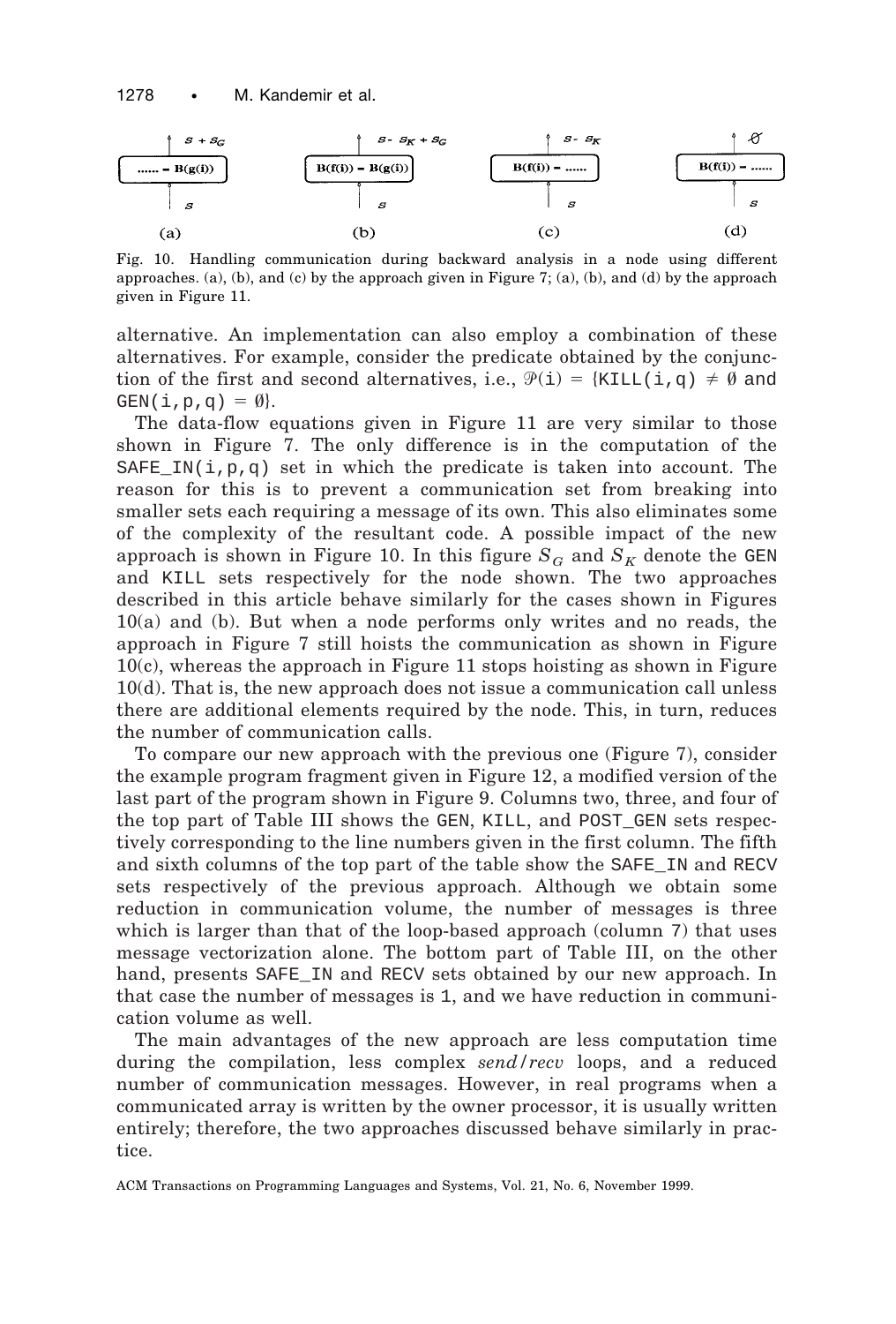Fig. 10. Handling communication during backward analysis in a node using different approaches. (a), (b), and (c) by the approach given in Figure 7; (a), (b), and (d) by the approach given in Figure 11.

alternative. An implementation can also employ a combination of these alternatives. For example, consider the predicate obtained by the conjunction of the first and second alternatives, i.e., $\mathcal{P}$(i) = {KILL(i,q) $\neq \emptyset$ and GEN(i,p,q) = $\emptyset$}.

The data-flow equations given in Figure 11 are very similar to those shown in Figure 7. The only difference is in the computation of the SAFE_IN(i,p,q) set in which the predicate is taken into account. The reason for this is to prevent a communication set from breaking into smaller sets each requiring a message of its own. This also eliminates some of the complexity of the resultant code. A possible impact of the new approach is shown in Figure 10. In this figure $S_G$ and $S_K$ denote the GEN and KILL sets respectively for the node shown. The two approaches described in this article behave similarly for the cases shown in Figures 10(a) and (b). But when a node performs only writes and no reads, the approach in Figure 7 still hoists the communication as shown in Figure 10(c), whereas the approach in Figure 11 stops hoisting as shown in Figure 10(d). That is, the new approach does not issue a communication call unless there are additional elements required by the node. This, in turn, reduces the number of communication calls.

To compare our new approach with the previous one (Figure 7), consider the example program fragment given in Figure 12, a modified version of the last part of the program shown in Figure 9. Columns two, three, and four of the top part of Table III shows the GEN, KILL, and POST_GEN sets respectively corresponding to the line numbers given in the first column. The fifth and sixth columns of the top part of the table show the SAFE_IN and RECV sets respectively of the previous approach. Although we obtain some reduction in communication volume, the number of messages is three which is larger than that of the loop-based approach (column 7) that uses message vectorization alone. The bottom part of Table III, on the other hand, presents SAFE_IN and RECV sets obtained by our new approach. In that case the number of messages is 1, and we have reduction in communication volume as well.

The main advantages of the new approach are less computation time during the compilation, less complex *send/recv* loops, and a reduced number of communication messages. However, in real programs when a communicated array is written by the owner processor, it is usually written entirely; therefore, the two approaches discussed behave similarly in practice.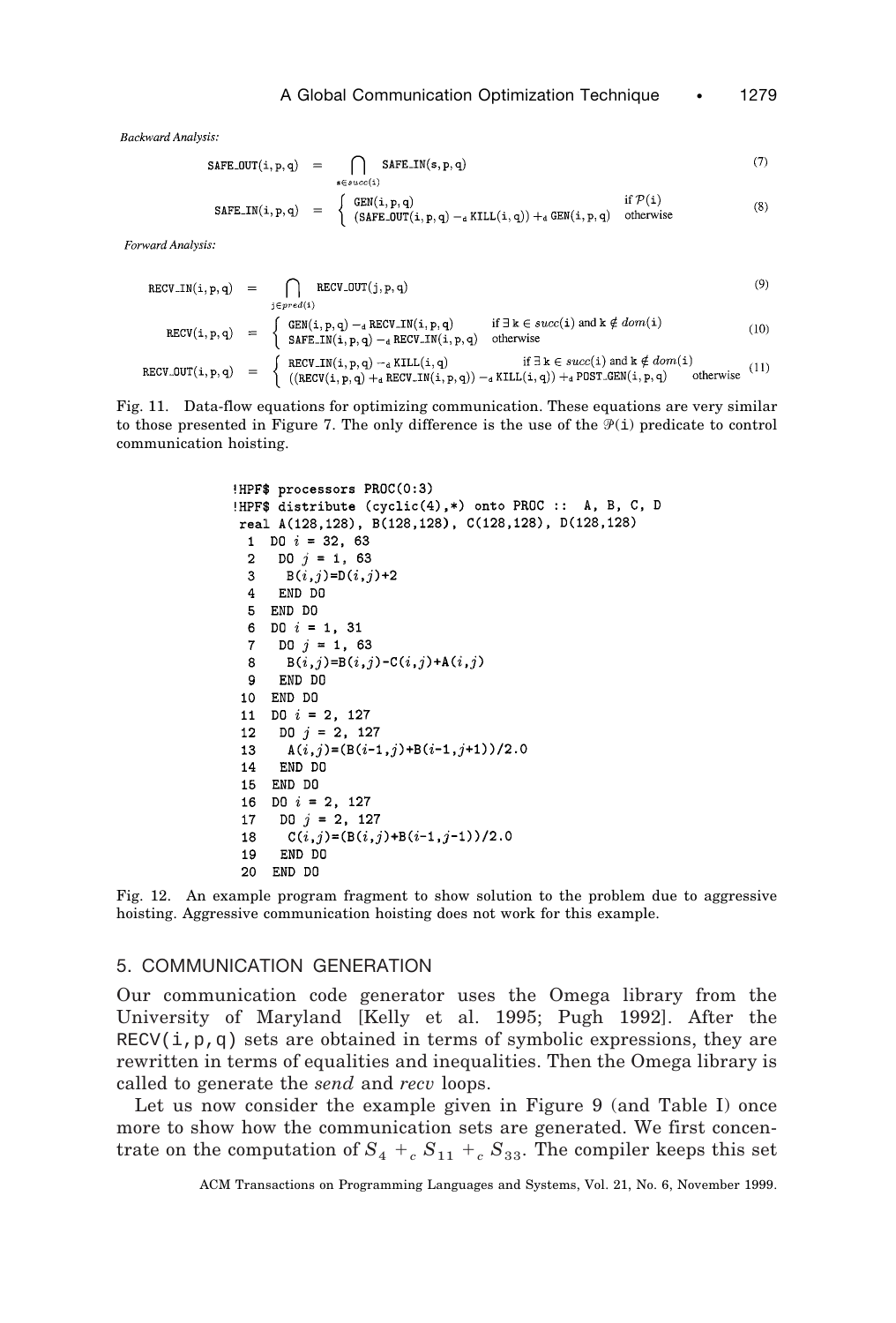*Backward Analysis:*

$$\texttt{SAFE\_OUT(i,p,q)} = \bigcap_{s \in succ(\texttt{i})} \texttt{SAFE\_IN(s,p,q)} \tag{7}$$

$$\texttt{SAFE\_IN(i,p,q)} = \begin{cases} \texttt{GEN(i,p,q)} & \text{if } \mathcal{P}(\texttt{i}) \\ (\texttt{SAFE\_OUT(i,p,q)} -_d \texttt{KILL(i,q)}) +_d \texttt{GEN(i,p,q)} & \text{otherwise} \end{cases} \tag{8}$$

*Forward Analysis:*

$$\texttt{RECV\_IN(i,p,q)} = \bigcap_{j \in pred(\texttt{i})} \texttt{RECV\_OUT(j,p,q)} \tag{9}$$

$$\texttt{RECV(i,p,q)} = \begin{cases} \texttt{GEN(i,p,q)} -_d \texttt{RECV\_IN(i,p,q)} & \text{if } \exists\, \texttt{k} \in succ(\texttt{i}) \text{ and } \texttt{k} \notin dom(\texttt{i}) \\ \texttt{SAFE\_IN(i,p,q)} -_d \texttt{RECV\_IN(i,p,q)} & \text{otherwise} \end{cases} \tag{10}$$

$$\texttt{RECV\_OUT(i,p,q)} = \begin{cases} \texttt{RECV\_IN(i,p,q)} -_d \texttt{KILL(i,q)} & \text{if } \exists\, \texttt{k} \in succ(\texttt{i}) \text{ and } \texttt{k} \notin dom(\texttt{i}) \\ ((\texttt{RECV(i,p,q)} +_d \texttt{RECV\_IN(i,p,q)}) -_d \texttt{KILL(i,q)}) +_d \texttt{POST\_GEN(i,p,q)} & \text{otherwise} \end{cases} \tag{11}$$

Fig. 11. Data-flow equations for optimizing communication. These equations are very similar to those presented in Figure 7. The only difference is the use of the $\mathcal{P}(\texttt{i})$ predicate to control communication hoisting.

```
!HPF$ processors PROC(0:3)
!HPF$ distribute (cyclic(4),*) onto PROC :: A, B, C, D
 real A(128,128), B(128,128), C(128,128), D(128,128)
  1  DO i = 32, 63
  2   DO j = 1, 63
  3    B(i,j)=D(i,j)+2
  4   END DO
  5  END DO
  6  DO i = 1, 31
  7   DO j = 1, 63
  8    B(i,j)=B(i,j)-C(i,j)+A(i,j)
  9   END DO
 10  END DO
 11  DO i = 2, 127
 12   DO j = 2, 127
 13    A(i,j)=(B(i-1,j)+B(i-1,j+1))/2.0
 14   END DO
 15  END DO
 16  DO i = 2, 127
 17   DO j = 2, 127
 18    C(i,j)=(B(i,j)+B(i-1,j-1))/2.0
 19   END DO
 20  END DO
```

Fig. 12. An example program fragment to show solution to the problem due to aggressive hoisting. Aggressive communication hoisting does not work for this example.

## 5. COMMUNICATION GENERATION

Our communication code generator uses the Omega library from the University of Maryland [Kelly et al. 1995; Pugh 1992]. After the RECV(i,p,q) sets are obtained in terms of symbolic expressions, they are rewritten in terms of equalities and inequalities. Then the Omega library is called to generate the *send* and *recv* loops.

Let us now consider the example given in Figure 9 (and Table I) once more to show how the communication sets are generated. We first concentrate on the computation of $S_4 +_c S_{11} +_c S_{33}$. The compiler keeps this set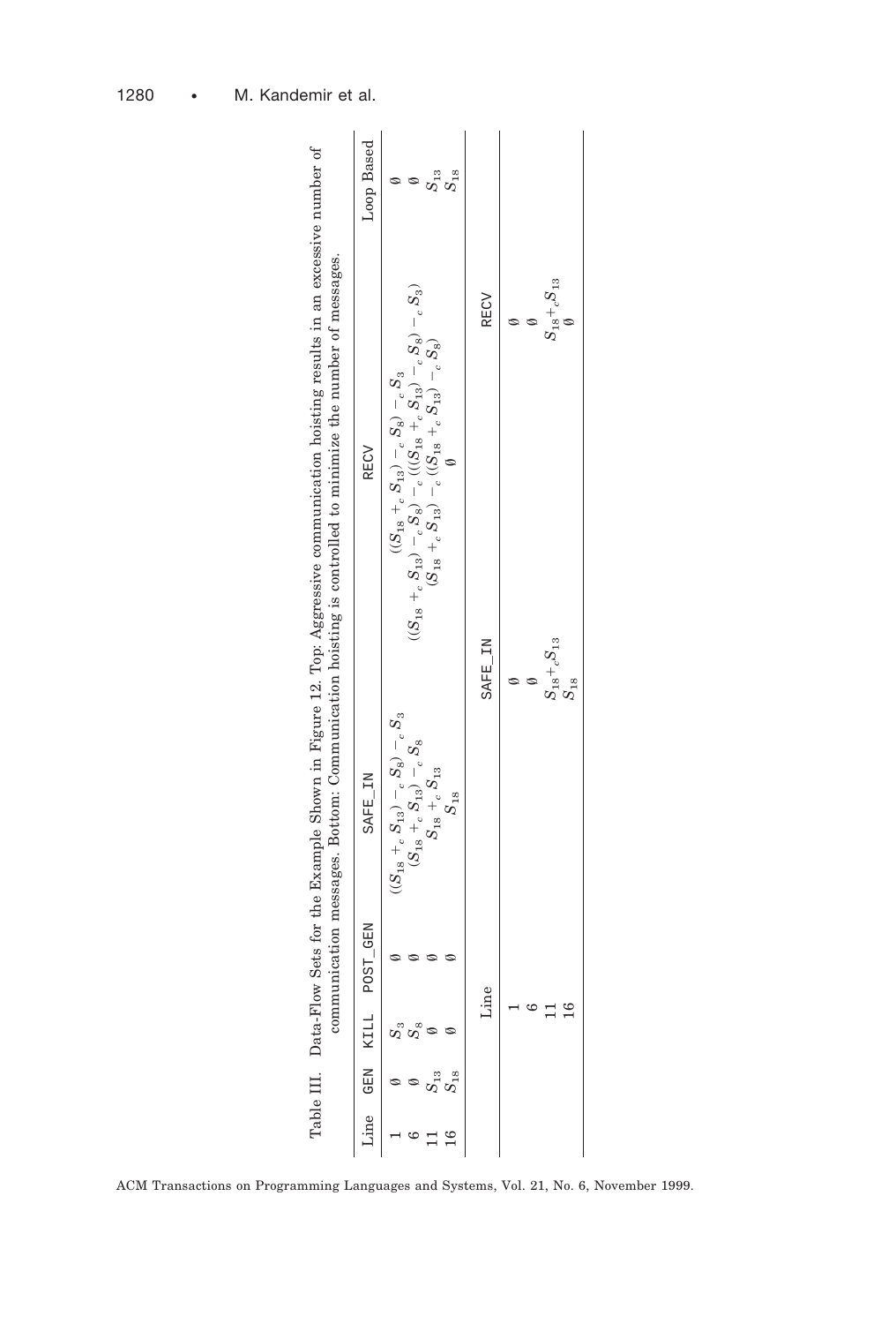Table III. Data-Flow Sets for the Example Shown in Figure 12. Top: Aggressive communication hoisting results in an excessive number of communication messages. Bottom: Communication hoisting is controlled to minimize the number of messages.

| Line | GEN | KILL | POST_GEN | SAFE_IN | RECV | Loop Based |
|---|---|---|---|---|---|---|
| 1 | $\emptyset$ | $S_3$ | $\emptyset$ | $((S_{18} +_c S_{13}) -_c S_8) -_c S_3$ | $((S_{18} +_c S_{13}) -_c S_8) -_c S_3$ | $\emptyset$ |
| 6 | $\emptyset$ | $S_8$ | $\emptyset$ | $(S_{18} +_c S_{13}) -_c S_8$ | $((S_{18} +_c S_{13}) -_c S_8) -_c (((S_{18} +_c S_{13}) -_c S_8) -_c S_3)$ | $\emptyset$ |
| 11 | $S_{13}$ | $\emptyset$ | $\emptyset$ | $S_{18} +_c S_{13}$ | $(S_{18} +_c S_{13}) -_c ((S_{18} +_c S_{13}) -_c S_8)$ | $S_{13}$ |
| 16 | $S_{18}$ | $\emptyset$ | $\emptyset$ | $S_{18}$ | $\emptyset$ | $S_{18}$ |

| Line | SAFE_IN | RECV |
|---|---|---|
| 1 | $\emptyset$ | $\emptyset$ |
| 6 | $\emptyset$ | $\emptyset$ |
| 11 | $S_{18} +_c S_{13}$ | $S_{18} +_c S_{13}$ |
| 16 | $S_{18}$ | $\emptyset$ |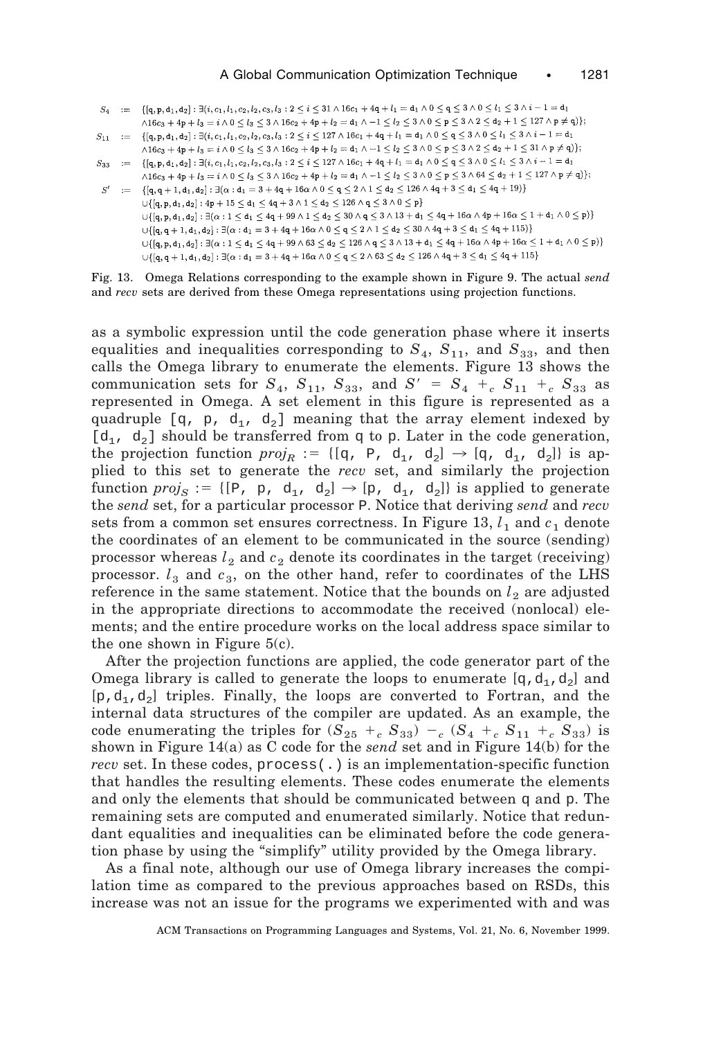$$S_4 := \{[\mathtt{q},\mathtt{p},\mathtt{d}_1,\mathtt{d}_2] : \exists(i,c_1,l_1,c_2,l_2,c_3,l_3 : 2 \le i \le 31 \wedge 16c_1 + 4\mathtt{q} + l_1 = \mathtt{d}_1 \wedge 0 \le \mathtt{q} \le 3 \wedge 0 \le l_1 \le 3 \wedge i - 1 = \mathtt{d}_1$$
$$\wedge 16c_3 + 4\mathtt{p} + l_3 = i \wedge 0 \le l_3 \le 3 \wedge 16c_2 + 4\mathtt{p} + l_2 = \mathtt{d}_1 \wedge -1 \le l_2 \le 3 \wedge 0 \le \mathtt{p} \le 3 \wedge 2 \le \mathtt{d}_2 + 1 \le 127 \wedge \mathtt{p} \ne \mathtt{q})\};$$

$$S_{11} := \{[\mathtt{q},\mathtt{p},\mathtt{d}_1,\mathtt{d}_2] : \exists(i,c_1,l_1,c_2,l_2,c_3,l_3 : 2 \le i \le 127 \wedge 16c_1 + 4\mathtt{q} + l_1 = \mathtt{d}_1 \wedge 0 \le \mathtt{q} \le 3 \wedge 0 \le l_1 \le 3 \wedge i - 1 = \mathtt{d}_1$$
$$\wedge 16c_3 + 4\mathtt{p} + l_3 = i \wedge 0 \le l_3 \le 3 \wedge 16c_2 + 4\mathtt{p} + l_2 = \mathtt{d}_1 \wedge -1 \le l_2 \le 3 \wedge 0 \le \mathtt{p} \le 3 \wedge 2 \le \mathtt{d}_2 + 1 \le 31 \wedge \mathtt{p} \ne \mathtt{q})\};$$

$$S_{33} := \{[\mathtt{q},\mathtt{p},\mathtt{d}_1,\mathtt{d}_2] : \exists(i,c_1,l_1,c_2,l_2,c_3,l_3 : 2 \le i \le 127 \wedge 16c_1 + 4\mathtt{q} + l_1 = \mathtt{d}_1 \wedge 0 \le \mathtt{q} \le 3 \wedge 0 \le l_1 \le 3 \wedge i - 1 = \mathtt{d}_1$$
$$\wedge 16c_3 + 4\mathtt{p} + l_3 = i \wedge 0 \le l_3 \le 3 \wedge 16c_2 + 4\mathtt{p} + l_2 = \mathtt{d}_1 \wedge -1 \le l_2 \le 3 \wedge 0 \le \mathtt{p} \le 3 \wedge 64 \le \mathtt{d}_2 + 1 \le 127 \wedge \mathtt{p} \ne \mathtt{q})\};$$

$$S' := \{[\mathtt{q},\mathtt{q}+1,\mathtt{d}_1,\mathtt{d}_2] : \exists(\alpha : \mathtt{d}_1 = 3 + 4\mathtt{q} + 16\alpha \wedge 0 \le \mathtt{q} \le 2 \wedge 1 \le \mathtt{d}_2 \le 126 \wedge 4\mathtt{q} + 3 \le \mathtt{d}_1 \le 4\mathtt{q} + 19)\}$$
$$\cup\{[\mathtt{q},\mathtt{p},\mathtt{d}_1,\mathtt{d}_2] : 4\mathtt{p} + 15 \le \mathtt{d}_1 \le 4\mathtt{q} + 3 \wedge 1 \le \mathtt{d}_2 \le 126 \wedge \mathtt{q} \le 3 \wedge 0 \le \mathtt{p}\}$$
$$\cup\{[\mathtt{q},\mathtt{p},\mathtt{d}_1,\mathtt{d}_2] : \exists(\alpha : 1 \le \mathtt{d}_1 \le 4\mathtt{q} + 99 \wedge 1 \le \mathtt{d}_2 \le 30 \wedge \mathtt{q} \le 3 \wedge 13 + \mathtt{d}_1 \le 4\mathtt{q} + 16\alpha \wedge 4\mathtt{p} + 16\alpha \le 1 + \mathtt{d}_1 \wedge 0 \le \mathtt{p})\}$$
$$\cup\{[\mathtt{q},\mathtt{q}+1,\mathtt{d}_1,\mathtt{d}_2] : \exists(\alpha : \mathtt{d}_1 = 3 + 4\mathtt{q} + 16\alpha \wedge 0 \le \mathtt{q} \le 2 \wedge 1 \le \mathtt{d}_2 \le 30 \wedge 4\mathtt{q} + 3 \le \mathtt{d}_1 \le 4\mathtt{q} + 115)\}$$
$$\cup\{[\mathtt{q},\mathtt{p},\mathtt{d}_1,\mathtt{d}_2] : \exists(\alpha : 1 \le \mathtt{d}_1 \le 4\mathtt{q} + 99 \wedge 63 \le \mathtt{d}_2 \le 126 \wedge \mathtt{q} \le 3 \wedge 13 + \mathtt{d}_1 \le 4\mathtt{q} + 16\alpha \wedge 4\mathtt{p} + 16\alpha \le 1 + \mathtt{d}_1 \wedge 0 \le \mathtt{p})\}$$
$$\cup\{[\mathtt{q},\mathtt{q}+1,\mathtt{d}_1,\mathtt{d}_2] : \exists(\alpha : \mathtt{d}_1 = 3 + 4\mathtt{q} + 16\alpha \wedge 0 \le \mathtt{q} \le 2 \wedge 63 \le \mathtt{d}_2 \le 126 \wedge 4\mathtt{q} + 3 \le \mathtt{d}_1 \le 4\mathtt{q} + 115\}$$

Fig. 13. Omega Relations corresponding to the example shown in Figure 9. The actual *send* and *recv* sets are derived from these Omega representations using projection functions.

as a symbolic expression until the code generation phase where it inserts equalities and inequalities corresponding to $S_4$, $S_{11}$, and $S_{33}$, and then calls the Omega library to enumerate the elements. Figure 13 shows the communication sets for $S_4$, $S_{11}$, $S_{33}$, and $S' = S_4 +_c S_{11} +_c S_{33}$ as represented in Omega. A set element in this figure is represented as a quadruple [q, p, $d_1$, $d_2$] meaning that the array element indexed by [$d_1$, $d_2$] should be transferred from q to p. Later in the code generation, the projection function $proj_R$ := {[q, P, $d_1$, $d_2$] → [q, $d_1$, $d_2$]} is applied to this set to generate the *recv* set, and similarly the projection function $proj_S$ := {[P, p, $d_1$, $d_2$] → [p, $d_1$, $d_2$]} is applied to generate the *send* set, for a particular processor P. Notice that deriving *send* and *recv* sets from a common set ensures correctness. In Figure 13, $l_1$ and $c_1$ denote the coordinates of an element to be communicated in the source (sending) processor whereas $l_2$ and $c_2$ denote its coordinates in the target (receiving) processor. $l_3$ and $c_3$, on the other hand, refer to coordinates of the LHS reference in the same statement. Notice that the bounds on $l_2$ are adjusted in the appropriate directions to accommodate the received (nonlocal) elements; and the entire procedure works on the local address space similar to the one shown in Figure 5(c).

After the projection functions are applied, the code generator part of the Omega library is called to generate the loops to enumerate [q,$d_1$,$d_2$] and [p,$d_1$,$d_2$] triples. Finally, the loops are converted to Fortran, and the internal data structures of the compiler are updated. As an example, the code enumerating the triples for $(S_{25} +_c S_{33}) -_c (S_4 +_c S_{11} +_c S_{33})$ is shown in Figure 14(a) as C code for the *send* set and in Figure 14(b) for the *recv* set. In these codes, process(.) is an implementation-specific function that handles the resulting elements. These codes enumerate the elements and only the elements that should be communicated between q and p. The remaining sets are computed and enumerated similarly. Notice that redundant equalities and inequalities can be eliminated before the code generation phase by using the "simplify" utility provided by the Omega library.

As a final note, although our use of Omega library increases the compilation time as compared to the previous approaches based on RSDs, this increase was not an issue for the programs we experimented with and was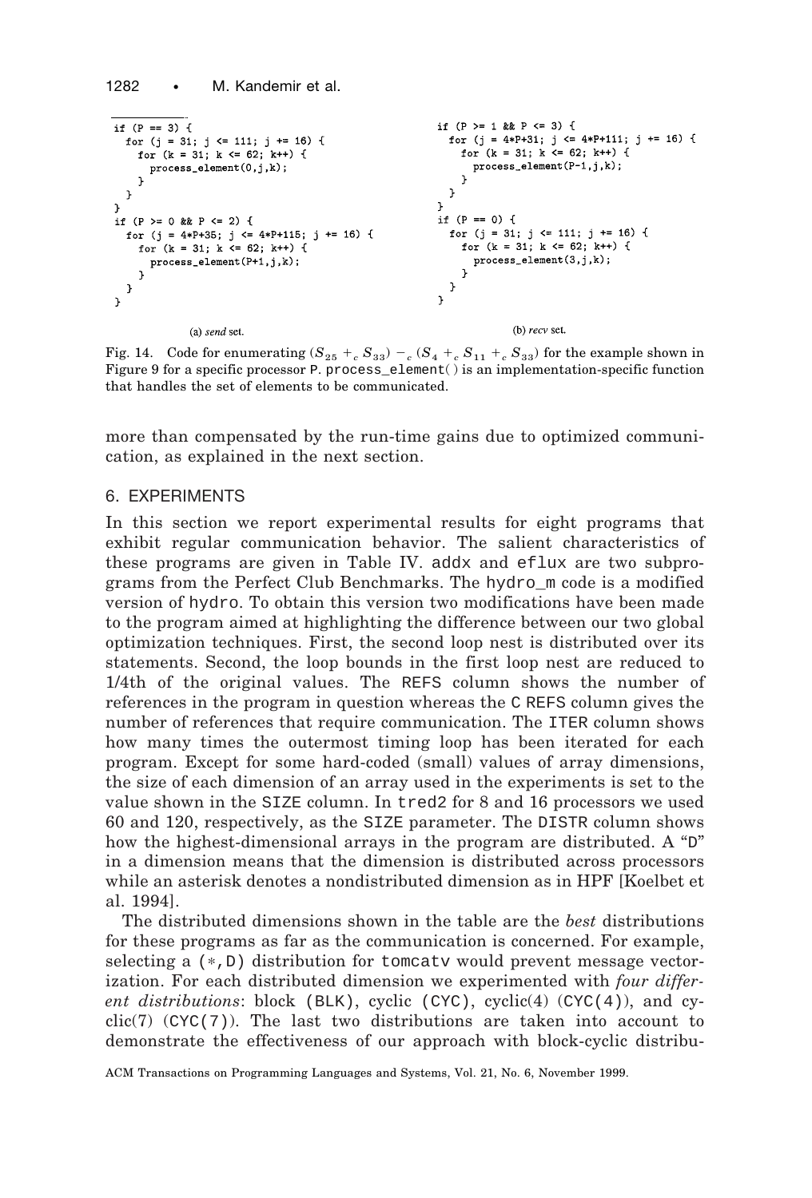```
if (P == 3) {
  for (j = 31; j <= 111; j += 16) {
    for (k = 31; k <= 62; k++) {
      process_element(0,j,k);
    }
  }
}
if (P >= 0 && P <= 2) {
  for (j = 4*P+35; j <= 4*P+115; j += 16) {
    for (k = 31; k <= 62; k++) {
      process_element(P+1,j,k);
    }
  }
}
```

(a) *send* set.

```
if (P >= 1 && P <= 3) {
  for (j = 4*P+31; j <= 4*P+111; j += 16) {
    for (k = 31; k <= 62; k++) {
      process_element(P-1,j,k);
    }
  }
}
if (P == 0) {
  for (j = 31; j <= 111; j += 16) {
    for (k = 31; k <= 62; k++) {
      process_element(3,j,k);
    }
  }
}
```

(b) *recv* set.

Fig. 14. Code for enumerating $(S_{25} +_c S_{33}) -_c (S_4 +_c S_{11} +_c S_{33})$ for the example shown in Figure 9 for a specific processor P. process_element( ) is an implementation-specific function that handles the set of elements to be communicated.

more than compensated by the run-time gains due to optimized communication, as explained in the next section.

## 6. EXPERIMENTS

In this section we report experimental results for eight programs that exhibit regular communication behavior. The salient characteristics of these programs are given in Table IV. addx and eflux are two subprograms from the Perfect Club Benchmarks. The hydro_m code is a modified version of hydro. To obtain this version two modifications have been made to the program aimed at highlighting the difference between our two global optimization techniques. First, the second loop nest is distributed over its statements. Second, the loop bounds in the first loop nest are reduced to 1/4th of the original values. The REFS column shows the number of references in the program in question whereas the C REFS column gives the number of references that require communication. The ITER column shows how many times the outermost timing loop has been iterated for each program. Except for some hard-coded (small) values of array dimensions, the size of each dimension of an array used in the experiments is set to the value shown in the SIZE column. In tred2 for 8 and 16 processors we used 60 and 120, respectively, as the SIZE parameter. The DISTR column shows how the highest-dimensional arrays in the program are distributed. A "D" in a dimension means that the dimension is distributed across processors while an asterisk denotes a nondistributed dimension as in HPF [Koelbet et al. 1994].

The distributed dimensions shown in the table are the *best* distributions for these programs as far as the communication is concerned. For example, selecting a (*,D) distribution for tomcatv would prevent message vectorization. For each distributed dimension we experimented with *four different distributions*: block (BLK), cyclic (CYC), cyclic(4) (CYC(4)), and cyclic(7) (CYC(7)). The last two distributions are taken into account to demonstrate the effectiveness of our approach with block-cyclic distribu-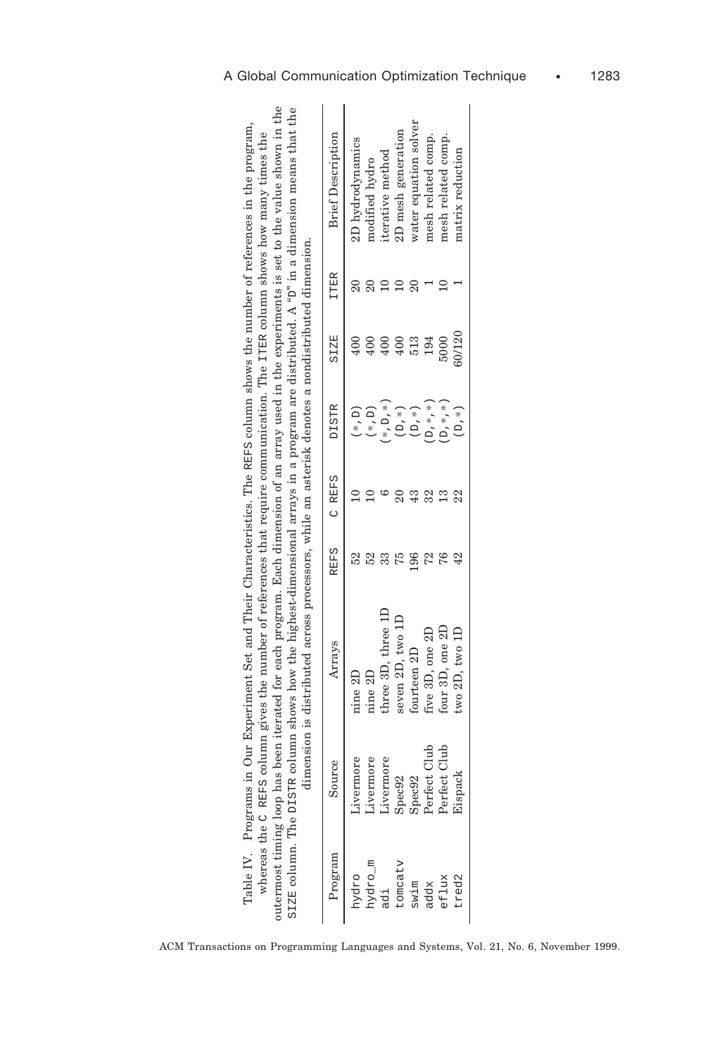Table IV. Programs in Our Experiment Set and Their Characteristics. The REFS column shows the number of references in the program, whereas the C REFS column gives the number of references that require communication. The ITER column shows how many times the outermost timing loop has been iterated for each program. Each dimension of an array used in the experiments is set to the value shown in the SIZE column. The DISTR column shows how the highest-dimensional arrays in a program are distributed. A "D" in a dimension means that the dimension is distributed across processors, while an asterisk denotes a nondistributed dimension.

| Program | Source | Arrays | REFS | C REFS | DISTR | SIZE | ITER | Brief Description |
|---|---|---|---|---|---|---|---|---|
| hydro | Livermore | nine 2D | 52 | 10 | (*,D) | 400 | 20 | 2D hydrodynamics |
| hydro_m | Livermore | nine 2D | 52 | 10 | (*,D) | 400 | 20 | modified hydro |
| adi | Livermore | three 3D, three 1D | 33 | 6 | (*,D,*) | 400 | 10 | iterative method |
| tomcatv | Spec92 | seven 2D, two 1D | 75 | 20 | (D,*) | 400 | 10 | 2D mesh generation |
| swim | Spec92 | fourteen 2D | 196 | 43 | (D,*) | 513 | 20 | water equation solver |
| addx | Perfect Club | five 3D, one 2D | 72 | 32 | (D,*,*) | 194 | 1 | mesh related comp. |
| eflux | Perfect Club | four 3D, one 2D | 76 | 13 | (D,*,*) | 5000 | 10 | mesh related comp. |
| tred2 | Eispack | two 2D, two 1D | 42 | 22 | (D,*) | 60/120 | 1 | matrix reduction |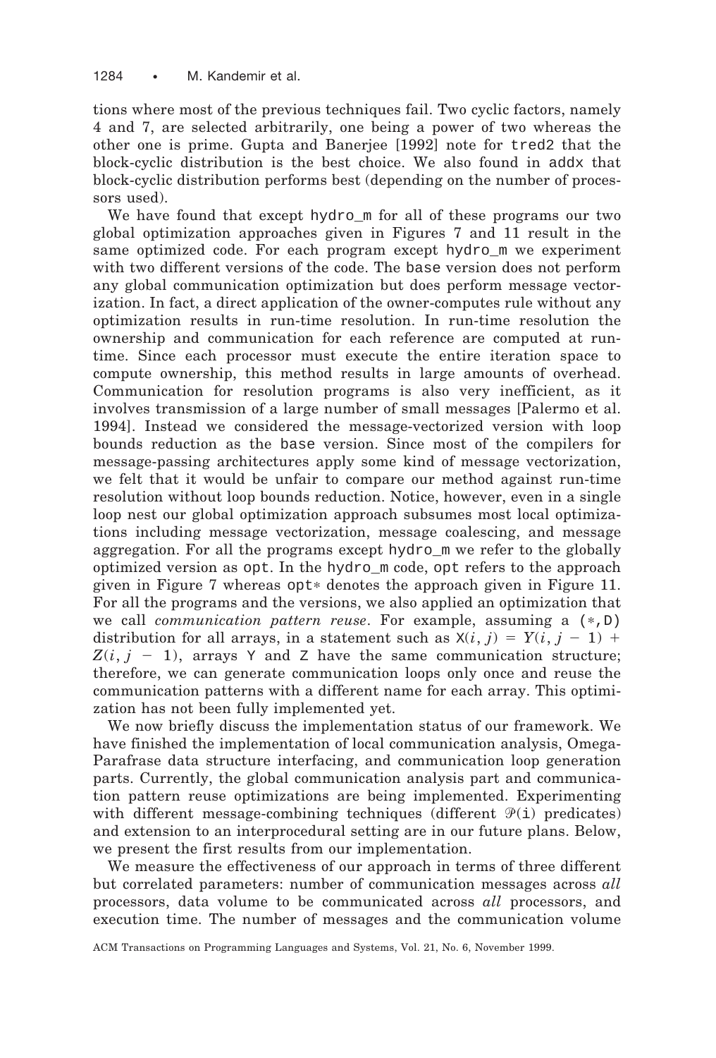tions where most of the previous techniques fail. Two cyclic factors, namely 4 and 7, are selected arbitrarily, one being a power of two whereas the other one is prime. Gupta and Banerjee [1992] note for tred2 that the block-cyclic distribution is the best choice. We also found in addx that block-cyclic distribution performs best (depending on the number of processors used).

We have found that except hydro_m for all of these programs our two global optimization approaches given in Figures 7 and 11 result in the same optimized code. For each program except hydro_m we experiment with two different versions of the code. The base version does not perform any global communication optimization but does perform message vectorization. In fact, a direct application of the owner-computes rule without any optimization results in run-time resolution. In run-time resolution the ownership and communication for each reference are computed at run-time. Since each processor must execute the entire iteration space to compute ownership, this method results in large amounts of overhead. Communication for resolution programs is also very inefficient, as it involves transmission of a large number of small messages [Palermo et al. 1994]. Instead we considered the message-vectorized version with loop bounds reduction as the base version. Since most of the compilers for message-passing architectures apply some kind of message vectorization, we felt that it would be unfair to compare our method against run-time resolution without loop bounds reduction. Notice, however, even in a single loop nest our global optimization approach subsumes most local optimizations including message vectorization, message coalescing, and message aggregation. For all the programs except hydro_m we refer to the globally optimized version as opt. In the hydro_m code, opt refers to the approach given in Figure 7 whereas opt* denotes the approach given in Figure 11. For all the programs and the versions, we also applied an optimization that we call *communication pattern reuse*. For example, assuming a (*,D) distribution for all arrays, in a statement such as $X(i, j) = Y(i, j - 1) + Z(i, j - 1)$, arrays Y and Z have the same communication structure; therefore, we can generate communication loops only once and reuse the communication patterns with a different name for each array. This optimization has not been fully implemented yet.

We now briefly discuss the implementation status of our framework. We have finished the implementation of local communication analysis, Omega-Parafrase data structure interfacing, and communication loop generation parts. Currently, the global communication analysis part and communication pattern reuse optimizations are being implemented. Experimenting with different message-combining techniques (different $\mathcal{P}(\mathtt{i})$ predicates) and extension to an interprocedural setting are in our future plans. Below, we present the first results from our implementation.

We measure the effectiveness of our approach in terms of three different but correlated parameters: number of communication messages across *all* processors, data volume to be communicated across *all* processors, and execution time. The number of messages and the communication volume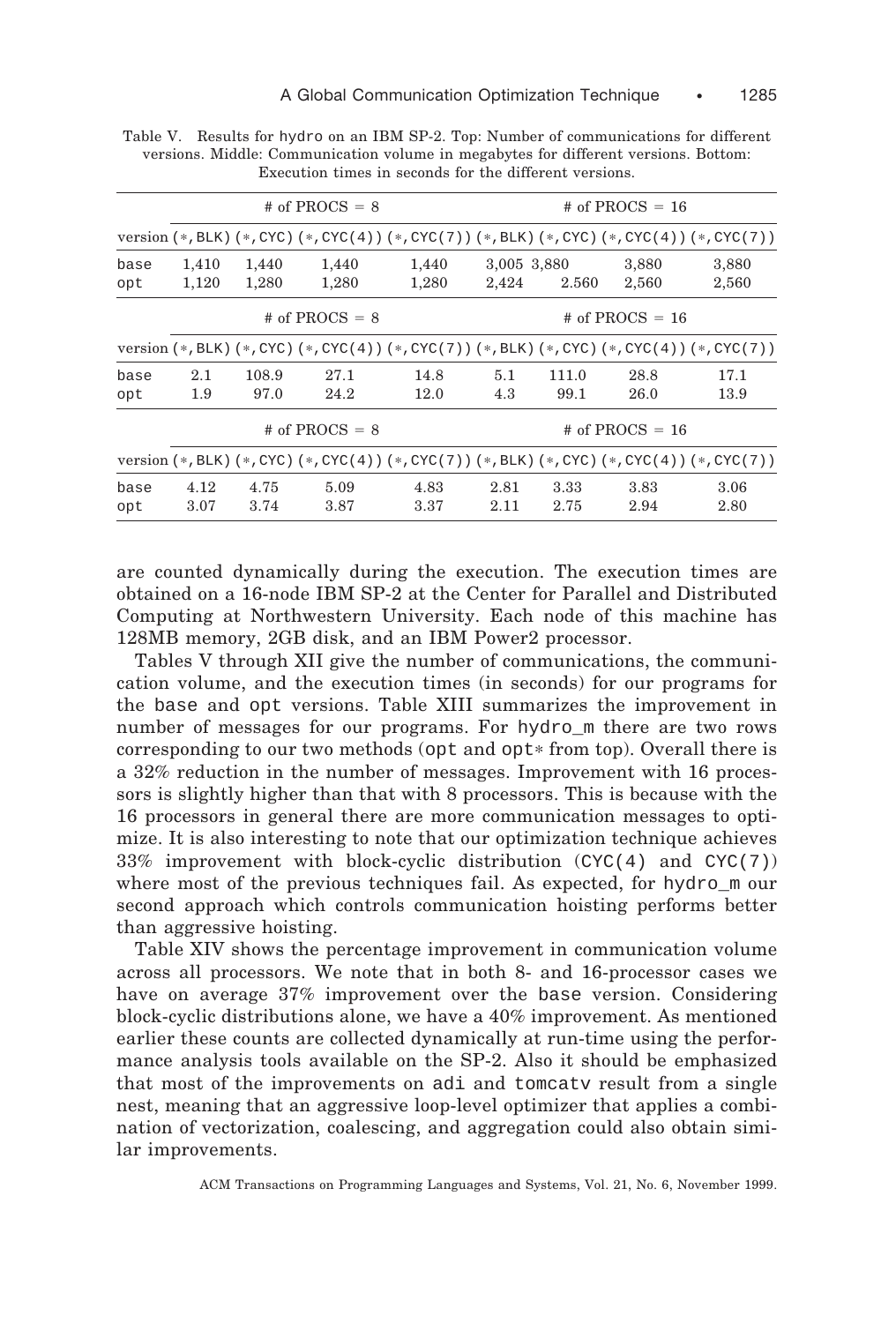Table V. Results for hydro on an IBM SP-2. Top: Number of communications for different versions. Middle: Communication volume in megabytes for different versions. Bottom: Execution times in seconds for the different versions.

| | # of PROCS = 8 | | | | # of PROCS = 16 | | | |
|---|---|---|---|---|---|---|---|---|
| version | (*,BLK) | (*,CYC) | (*,CYC(4)) | (*,CYC(7)) | (*,BLK) | (*,CYC) | (*,CYC(4)) | (*,CYC(7)) |
| base | 1,410 | 1,440 | 1,440 | 1,440 | 3,005 | 3,880 | 3,880 | 3,880 |
| opt | 1,120 | 1,280 | 1,280 | 1,280 | 2,424 | 2.560 | 2,560 | 2,560 |

| | # of PROCS = 8 | | | | # of PROCS = 16 | | | |
|---|---|---|---|---|---|---|---|---|
| version | (*,BLK) | (*,CYC) | (*,CYC(4)) | (*,CYC(7)) | (*,BLK) | (*,CYC) | (*,CYC(4)) | (*,CYC(7)) |
| base | 2.1 | 108.9 | 27.1 | 14.8 | 5.1 | 111.0 | 28.8 | 17.1 |
| opt | 1.9 | 97.0 | 24.2 | 12.0 | 4.3 | 99.1 | 26.0 | 13.9 |

| | # of PROCS = 8 | | | | # of PROCS = 16 | | | |
|---|---|---|---|---|---|---|---|---|
| version | (*,BLK) | (*,CYC) | (*,CYC(4)) | (*,CYC(7)) | (*,BLK) | (*,CYC) | (*,CYC(4)) | (*,CYC(7)) |
| base | 4.12 | 4.75 | 5.09 | 4.83 | 2.81 | 3.33 | 3.83 | 3.06 |
| opt | 3.07 | 3.74 | 3.87 | 3.37 | 2.11 | 2.75 | 2.94 | 2.80 |

are counted dynamically during the execution. The execution times are obtained on a 16-node IBM SP-2 at the Center for Parallel and Distributed Computing at Northwestern University. Each node of this machine has 128MB memory, 2GB disk, and an IBM Power2 processor.

Tables V through XII give the number of communications, the communication volume, and the execution times (in seconds) for our programs for the base and opt versions. Table XIII summarizes the improvement in number of messages for our programs. For hydro_m there are two rows corresponding to our two methods (opt and opt* from top). Overall there is a 32% reduction in the number of messages. Improvement with 16 processors is slightly higher than that with 8 processors. This is because with the 16 processors in general there are more communication messages to optimize. It is also interesting to note that our optimization technique achieves 33% improvement with block-cyclic distribution (CYC(4) and CYC(7)) where most of the previous techniques fail. As expected, for hydro_m our second approach which controls communication hoisting performs better than aggressive hoisting.

Table XIV shows the percentage improvement in communication volume across all processors. We note that in both 8- and 16-processor cases we have on average 37% improvement over the base version. Considering block-cyclic distributions alone, we have a 40% improvement. As mentioned earlier these counts are collected dynamically at run-time using the performance analysis tools available on the SP-2. Also it should be emphasized that most of the improvements on adi and tomcatv result from a single nest, meaning that an aggressive loop-level optimizer that applies a combination of vectorization, coalescing, and aggregation could also obtain similar improvements.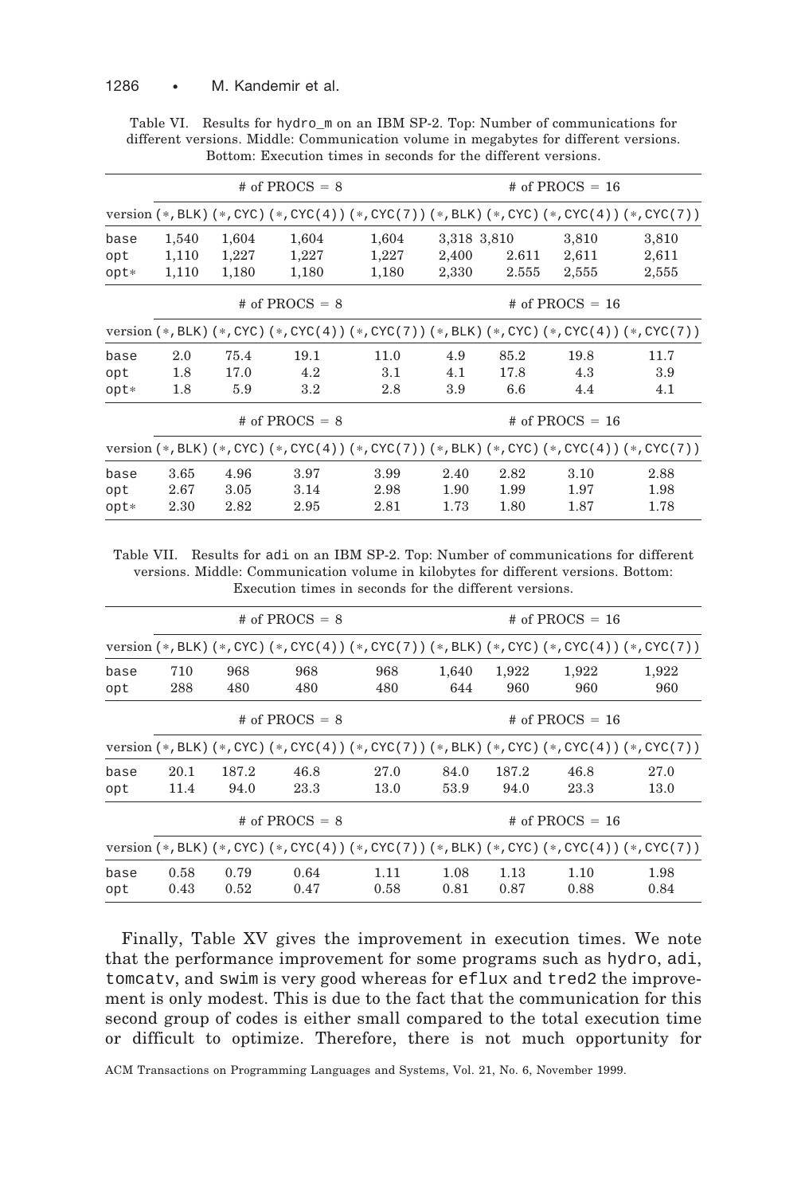Table VI. Results for hydro_m on an IBM SP-2. Top: Number of communications for different versions. Middle: Communication volume in megabytes for different versions. Bottom: Execution times in seconds for the different versions.

| | # of PROCS = 8 | | | | # of PROCS = 16 | | | |
|---|---|---|---|---|---|---|---|---|
| version | (*,BLK) | (*,CYC) | (*,CYC(4)) | (*,CYC(7)) | (*,BLK) | (*,CYC) | (*,CYC(4)) | (*,CYC(7)) |
| base | 1,540 | 1,604 | 1,604 | 1,604 | 3,318 | 3,810 | 3,810 | 3,810 |
| opt | 1,110 | 1,227 | 1,227 | 1,227 | 2,400 | 2.611 | 2,611 | 2,611 |
| opt* | 1,110 | 1,180 | 1,180 | 1,180 | 2,330 | 2.555 | 2,555 | 2,555 |

| | # of PROCS = 8 | | | | # of PROCS = 16 | | | |
|---|---|---|---|---|---|---|---|---|
| version | (*,BLK) | (*,CYC) | (*,CYC(4)) | (*,CYC(7)) | (*,BLK) | (*,CYC) | (*,CYC(4)) | (*,CYC(7)) |
| base | 2.0 | 75.4 | 19.1 | 11.0 | 4.9 | 85.2 | 19.8 | 11.7 |
| opt | 1.8 | 17.0 | 4.2 | 3.1 | 4.1 | 17.8 | 4.3 | 3.9 |
| opt* | 1.8 | 5.9 | 3.2 | 2.8 | 3.9 | 6.6 | 4.4 | 4.1 |

| | # of PROCS = 8 | | | | # of PROCS = 16 | | | |
|---|---|---|---|---|---|---|---|---|
| version | (*,BLK) | (*,CYC) | (*,CYC(4)) | (*,CYC(7)) | (*,BLK) | (*,CYC) | (*,CYC(4)) | (*,CYC(7)) |
| base | 3.65 | 4.96 | 3.97 | 3.99 | 2.40 | 2.82 | 3.10 | 2.88 |
| opt | 2.67 | 3.05 | 3.14 | 2.98 | 1.90 | 1.99 | 1.97 | 1.98 |
| opt* | 2.30 | 2.82 | 2.95 | 2.81 | 1.73 | 1.80 | 1.87 | 1.78 |

Table VII. Results for adi on an IBM SP-2. Top: Number of communications for different versions. Middle: Communication volume in kilobytes for different versions. Bottom: Execution times in seconds for the different versions.

| | # of PROCS = 8 | | | | # of PROCS = 16 | | | |
|---|---|---|---|---|---|---|---|---|
| version | (*,BLK) | (*,CYC) | (*,CYC(4)) | (*,CYC(7)) | (*,BLK) | (*,CYC) | (*,CYC(4)) | (*,CYC(7)) |
| base | 710 | 968 | 968 | 968 | 1,640 | 1,922 | 1,922 | 1,922 |
| opt | 288 | 480 | 480 | 480 | 644 | 960 | 960 | 960 |

| | # of PROCS = 8 | | | | # of PROCS = 16 | | | |
|---|---|---|---|---|---|---|---|---|
| version | (*,BLK) | (*,CYC) | (*,CYC(4)) | (*,CYC(7)) | (*,BLK) | (*,CYC) | (*,CYC(4)) | (*,CYC(7)) |
| base | 20.1 | 187.2 | 46.8 | 27.0 | 84.0 | 187.2 | 46.8 | 27.0 |
| opt | 11.4 | 94.0 | 23.3 | 13.0 | 53.9 | 94.0 | 23.3 | 13.0 |

| | # of PROCS = 8 | | | | # of PROCS = 16 | | | |
|---|---|---|---|---|---|---|---|---|
| version | (*,BLK) | (*,CYC) | (*,CYC(4)) | (*,CYC(7)) | (*,BLK) | (*,CYC) | (*,CYC(4)) | (*,CYC(7)) |
| base | 0.58 | 0.79 | 0.64 | 1.11 | 1.08 | 1.13 | 1.10 | 1.98 |
| opt | 0.43 | 0.52 | 0.47 | 0.58 | 0.81 | 0.87 | 0.88 | 0.84 |

Finally, Table XV gives the improvement in execution times. We note that the performance improvement for some programs such as hydro, adi, tomcatv, and swim is very good whereas for eflux and tred2 the improvement is only modest. This is due to the fact that the communication for this second group of codes is either small compared to the total execution time or difficult to optimize. Therefore, there is not much opportunity for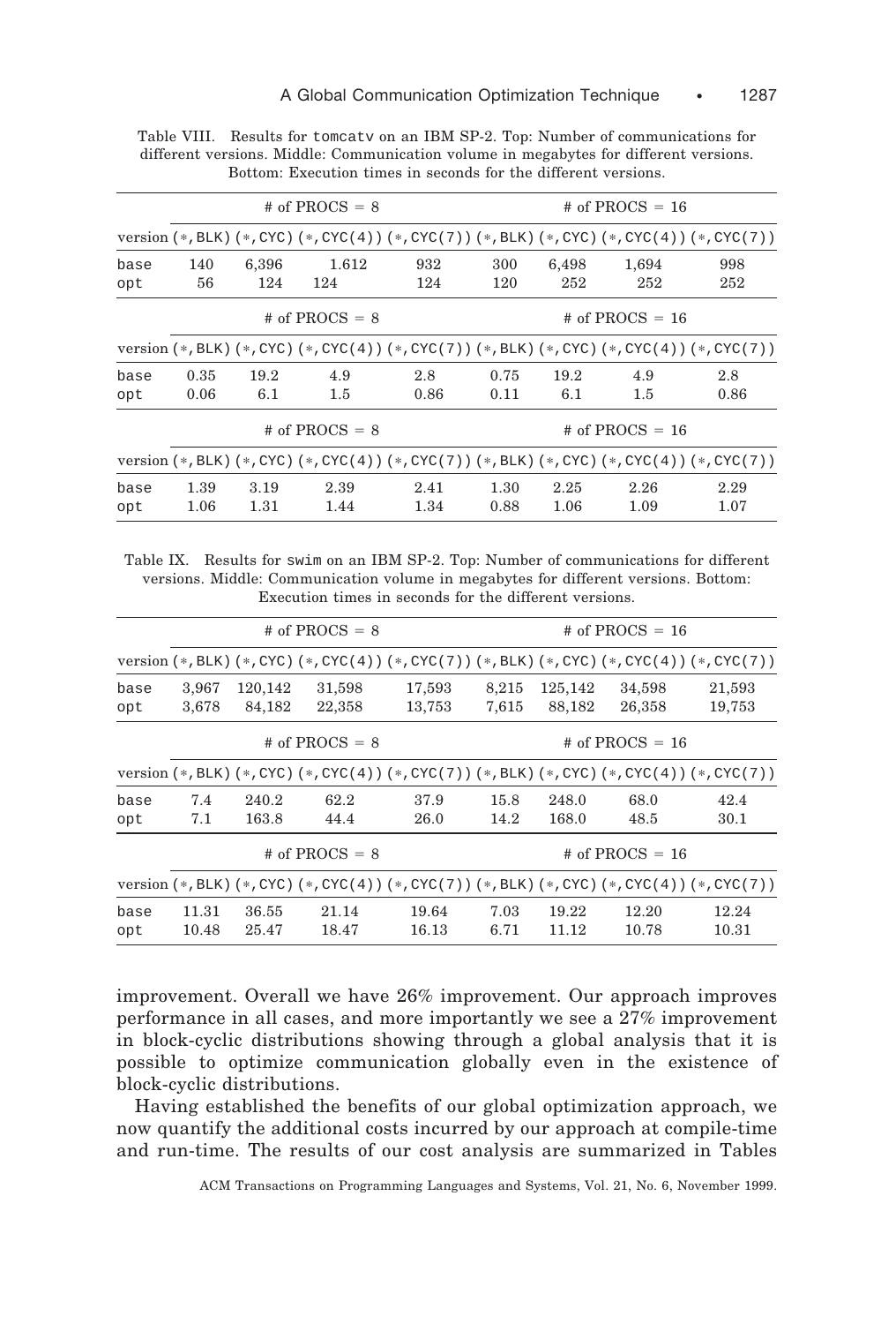Table VIII. Results for tomcatv on an IBM SP-2. Top: Number of communications for different versions. Middle: Communication volume in megabytes for different versions. Bottom: Execution times in seconds for the different versions.

| | # of PROCS = 8 | | | | # of PROCS = 16 | | | |
|---|---|---|---|---|---|---|---|---|
| version | (*,BLK) | (*,CYC) | (*,CYC(4)) | (*,CYC(7)) | (*,BLK) | (*,CYC) | (*,CYC(4)) | (*,CYC(7)) |
| base | 140 | 6,396 | 1.612 | 932 | 300 | 6,498 | 1,694 | 998 |
| opt | 56 | 124 | 124 | 124 | 120 | 252 | 252 | 252 |

| | # of PROCS = 8 | | | | # of PROCS = 16 | | | |
|---|---|---|---|---|---|---|---|---|
| version | (*,BLK) | (*,CYC) | (*,CYC(4)) | (*,CYC(7)) | (*,BLK) | (*,CYC) | (*,CYC(4)) | (*,CYC(7)) |
| base | 0.35 | 19.2 | 4.9 | 2.8 | 0.75 | 19.2 | 4.9 | 2.8 |
| opt | 0.06 | 6.1 | 1.5 | 0.86 | 0.11 | 6.1 | 1.5 | 0.86 |

| | # of PROCS = 8 | | | | # of PROCS = 16 | | | |
|---|---|---|---|---|---|---|---|---|
| version | (*,BLK) | (*,CYC) | (*,CYC(4)) | (*,CYC(7)) | (*,BLK) | (*,CYC) | (*,CYC(4)) | (*,CYC(7)) |
| base | 1.39 | 3.19 | 2.39 | 2.41 | 1.30 | 2.25 | 2.26 | 2.29 |
| opt | 1.06 | 1.31 | 1.44 | 1.34 | 0.88 | 1.06 | 1.09 | 1.07 |

Table IX. Results for swim on an IBM SP-2. Top: Number of communications for different versions. Middle: Communication volume in megabytes for different versions. Bottom: Execution times in seconds for the different versions.

| | # of PROCS = 8 | | | | # of PROCS = 16 | | | |
|---|---|---|---|---|---|---|---|---|
| version | (*,BLK) | (*,CYC) | (*,CYC(4)) | (*,CYC(7)) | (*,BLK) | (*,CYC) | (*,CYC(4)) | (*,CYC(7)) |
| base | 3,967 | 120,142 | 31,598 | 17,593 | 8,215 | 125,142 | 34,598 | 21,593 |
| opt | 3,678 | 84,182 | 22,358 | 13,753 | 7,615 | 88,182 | 26,358 | 19,753 |

| | # of PROCS = 8 | | | | # of PROCS = 16 | | | |
|---|---|---|---|---|---|---|---|---|
| version | (*,BLK) | (*,CYC) | (*,CYC(4)) | (*,CYC(7)) | (*,BLK) | (*,CYC) | (*,CYC(4)) | (*,CYC(7)) |
| base | 7.4 | 240.2 | 62.2 | 37.9 | 15.8 | 248.0 | 68.0 | 42.4 |
| opt | 7.1 | 163.8 | 44.4 | 26.0 | 14.2 | 168.0 | 48.5 | 30.1 |

| | # of PROCS = 8 | | | | # of PROCS = 16 | | | |
|---|---|---|---|---|---|---|---|---|
| version | (*,BLK) | (*,CYC) | (*,CYC(4)) | (*,CYC(7)) | (*,BLK) | (*,CYC) | (*,CYC(4)) | (*,CYC(7)) |
| base | 11.31 | 36.55 | 21.14 | 19.64 | 7.03 | 19.22 | 12.20 | 12.24 |
| opt | 10.48 | 25.47 | 18.47 | 16.13 | 6.71 | 11.12 | 10.78 | 10.31 |

improvement. Overall we have 26% improvement. Our approach improves performance in all cases, and more importantly we see a 27% improvement in block-cyclic distributions showing through a global analysis that it is possible to optimize communication globally even in the existence of block-cyclic distributions.

Having established the benefits of our global optimization approach, we now quantify the additional costs incurred by our approach at compile-time and run-time. The results of our cost analysis are summarized in Tables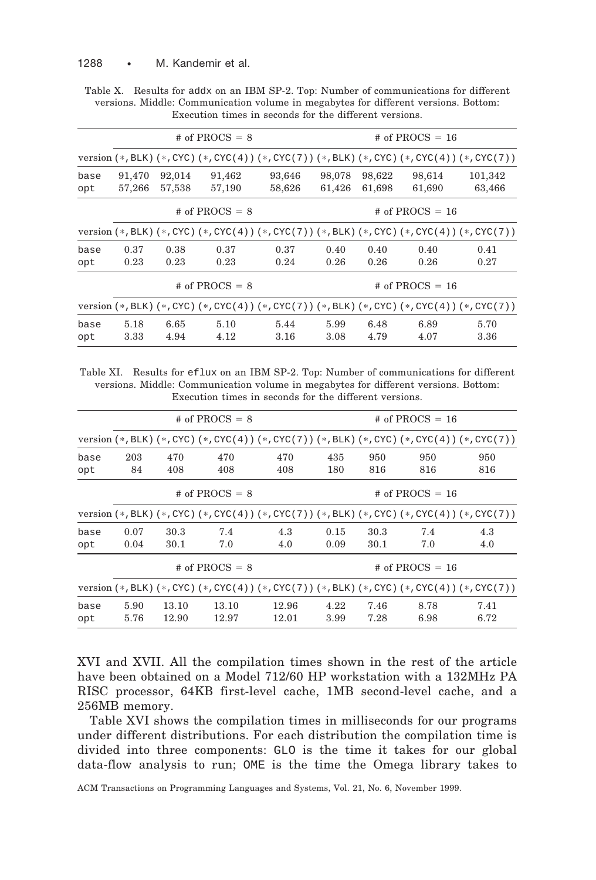Table X. Results for addx on an IBM SP-2. Top: Number of communications for different versions. Middle: Communication volume in megabytes for different versions. Bottom: Execution times in seconds for the different versions.

| | # of PROCS = 8 | | | | # of PROCS = 16 | | | |
|---|---|---|---|---|---|---|---|---|
| version | (*,BLK) | (*,CYC) | (*,CYC(4)) | (*,CYC(7)) | (*,BLK) | (*,CYC) | (*,CYC(4)) | (*,CYC(7)) |
| base | 91,470 | 92,014 | 91,462 | 93,646 | 98,078 | 98,622 | 98,614 | 101,342 |
| opt | 57,266 | 57,538 | 57,190 | 58,626 | 61,426 | 61,698 | 61,690 | 63,466 |

| | # of PROCS = 8 | | | | # of PROCS = 16 | | | |
|---|---|---|---|---|---|---|---|---|
| version | (*,BLK) | (*,CYC) | (*,CYC(4)) | (*,CYC(7)) | (*,BLK) | (*,CYC) | (*,CYC(4)) | (*,CYC(7)) |
| base | 0.37 | 0.38 | 0.37 | 0.37 | 0.40 | 0.40 | 0.40 | 0.41 |
| opt | 0.23 | 0.23 | 0.23 | 0.24 | 0.26 | 0.26 | 0.26 | 0.27 |

| | # of PROCS = 8 | | | | # of PROCS = 16 | | | |
|---|---|---|---|---|---|---|---|---|
| version | (*,BLK) | (*,CYC) | (*,CYC(4)) | (*,CYC(7)) | (*,BLK) | (*,CYC) | (*,CYC(4)) | (*,CYC(7)) |
| base | 5.18 | 6.65 | 5.10 | 5.44 | 5.99 | 6.48 | 6.89 | 5.70 |
| opt | 3.33 | 4.94 | 4.12 | 3.16 | 3.08 | 4.79 | 4.07 | 3.36 |

Table XI. Results for eflux on an IBM SP-2. Top: Number of communications for different versions. Middle: Communication volume in megabytes for different versions. Bottom: Execution times in seconds for the different versions.

| | # of PROCS = 8 | | | | # of PROCS = 16 | | | |
|---|---|---|---|---|---|---|---|---|
| version | (*,BLK) | (*,CYC) | (*,CYC(4)) | (*,CYC(7)) | (*,BLK) | (*,CYC) | (*,CYC(4)) | (*,CYC(7)) |
| base | 203 | 470 | 470 | 470 | 435 | 950 | 950 | 950 |
| opt | 84 | 408 | 408 | 408 | 180 | 816 | 816 | 816 |

| | # of PROCS = 8 | | | | # of PROCS = 16 | | | |
|---|---|---|---|---|---|---|---|---|
| version | (*,BLK) | (*,CYC) | (*,CYC(4)) | (*,CYC(7)) | (*,BLK) | (*,CYC) | (*,CYC(4)) | (*,CYC(7)) |
| base | 0.07 | 30.3 | 7.4 | 4.3 | 0.15 | 30.3 | 7.4 | 4.3 |
| opt | 0.04 | 30.1 | 7.0 | 4.0 | 0.09 | 30.1 | 7.0 | 4.0 |

| | # of PROCS = 8 | | | | # of PROCS = 16 | | | |
|---|---|---|---|---|---|---|---|---|
| version | (*,BLK) | (*,CYC) | (*,CYC(4)) | (*,CYC(7)) | (*,BLK) | (*,CYC) | (*,CYC(4)) | (*,CYC(7)) |
| base | 5.90 | 13.10 | 13.10 | 12.96 | 4.22 | 7.46 | 8.78 | 7.41 |
| opt | 5.76 | 12.90 | 12.97 | 12.01 | 3.99 | 7.28 | 6.98 | 6.72 |

XVI and XVII. All the compilation times shown in the rest of the article have been obtained on a Model 712/60 HP workstation with a 132MHz PA RISC processor, 64KB first-level cache, 1MB second-level cache, and a 256MB memory.

Table XVI shows the compilation times in milliseconds for our programs under different distributions. For each distribution the compilation time is divided into three components: GLO is the time it takes for our global data-flow analysis to run; OME is the time the Omega library takes to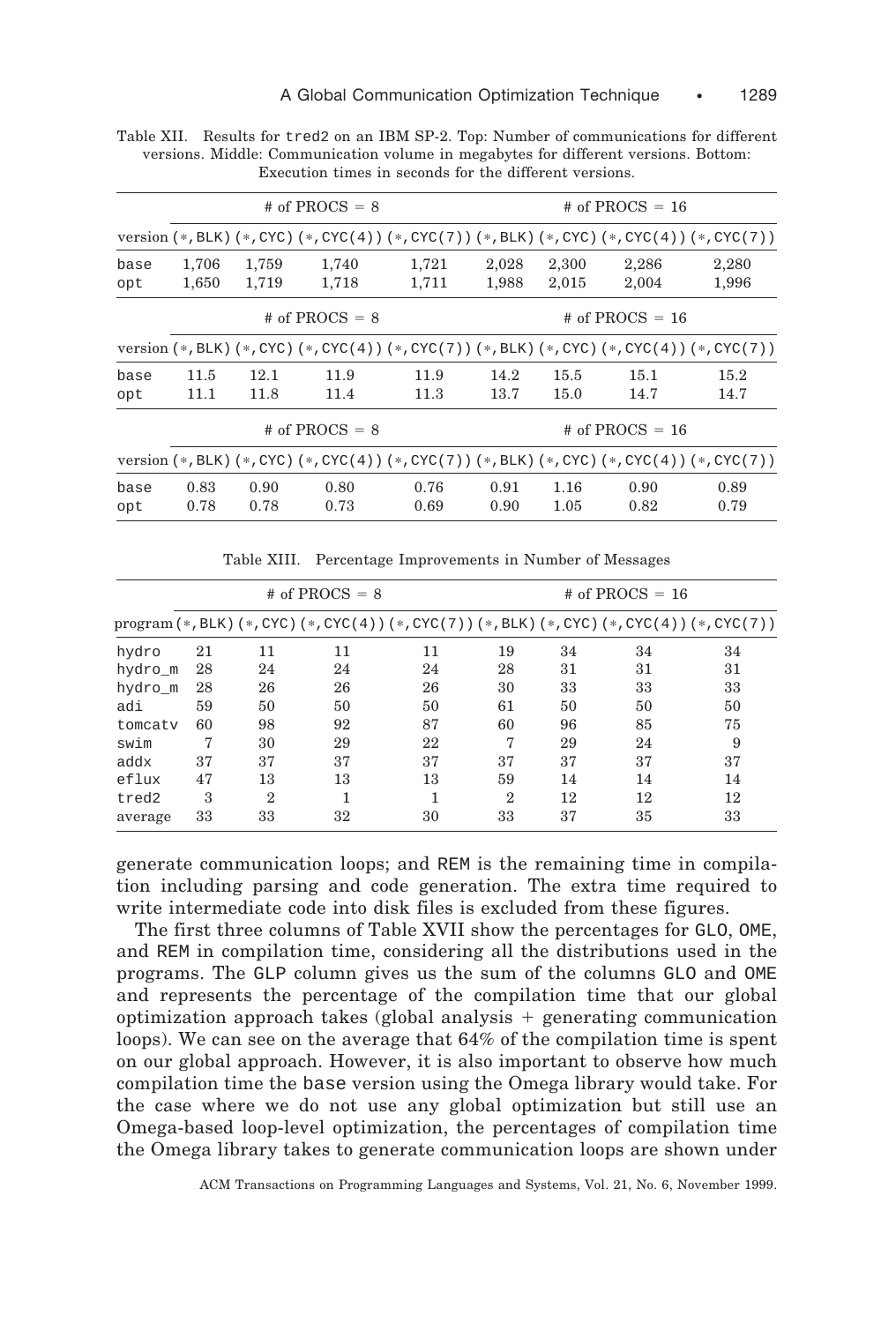Table XII. Results for tred2 on an IBM SP-2. Top: Number of communications for different versions. Middle: Communication volume in megabytes for different versions. Bottom: Execution times in seconds for the different versions.

| | # of PROCS = 8 | | | | # of PROCS = 16 | | | |
|---|---|---|---|---|---|---|---|---|
| version | (*,BLK) | (*,CYC) | (*,CYC(4)) | (*,CYC(7)) | (*,BLK) | (*,CYC) | (*,CYC(4)) | (*,CYC(7)) |
| base | 1,706 | 1,759 | 1,740 | 1,721 | 2,028 | 2,300 | 2,286 | 2,280 |
| opt | 1,650 | 1,719 | 1,718 | 1,711 | 1,988 | 2,015 | 2,004 | 1,996 |

| | # of PROCS = 8 | | | | # of PROCS = 16 | | | |
|---|---|---|---|---|---|---|---|---|
| version | (*,BLK) | (*,CYC) | (*,CYC(4)) | (*,CYC(7)) | (*,BLK) | (*,CYC) | (*,CYC(4)) | (*,CYC(7)) |
| base | 11.5 | 12.1 | 11.9 | 11.9 | 14.2 | 15.5 | 15.1 | 15.2 |
| opt | 11.1 | 11.8 | 11.4 | 11.3 | 13.7 | 15.0 | 14.7 | 14.7 |

| | # of PROCS = 8 | | | | # of PROCS = 16 | | | |
|---|---|---|---|---|---|---|---|---|
| version | (*,BLK) | (*,CYC) | (*,CYC(4)) | (*,CYC(7)) | (*,BLK) | (*,CYC) | (*,CYC(4)) | (*,CYC(7)) |
| base | 0.83 | 0.90 | 0.80 | 0.76 | 0.91 | 1.16 | 0.90 | 0.89 |
| opt | 0.78 | 0.78 | 0.73 | 0.69 | 0.90 | 1.05 | 0.82 | 0.79 |

Table XIII. Percentage Improvements in Number of Messages

| | # of PROCS = 8 | | | | # of PROCS = 16 | | | |
|---|---|---|---|---|---|---|---|---|
| program | (*,BLK) | (*,CYC) | (*,CYC(4)) | (*,CYC(7)) | (*,BLK) | (*,CYC) | (*,CYC(4)) | (*,CYC(7)) |
| hydro | 21 | 11 | 11 | 11 | 19 | 34 | 34 | 34 |
| hydro_m | 28 | 24 | 24 | 24 | 28 | 31 | 31 | 31 |
| hydro_m | 28 | 26 | 26 | 26 | 30 | 33 | 33 | 33 |
| adi | 59 | 50 | 50 | 50 | 61 | 50 | 50 | 50 |
| tomcatv | 60 | 98 | 92 | 87 | 60 | 96 | 85 | 75 |
| swim | 7 | 30 | 29 | 22 | 7 | 29 | 24 | 9 |
| addx | 37 | 37 | 37 | 37 | 37 | 37 | 37 | 37 |
| eflux | 47 | 13 | 13 | 13 | 59 | 14 | 14 | 14 |
| tred2 | 3 | 2 | 1 | 1 | 2 | 12 | 12 | 12 |
| average | 33 | 33 | 32 | 30 | 33 | 37 | 35 | 33 |

generate communication loops; and REM is the remaining time in compilation including parsing and code generation. The extra time required to write intermediate code into disk files is excluded from these figures.

The first three columns of Table XVII show the percentages for GLO, OME, and REM in compilation time, considering all the distributions used in the programs. The GLP column gives us the sum of the columns GLO and OME and represents the percentage of the compilation time that our global optimization approach takes (global analysis + generating communication loops). We can see on the average that 64% of the compilation time is spent on our global approach. However, it is also important to observe how much compilation time the base version using the Omega library would take. For the case where we do not use any global optimization but still use an Omega-based loop-level optimization, the percentages of compilation time the Omega library takes to generate communication loops are shown under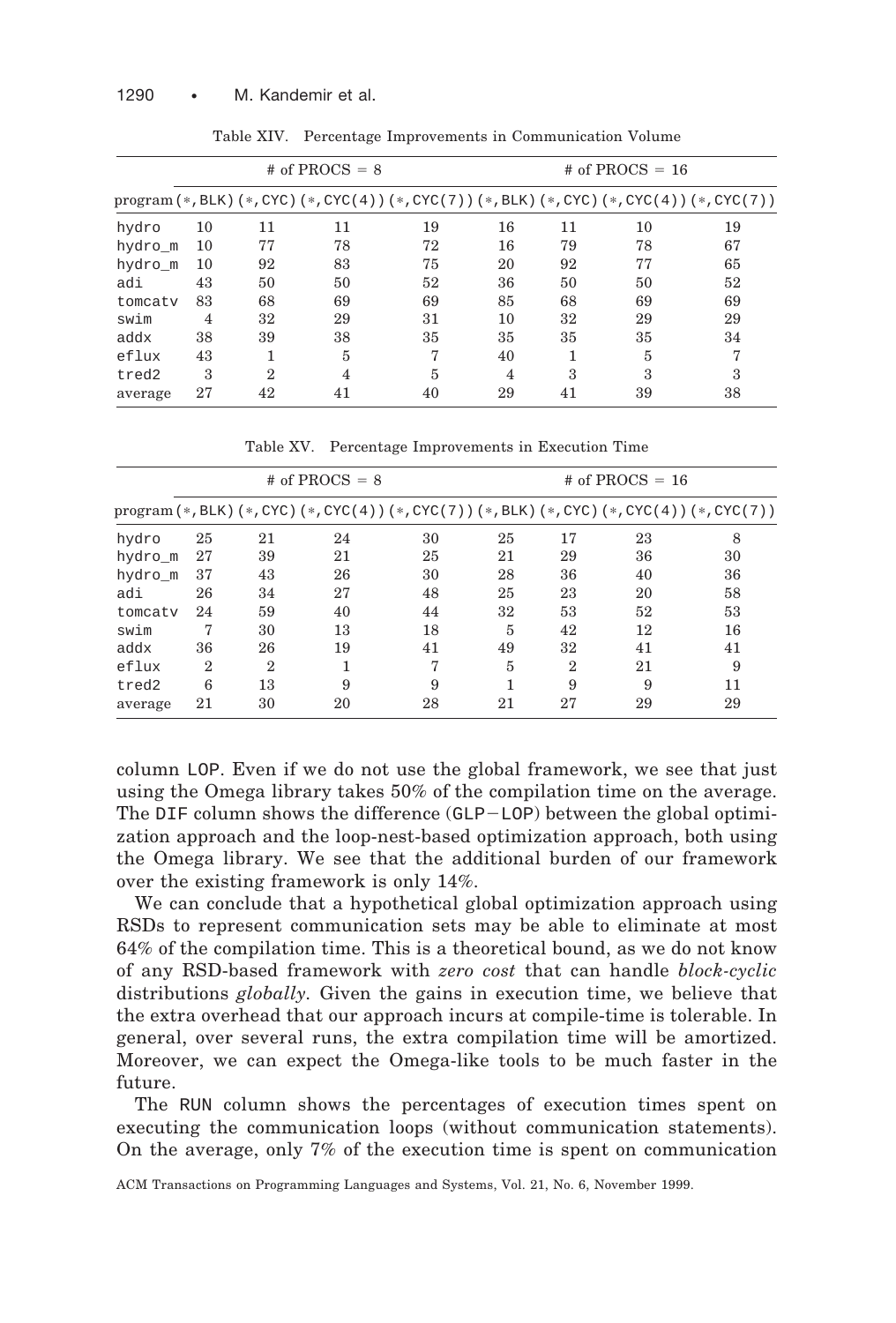Table XIV. Percentage Improvements in Communication Volume

| program | # of PROCS = 8 | | | | # of PROCS = 16 | | | |
|---|---|---|---|---|---|---|---|---|
| | (*,BLK) | (*,CYC) | (*,CYC(4)) | (*,CYC(7)) | (*,BLK) | (*,CYC) | (*,CYC(4)) | (*,CYC(7)) |
| hydro | 10 | 11 | 11 | 19 | 16 | 11 | 10 | 19 |
| hydro_m | 10 | 77 | 78 | 72 | 16 | 79 | 78 | 67 |
| hydro_m | 10 | 92 | 83 | 75 | 20 | 92 | 77 | 65 |
| adi | 43 | 50 | 50 | 52 | 36 | 50 | 50 | 52 |
| tomcatv | 83 | 68 | 69 | 69 | 85 | 68 | 69 | 69 |
| swim | 4 | 32 | 29 | 31 | 10 | 32 | 29 | 29 |
| addx | 38 | 39 | 38 | 35 | 35 | 35 | 35 | 34 |
| eflux | 43 | 1 | 5 | 7 | 40 | 1 | 5 | 7 |
| tred2 | 3 | 2 | 4 | 5 | 4 | 3 | 3 | 3 |
| average | 27 | 42 | 41 | 40 | 29 | 41 | 39 | 38 |

Table XV. Percentage Improvements in Execution Time

| program | # of PROCS = 8 | | | | # of PROCS = 16 | | | |
|---|---|---|---|---|---|---|---|---|
| | (*,BLK) | (*,CYC) | (*,CYC(4)) | (*,CYC(7)) | (*,BLK) | (*,CYC) | (*,CYC(4)) | (*,CYC(7)) |
| hydro | 25 | 21 | 24 | 30 | 25 | 17 | 23 | 8 |
| hydro_m | 27 | 39 | 21 | 25 | 21 | 29 | 36 | 30 |
| hydro_m | 37 | 43 | 26 | 30 | 28 | 36 | 40 | 36 |
| adi | 26 | 34 | 27 | 48 | 25 | 23 | 20 | 58 |
| tomcatv | 24 | 59 | 40 | 44 | 32 | 53 | 52 | 53 |
| swim | 7 | 30 | 13 | 18 | 5 | 42 | 12 | 16 |
| addx | 36 | 26 | 19 | 41 | 49 | 32 | 41 | 41 |
| eflux | 2 | 2 | 1 | 7 | 5 | 2 | 21 | 9 |
| tred2 | 6 | 13 | 9 | 9 | 1 | 9 | 9 | 11 |
| average | 21 | 30 | 20 | 28 | 21 | 27 | 29 | 29 |

column LOP. Even if we do not use the global framework, we see that just using the Omega library takes 50% of the compilation time on the average. The DIF column shows the difference (GLP−LOP) between the global optimization approach and the loop-nest-based optimization approach, both using the Omega library. We see that the additional burden of our framework over the existing framework is only 14%.

We can conclude that a hypothetical global optimization approach using RSDs to represent communication sets may be able to eliminate at most 64% of the compilation time. This is a theoretical bound, as we do not know of any RSD-based framework with *zero cost* that can handle *block-cyclic* distributions *globally*. Given the gains in execution time, we believe that the extra overhead that our approach incurs at compile-time is tolerable. In general, over several runs, the extra compilation time will be amortized. Moreover, we can expect the Omega-like tools to be much faster in the future.

The RUN column shows the percentages of execution times spent on executing the communication loops (without communication statements). On the average, only 7% of the execution time is spent on communication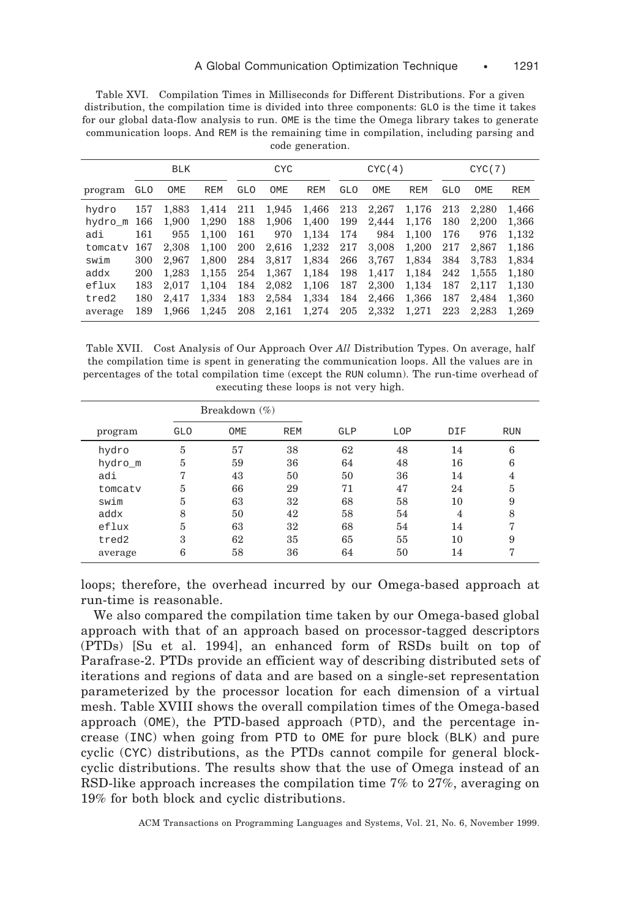Table XVI. Compilation Times in Milliseconds for Different Distributions. For a given distribution, the compilation time is divided into three components: GLO is the time it takes for our global data-flow analysis to run. OME is the time the Omega library takes to generate communication loops. And REM is the remaining time in compilation, including parsing and code generation.

| | BLK | | | CYC | | | CYC(4) | | | CYC(7) | | |
|---|---|---|---|---|---|---|---|---|---|---|---|---|
| program | GLO | OME | REM | GLO | OME | REM | GLO | OME | REM | GLO | OME | REM |
| hydro | 157 | 1,883 | 1,414 | 211 | 1,945 | 1,466 | 213 | 2,267 | 1,176 | 213 | 2,280 | 1,466 |
| hydro_m | 166 | 1,900 | 1,290 | 188 | 1,906 | 1,400 | 199 | 2,444 | 1,176 | 180 | 2,200 | 1,366 |
| adi | 161 | 955 | 1,100 | 161 | 970 | 1,134 | 174 | 984 | 1,100 | 176 | 976 | 1,132 |
| tomcatv | 167 | 2,308 | 1,100 | 200 | 2,616 | 1,232 | 217 | 3,008 | 1,200 | 217 | 2,867 | 1,186 |
| swim | 300 | 2,967 | 1,800 | 284 | 3,817 | 1,834 | 266 | 3,767 | 1,834 | 384 | 3,783 | 1,834 |
| addx | 200 | 1,283 | 1,155 | 254 | 1,367 | 1,184 | 198 | 1,417 | 1,184 | 242 | 1,555 | 1,180 |
| eflux | 183 | 2,017 | 1,104 | 184 | 2,082 | 1,106 | 187 | 2,300 | 1,134 | 187 | 2,117 | 1,130 |
| tred2 | 180 | 2,417 | 1,334 | 183 | 2,584 | 1,334 | 184 | 2,466 | 1,366 | 187 | 2,484 | 1,360 |
| average | 189 | 1,966 | 1,245 | 208 | 2,161 | 1,274 | 205 | 2,332 | 1,271 | 223 | 2,283 | 1,269 |

Table XVII. Cost Analysis of Our Approach Over *All* Distribution Types. On average, half the compilation time is spent in generating the communication loops. All the values are in percentages of the total compilation time (except the RUN column). The run-time overhead of executing these loops is not very high.

| | Breakdown (%) | | | | | | |
|---|---|---|---|---|---|---|---|
| program | GLO | OME | REM | GLP | LOP | DIF | RUN |
| hydro | 5 | 57 | 38 | 62 | 48 | 14 | 6 |
| hydro_m | 5 | 59 | 36 | 64 | 48 | 16 | 6 |
| adi | 7 | 43 | 50 | 50 | 36 | 14 | 4 |
| tomcatv | 5 | 66 | 29 | 71 | 47 | 24 | 5 |
| swim | 5 | 63 | 32 | 68 | 58 | 10 | 9 |
| addx | 8 | 50 | 42 | 58 | 54 | 4 | 8 |
| eflux | 5 | 63 | 32 | 68 | 54 | 14 | 7 |
| tred2 | 3 | 62 | 35 | 65 | 55 | 10 | 9 |
| average | 6 | 58 | 36 | 64 | 50 | 14 | 7 |

loops; therefore, the overhead incurred by our Omega-based approach at run-time is reasonable.

We also compared the compilation time taken by our Omega-based global approach with that of an approach based on processor-tagged descriptors (PTDs) [Su et al. 1994], an enhanced form of RSDs built on top of Parafrase-2. PTDs provide an efficient way of describing distributed sets of iterations and regions of data and are based on a single-set representation parameterized by the processor location for each dimension of a virtual mesh. Table XVIII shows the overall compilation times of the Omega-based approach (OME), the PTD-based approach (PTD), and the percentage increase (INC) when going from PTD to OME for pure block (BLK) and pure cyclic (CYC) distributions, as the PTDs cannot compile for general block-cyclic distributions. The results show that the use of Omega instead of an RSD-like approach increases the compilation time 7% to 27%, averaging on 19% for both block and cyclic distributions.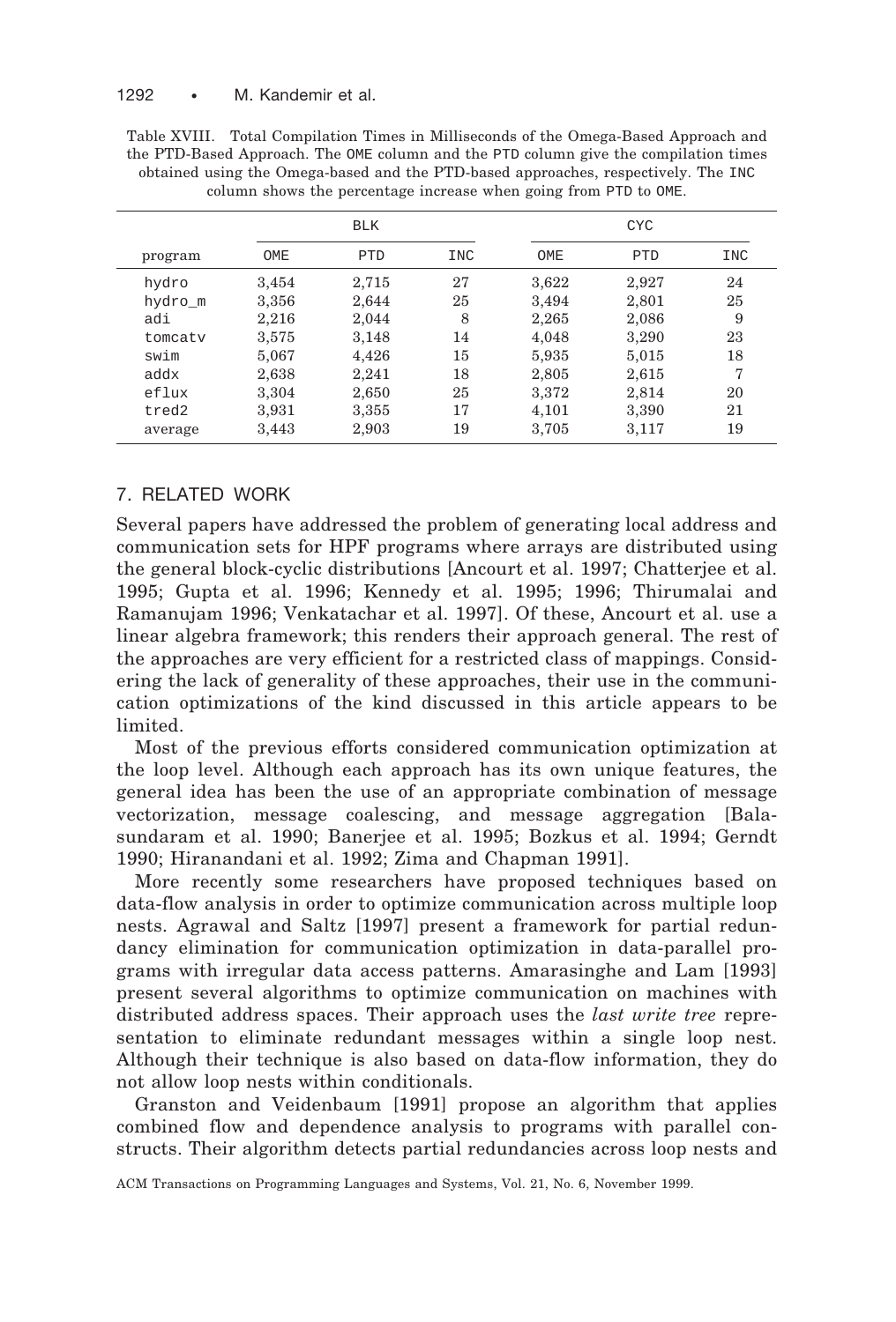Table XVIII. Total Compilation Times in Milliseconds of the Omega-Based Approach and the PTD-Based Approach. The OME column and the PTD column give the compilation times obtained using the Omega-based and the PTD-based approaches, respectively. The INC column shows the percentage increase when going from PTD to OME.

| | BLK | | | CYC | | |
|---|---|---|---|---|---|---|
| program | OME | PTD | INC | OME | PTD | INC |
| hydro | 3,454 | 2,715 | 27 | 3,622 | 2,927 | 24 |
| hydro_m | 3,356 | 2,644 | 25 | 3,494 | 2,801 | 25 |
| adi | 2,216 | 2,044 | 8 | 2,265 | 2,086 | 9 |
| tomcatv | 3,575 | 3,148 | 14 | 4,048 | 3,290 | 23 |
| swim | 5,067 | 4,426 | 15 | 5,935 | 5,015 | 18 |
| addx | 2,638 | 2,241 | 18 | 2,805 | 2,615 | 7 |
| eflux | 3,304 | 2,650 | 25 | 3,372 | 2,814 | 20 |
| tred2 | 3,931 | 3,355 | 17 | 4,101 | 3,390 | 21 |
| average | 3,443 | 2,903 | 19 | 3,705 | 3,117 | 19 |

## 7. RELATED WORK

Several papers have addressed the problem of generating local address and communication sets for HPF programs where arrays are distributed using the general block-cyclic distributions [Ancourt et al. 1997; Chatterjee et al. 1995; Gupta et al. 1996; Kennedy et al. 1995; 1996; Thirumalai and Ramanujam 1996; Venkatachar et al. 1997]. Of these, Ancourt et al. use a linear algebra framework; this renders their approach general. The rest of the approaches are very efficient for a restricted class of mappings. Considering the lack of generality of these approaches, their use in the communication optimizations of the kind discussed in this article appears to be limited.

Most of the previous efforts considered communication optimization at the loop level. Although each approach has its own unique features, the general idea has been the use of an appropriate combination of message vectorization, message coalescing, and message aggregation [Balasundaram et al. 1990; Banerjee et al. 1995; Bozkus et al. 1994; Gerndt 1990; Hiranandani et al. 1992; Zima and Chapman 1991].

More recently some researchers have proposed techniques based on data-flow analysis in order to optimize communication across multiple loop nests. Agrawal and Saltz [1997] present a framework for partial redundancy elimination for communication optimization in data-parallel programs with irregular data access patterns. Amarasinghe and Lam [1993] present several algorithms to optimize communication on machines with distributed address spaces. Their approach uses the *last write tree* representation to eliminate redundant messages within a single loop nest. Although their technique is also based on data-flow information, they do not allow loop nests within conditionals.

Granston and Veidenbaum [1991] propose an algorithm that applies combined flow and dependence analysis to programs with parallel constructs. Their algorithm detects partial redundancies across loop nests and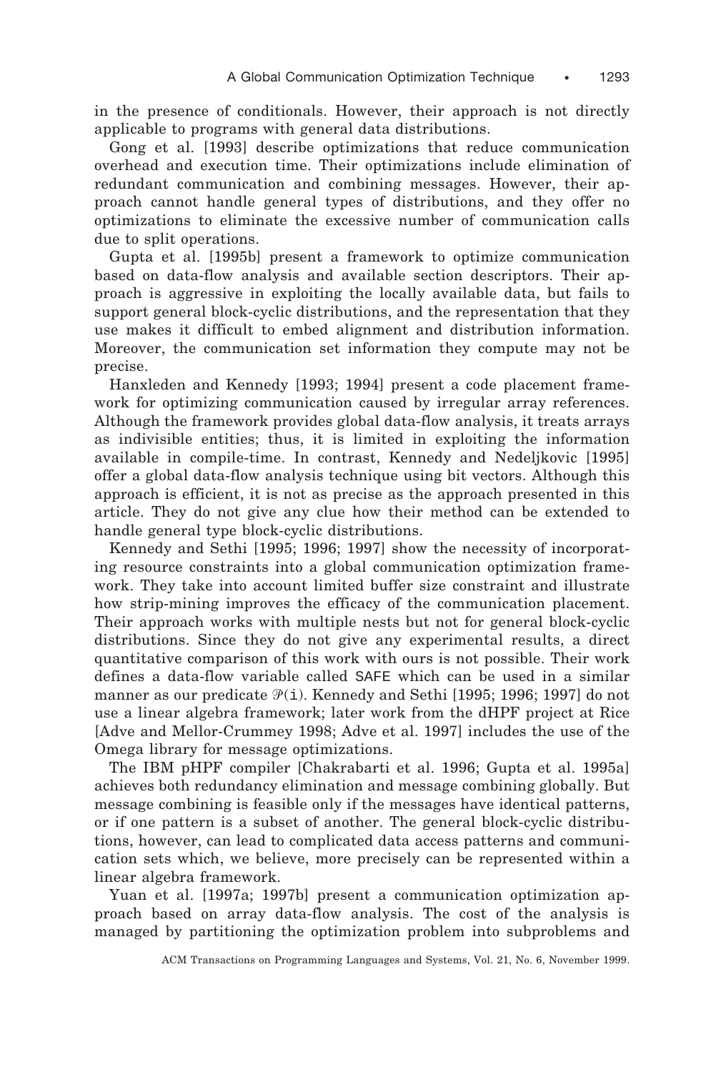in the presence of conditionals. However, their approach is not directly applicable to programs with general data distributions.

Gong et al. [1993] describe optimizations that reduce communication overhead and execution time. Their optimizations include elimination of redundant communication and combining messages. However, their approach cannot handle general types of distributions, and they offer no optimizations to eliminate the excessive number of communication calls due to split operations.

Gupta et al. [1995b] present a framework to optimize communication based on data-flow analysis and available section descriptors. Their approach is aggressive in exploiting the locally available data, but fails to support general block-cyclic distributions, and the representation that they use makes it difficult to embed alignment and distribution information. Moreover, the communication set information they compute may not be precise.

Hanxleden and Kennedy [1993; 1994] present a code placement framework for optimizing communication caused by irregular array references. Although the framework provides global data-flow analysis, it treats arrays as indivisible entities; thus, it is limited in exploiting the information available in compile-time. In contrast, Kennedy and Nedeljkovic [1995] offer a global data-flow analysis technique using bit vectors. Although this approach is efficient, it is not as precise as the approach presented in this article. They do not give any clue how their method can be extended to handle general type block-cyclic distributions.

Kennedy and Sethi [1995; 1996; 1997] show the necessity of incorporating resource constraints into a global communication optimization framework. They take into account limited buffer size constraint and illustrate how strip-mining improves the efficacy of the communication placement. Their approach works with multiple nests but not for general block-cyclic distributions. Since they do not give any experimental results, a direct quantitative comparison of this work with ours is not possible. Their work defines a data-flow variable called SAFE which can be used in a similar manner as our predicate $\mathcal{P}(\mathtt{i})$. Kennedy and Sethi [1995; 1996; 1997] do not use a linear algebra framework; later work from the dHPF project at Rice [Adve and Mellor-Crummey 1998; Adve et al. 1997] includes the use of the Omega library for message optimizations.

The IBM pHPF compiler [Chakrabarti et al. 1996; Gupta et al. 1995a] achieves both redundancy elimination and message combining globally. But message combining is feasible only if the messages have identical patterns, or if one pattern is a subset of another. The general block-cyclic distributions, however, can lead to complicated data access patterns and communication sets which, we believe, more precisely can be represented within a linear algebra framework.

Yuan et al. [1997a; 1997b] present a communication optimization approach based on array data-flow analysis. The cost of the analysis is managed by partitioning the optimization problem into subproblems and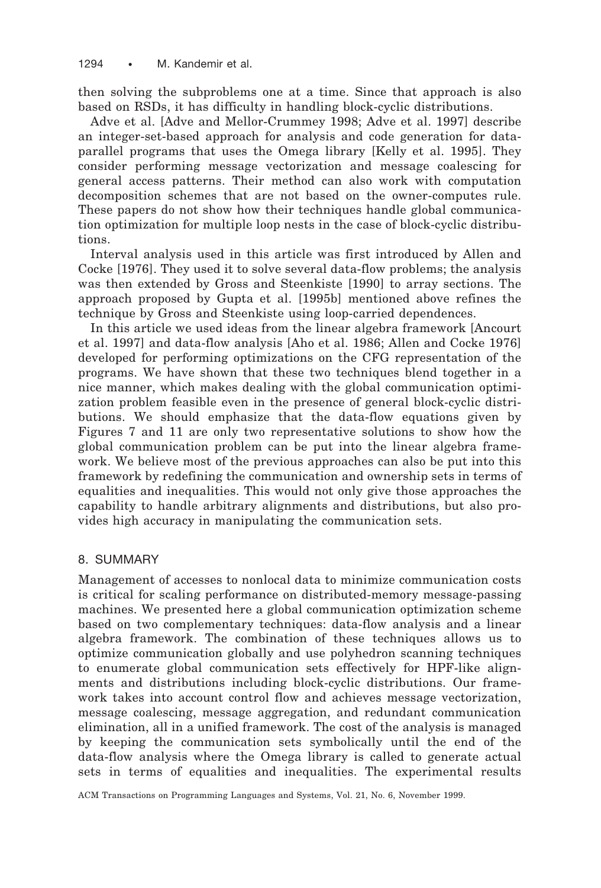then solving the subproblems one at a time. Since that approach is also based on RSDs, it has difficulty in handling block-cyclic distributions.

Adve et al. [Adve and Mellor-Crummey 1998; Adve et al. 1997] describe an integer-set-based approach for analysis and code generation for data-parallel programs that uses the Omega library [Kelly et al. 1995]. They consider performing message vectorization and message coalescing for general access patterns. Their method can also work with computation decomposition schemes that are not based on the owner-computes rule. These papers do not show how their techniques handle global communication optimization for multiple loop nests in the case of block-cyclic distributions.

Interval analysis used in this article was first introduced by Allen and Cocke [1976]. They used it to solve several data-flow problems; the analysis was then extended by Gross and Steenkiste [1990] to array sections. The approach proposed by Gupta et al. [1995b] mentioned above refines the technique by Gross and Steenkiste using loop-carried dependences.

In this article we used ideas from the linear algebra framework [Ancourt et al. 1997] and data-flow analysis [Aho et al. 1986; Allen and Cocke 1976] developed for performing optimizations on the CFG representation of the programs. We have shown that these two techniques blend together in a nice manner, which makes dealing with the global communication optimization problem feasible even in the presence of general block-cyclic distributions. We should emphasize that the data-flow equations given by Figures 7 and 11 are only two representative solutions to show how the global communication problem can be put into the linear algebra framework. We believe most of the previous approaches can also be put into this framework by redefining the communication and ownership sets in terms of equalities and inequalities. This would not only give those approaches the capability to handle arbitrary alignments and distributions, but also provides high accuracy in manipulating the communication sets.

## 8. SUMMARY

Management of accesses to nonlocal data to minimize communication costs is critical for scaling performance on distributed-memory message-passing machines. We presented here a global communication optimization scheme based on two complementary techniques: data-flow analysis and a linear algebra framework. The combination of these techniques allows us to optimize communication globally and use polyhedron scanning techniques to enumerate global communication sets effectively for HPF-like alignments and distributions including block-cyclic distributions. Our framework takes into account control flow and achieves message vectorization, message coalescing, message aggregation, and redundant communication elimination, all in a unified framework. The cost of the analysis is managed by keeping the communication sets symbolically until the end of the data-flow analysis where the Omega library is called to generate actual sets in terms of equalities and inequalities. The experimental results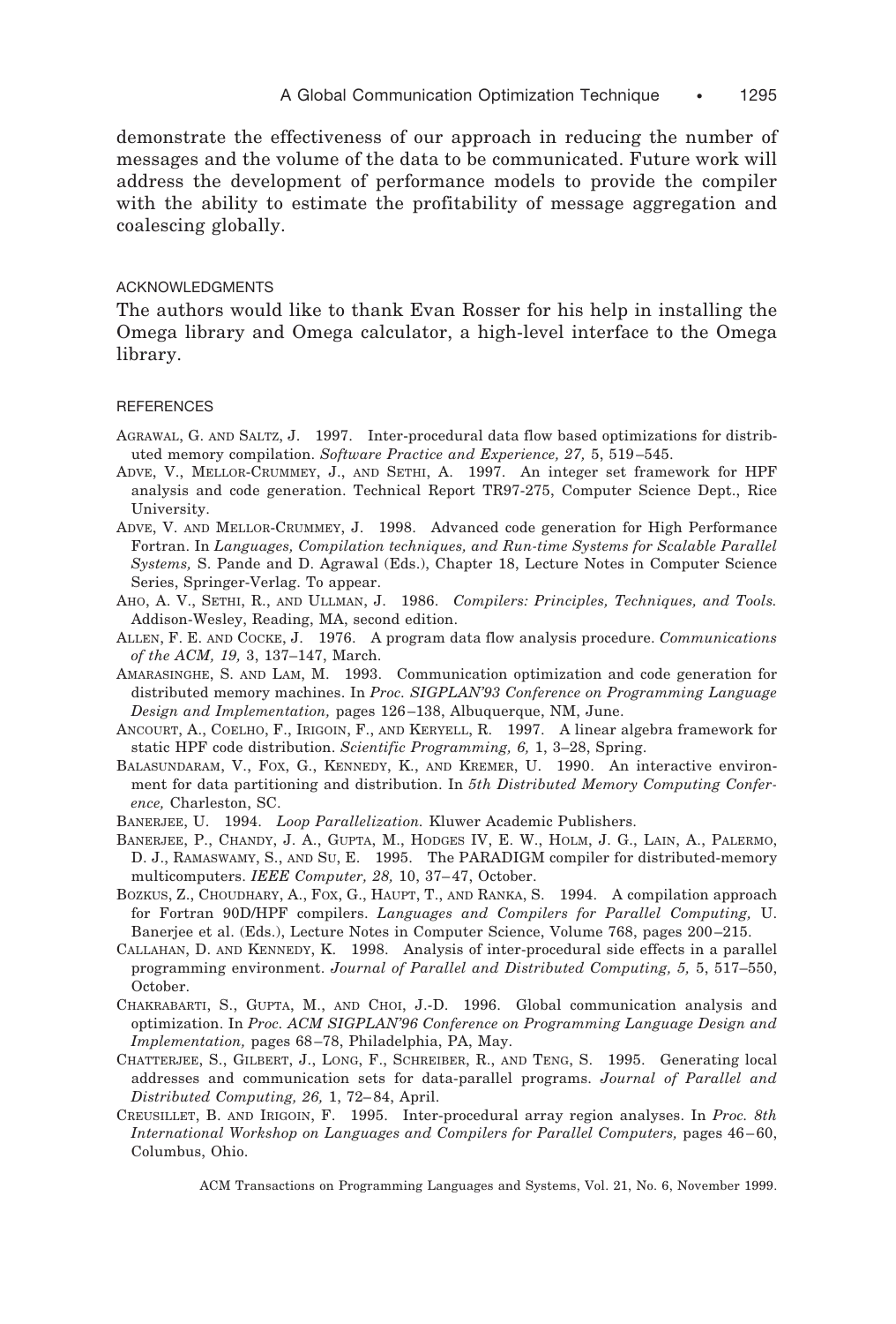demonstrate the effectiveness of our approach in reducing the number of messages and the volume of the data to be communicated. Future work will address the development of performance models to provide the compiler with the ability to estimate the profitability of message aggregation and coalescing globally.

## ACKNOWLEDGMENTS

The authors would like to thank Evan Rosser for his help in installing the Omega library and Omega calculator, a high-level interface to the Omega library.

## REFERENCES

AGRAWAL, G. AND SALTZ, J. 1997. Inter-procedural data flow based optimizations for distributed memory compilation. *Software Practice and Experience, 27,* 5, 519–545.

ADVE, V., MELLOR-CRUMMEY, J., AND SETHI, A. 1997. An integer set framework for HPF analysis and code generation. Technical Report TR97-275, Computer Science Dept., Rice University.

ADVE, V. AND MELLOR-CRUMMEY, J. 1998. Advanced code generation for High Performance Fortran. In *Languages, Compilation techniques, and Run-time Systems for Scalable Parallel Systems,* S. Pande and D. Agrawal (Eds.), Chapter 18, Lecture Notes in Computer Science Series, Springer-Verlag. To appear.

AHO, A. V., SETHI, R., AND ULLMAN, J. 1986. *Compilers: Principles, Techniques, and Tools.* Addison-Wesley, Reading, MA, second edition.

ALLEN, F. E. AND COCKE, J. 1976. A program data flow analysis procedure. *Communications of the ACM, 19,* 3, 137–147, March.

AMARASINGHE, S. AND LAM, M. 1993. Communication optimization and code generation for distributed memory machines. In *Proc. SIGPLAN'93 Conference on Programming Language Design and Implementation,* pages 126–138, Albuquerque, NM, June.

ANCOURT, A., COELHO, F., IRIGOIN, F., AND KERYELL, R. 1997. A linear algebra framework for static HPF code distribution. *Scientific Programming, 6,* 1, 3–28, Spring.

BALASUNDARAM, V., FOX, G., KENNEDY, K., AND KREMER, U. 1990. An interactive environment for data partitioning and distribution. In *5th Distributed Memory Computing Conference,* Charleston, SC.

BANERJEE, U. 1994. *Loop Parallelization.* Kluwer Academic Publishers.

BANERJEE, P., CHANDY, J. A., GUPTA, M., HODGES IV, E. W., HOLM, J. G., LAIN, A., PALERMO, D. J., RAMASWAMY, S., AND SU, E. 1995. The PARADIGM compiler for distributed-memory multicomputers. *IEEE Computer, 28,* 10, 37–47, October.

BOZKUS, Z., CHOUDHARY, A., FOX, G., HAUPT, T., AND RANKA, S. 1994. A compilation approach for Fortran 90D/HPF compilers. *Languages and Compilers for Parallel Computing,* U. Banerjee et al. (Eds.), Lecture Notes in Computer Science, Volume 768, pages 200–215.

CALLAHAN, D. AND KENNEDY, K. 1998. Analysis of inter-procedural side effects in a parallel programming environment. *Journal of Parallel and Distributed Computing, 5,* 5, 517–550, October.

CHAKRABARTI, S., GUPTA, M., AND CHOI, J.-D. 1996. Global communication analysis and optimization. In *Proc. ACM SIGPLAN'96 Conference on Programming Language Design and Implementation,* pages 68–78, Philadelphia, PA, May.

CHATTERJEE, S., GILBERT, J., LONG, F., SCHREIBER, R., AND TENG, S. 1995. Generating local addresses and communication sets for data-parallel programs. *Journal of Parallel and Distributed Computing, 26,* 1, 72–84, April.

CREUSILLET, B. AND IRIGOIN, F. 1995. Inter-procedural array region analyses. In *Proc. 8th International Workshop on Languages and Compilers for Parallel Computers,* pages 46–60, Columbus, Ohio.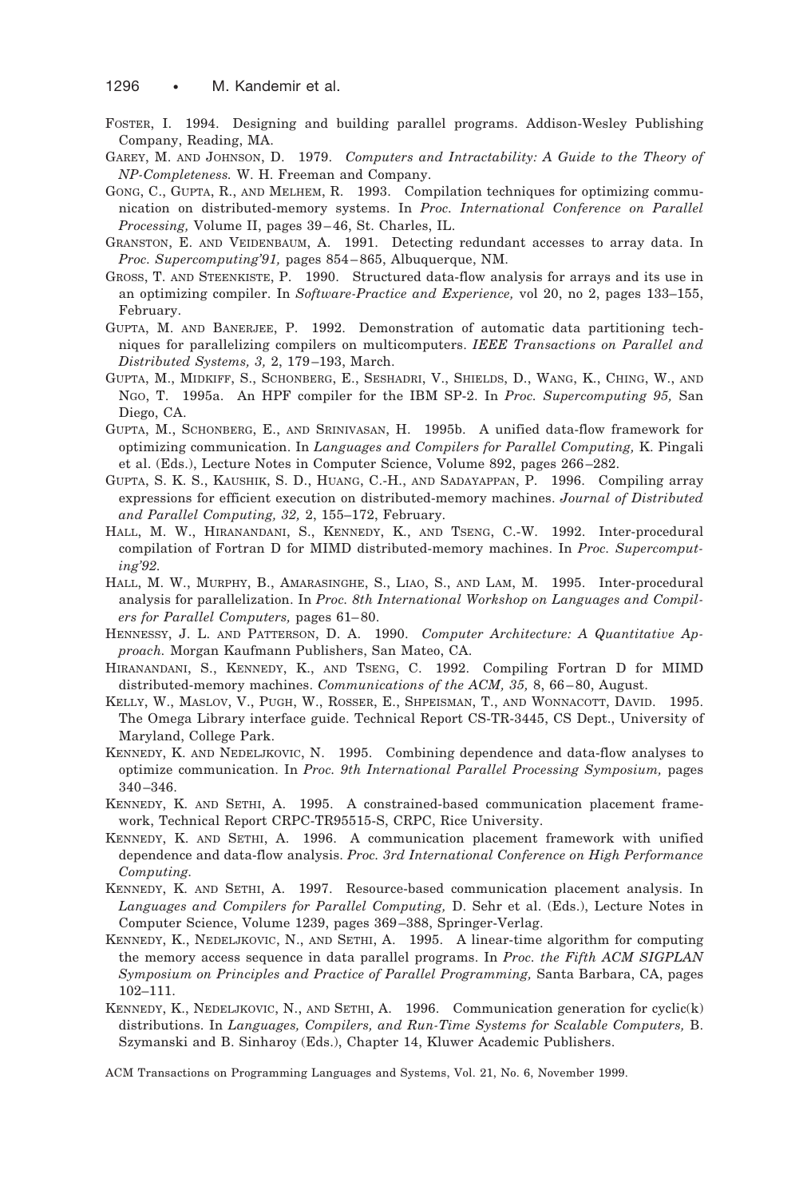FOSTER, I. 1994. Designing and building parallel programs. Addison-Wesley Publishing Company, Reading, MA.

GAREY, M. AND JOHNSON, D. 1979. *Computers and Intractability: A Guide to the Theory of NP-Completeness.* W. H. Freeman and Company.

GONG, C., GUPTA, R., AND MELHEM, R. 1993. Compilation techniques for optimizing communication on distributed-memory systems. In *Proc. International Conference on Parallel Processing,* Volume II, pages 39–46, St. Charles, IL.

GRANSTON, E. AND VEIDENBAUM, A. 1991. Detecting redundant accesses to array data. In *Proc. Supercomputing'91,* pages 854–865, Albuquerque, NM.

GROSS, T. AND STEENKISTE, P. 1990. Structured data-flow analysis for arrays and its use in an optimizing compiler. In *Software-Practice and Experience,* vol 20, no 2, pages 133–155, February.

GUPTA, M. AND BANERJEE, P. 1992. Demonstration of automatic data partitioning techniques for parallelizing compilers on multicomputers. *IEEE Transactions on Parallel and Distributed Systems, 3,* 2, 179–193, March.

GUPTA, M., MIDKIFF, S., SCHONBERG, E., SESHADRI, V., SHIELDS, D., WANG, K., CHING, W., AND NGO, T. 1995a. An HPF compiler for the IBM SP-2. In *Proc. Supercomputing 95,* San Diego, CA.

GUPTA, M., SCHONBERG, E., AND SRINIVASAN, H. 1995b. A unified data-flow framework for optimizing communication. In *Languages and Compilers for Parallel Computing,* K. Pingali et al. (Eds.), Lecture Notes in Computer Science, Volume 892, pages 266–282.

GUPTA, S. K. S., KAUSHIK, S. D., HUANG, C.-H., AND SADAYAPPAN, P. 1996. Compiling array expressions for efficient execution on distributed-memory machines. *Journal of Distributed and Parallel Computing, 32,* 2, 155–172, February.

HALL, M. W., HIRANANDANI, S., KENNEDY, K., AND TSENG, C.-W. 1992. Inter-procedural compilation of Fortran D for MIMD distributed-memory machines. In *Proc. Supercomputing'92.*

HALL, M. W., MURPHY, B., AMARASINGHE, S., LIAO, S., AND LAM, M. 1995. Inter-procedural analysis for parallelization. In *Proc. 8th International Workshop on Languages and Compilers for Parallel Computers,* pages 61–80.

HENNESSY, J. L. AND PATTERSON, D. A. 1990. *Computer Architecture: A Quantitative Approach.* Morgan Kaufmann Publishers, San Mateo, CA.

HIRANANDANI, S., KENNEDY, K., AND TSENG, C. 1992. Compiling Fortran D for MIMD distributed-memory machines. *Communications of the ACM, 35,* 8, 66–80, August.

KELLY, W., MASLOV, V., PUGH, W., ROSSER, E., SHPEISMAN, T., AND WONNACOTT, DAVID. 1995. The Omega Library interface guide. Technical Report CS-TR-3445, CS Dept., University of Maryland, College Park.

KENNEDY, K. AND NEDELJKOVIC, N. 1995. Combining dependence and data-flow analyses to optimize communication. In *Proc. 9th International Parallel Processing Symposium,* pages 340–346.

KENNEDY, K. AND SETHI, A. 1995. A constrained-based communication placement framework, Technical Report CRPC-TR95515-S, CRPC, Rice University.

KENNEDY, K. AND SETHI, A. 1996. A communication placement framework with unified dependence and data-flow analysis. *Proc. 3rd International Conference on High Performance Computing.*

KENNEDY, K. AND SETHI, A. 1997. Resource-based communication placement analysis. In *Languages and Compilers for Parallel Computing,* D. Sehr et al. (Eds.), Lecture Notes in Computer Science, Volume 1239, pages 369–388, Springer-Verlag.

KENNEDY, K., NEDELJKOVIC, N., AND SETHI, A. 1995. A linear-time algorithm for computing the memory access sequence in data parallel programs. In *Proc. the Fifth ACM SIGPLAN Symposium on Principles and Practice of Parallel Programming,* Santa Barbara, CA, pages 102–111.

KENNEDY, K., NEDELJKOVIC, N., AND SETHI, A. 1996. Communication generation for cyclic(k) distributions. In *Languages, Compilers, and Run-Time Systems for Scalable Computers,* B. Szymanski and B. Sinharoy (Eds.), Chapter 14, Kluwer Academic Publishers.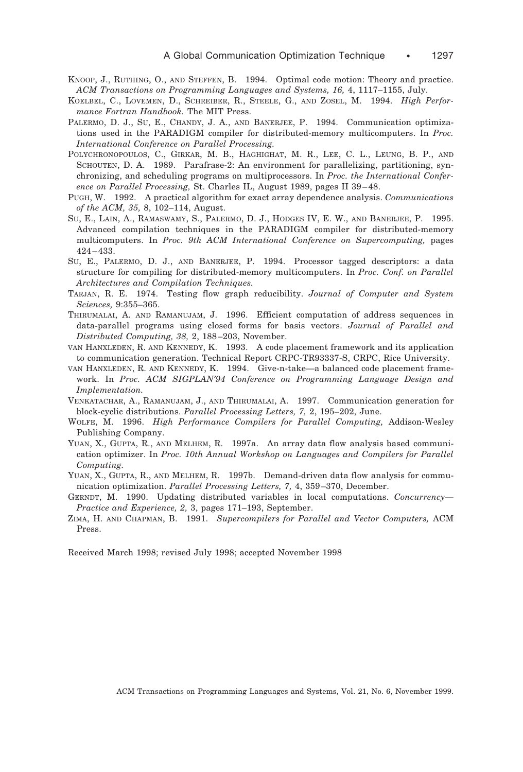KNOOP, J., RUTHING, O., AND STEFFEN, B. 1994. Optimal code motion: Theory and practice. *ACM Transactions on Programming Languages and Systems, 16,* 4, 1117–1155, July.

KOELBEL, C., LOVEMEN, D., SCHREIBER, R., STEELE, G., AND ZOSEL, M. 1994. *High Performance Fortran Handbook.* The MIT Press.

PALERMO, D. J., SU, E., CHANDY, J. A., AND BANERJEE, P. 1994. Communication optimizations used in the PARADIGM compiler for distributed-memory multicomputers. In *Proc. International Conference on Parallel Processing.*

POLYCHRONOPOULOS, C., GIRKAR, M. B., HAGHIGHAT, M. R., LEE, C. L., LEUNG, B. P., AND SCHOUTEN, D. A. 1989. Parafrase-2: An environment for parallelizing, partitioning, synchronizing, and scheduling programs on multiprocessors. In *Proc. the International Conference on Parallel Processing,* St. Charles IL, August 1989, pages II 39–48.

PUGH, W. 1992. A practical algorithm for exact array dependence analysis. *Communications of the ACM, 35,* 8, 102–114, August.

SU, E., LAIN, A., RAMASWAMY, S., PALERMO, D. J., HODGES IV, E. W., AND BANERJEE, P. 1995. Advanced compilation techniques in the PARADIGM compiler for distributed-memory multicomputers. In *Proc. 9th ACM International Conference on Supercomputing,* pages 424–433.

SU, E., PALERMO, D. J., AND BANERJEE, P. 1994. Processor tagged descriptors: a data structure for compiling for distributed-memory multicomputers. In *Proc. Conf. on Parallel Architectures and Compilation Techniques.*

TARJAN, R. E. 1974. Testing flow graph reducibility. *Journal of Computer and System Sciences,* 9:355–365.

THIRUMALAI, A. AND RAMANUJAM, J. 1996. Efficient computation of address sequences in data-parallel programs using closed forms for basis vectors. *Journal of Parallel and Distributed Computing, 38,* 2, 188–203, November.

VAN HANXLEDEN, R. AND KENNEDY, K. 1993. A code placement framework and its application to communication generation. Technical Report CRPC-TR93337-S, CRPC, Rice University.

VAN HANXLEDEN, R. AND KENNEDY, K. 1994. Give-n-take—a balanced code placement framework. In *Proc. ACM SIGPLAN'94 Conference on Programming Language Design and Implementation.*

VENKATACHAR, A., RAMANUJAM, J., AND THIRUMALAI, A. 1997. Communication generation for block-cyclic distributions. *Parallel Processing Letters, 7,* 2, 195–202, June.

WOLFE, M. 1996. *High Performance Compilers for Parallel Computing,* Addison-Wesley Publishing Company.

YUAN, X., GUPTA, R., AND MELHEM, R. 1997a. An array data flow analysis based communication optimizer. In *Proc. 10th Annual Workshop on Languages and Compilers for Parallel Computing.*

YUAN, X., GUPTA, R., AND MELHEM, R. 1997b. Demand-driven data flow analysis for communication optimization. *Parallel Processing Letters, 7,* 4, 359–370, December.

GERNDT, M. 1990. Updating distributed variables in local computations. *Concurrency—Practice and Experience, 2,* 3, pages 171–193, September.

ZIMA, H. AND CHAPMAN, B. 1991. *Supercompilers for Parallel and Vector Computers,* ACM Press.

Received March 1998; revised July 1998; accepted November 1998